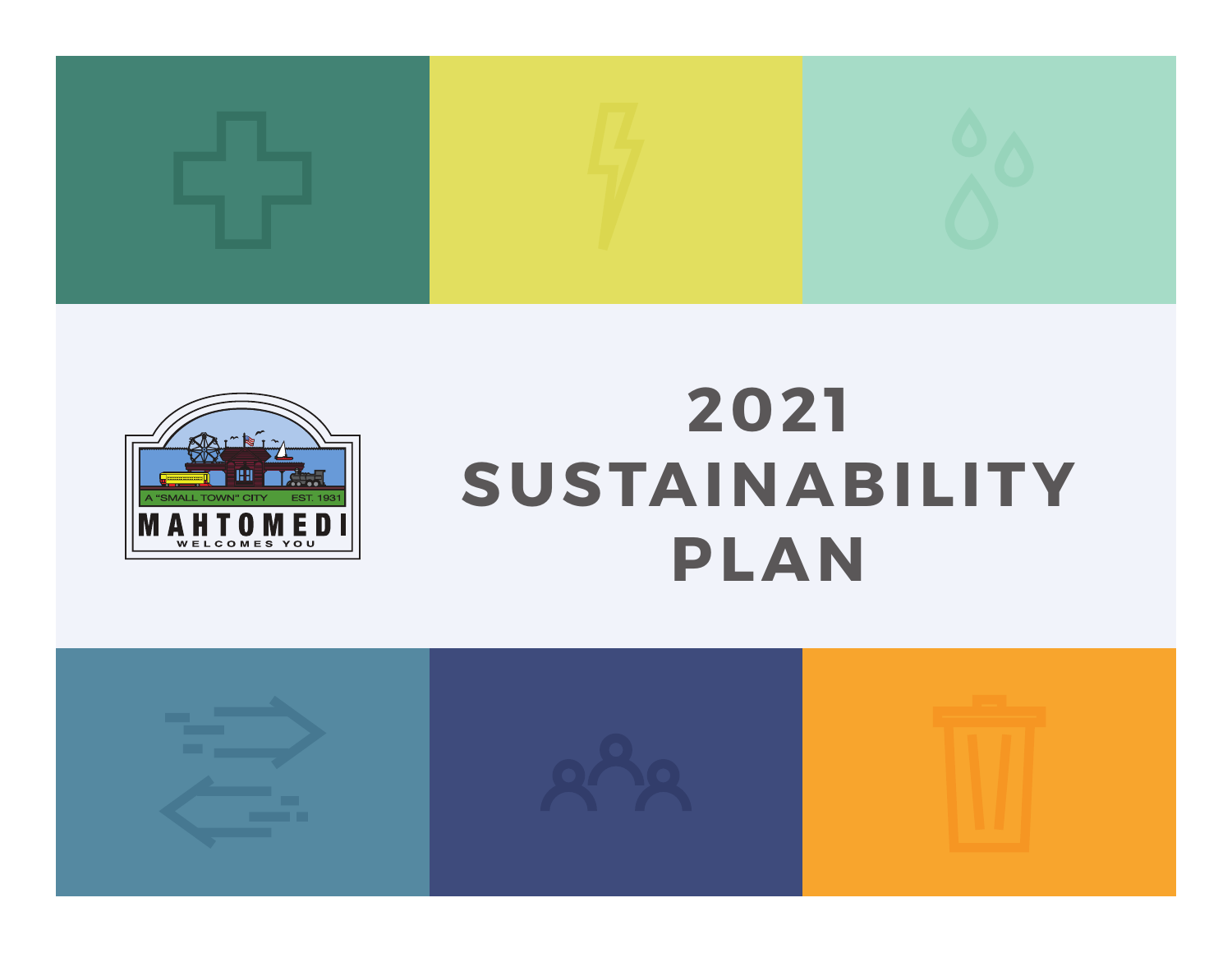A "SMALL TOWN" CITY EST. 1931

MAHTOMEDI

WELCOMES YOU

# 2021 SUSTAINABILITY PLAN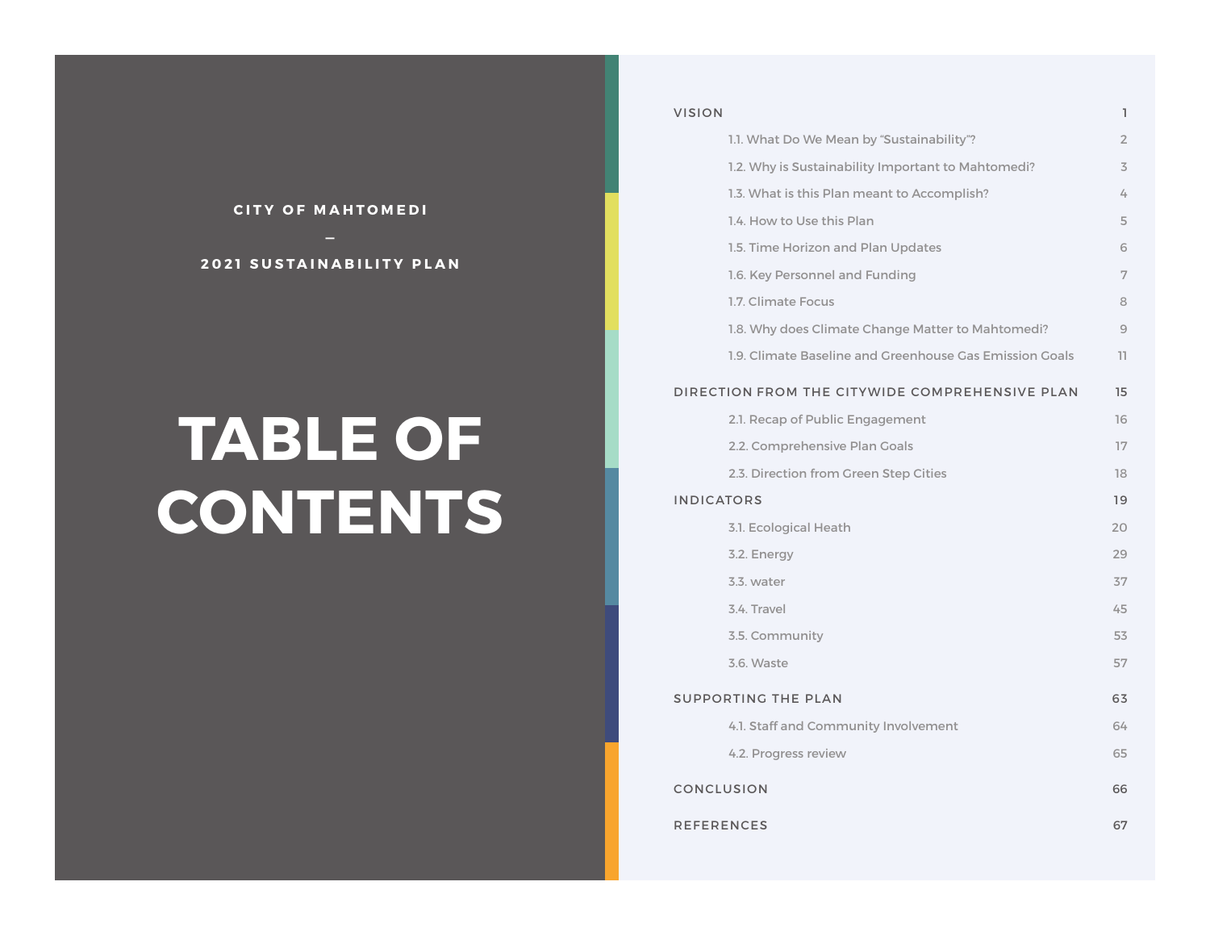CITY OF MAHTOMEDI

–

2021 SUSTAINABILITY PLAN

# TABLE OF CONTENTS

VISION 1

- 1.1. What Do We Mean by "Sustainability"? 2
- 1.2. Why is Sustainability Important to Mahtomedi? 3
- 1.3. What is this Plan meant to Accomplish? 4
- 1.4. How to Use this Plan 5
- 1.5. Time Horizon and Plan Updates 6
- 1.6. Key Personnel and Funding 7
- 1.7. Climate Focus 8
- 1.8. Why does Climate Change Matter to Mahtomedi? 9
- 1.9. Climate Baseline and Greenhouse Gas Emission Goals 11

DIRECTION FROM THE CITYWIDE COMPREHENSIVE PLAN 15

- 2.1. Recap of Public Engagement 16
- 2.2. Comprehensive Plan Goals 17
- 2.3. Direction from Green Step Cities 18

INDICATORS 19

- 3.1. Ecological Heath 20
- 3.2. Energy 29
- 3.3. water 37
- 3.4. Travel 45
- 3.5. Community 53
- 3.6. Waste 57

SUPPORTING THE PLAN 63

- 4.1. Staff and Community Involvement 64
- 4.2. Progress review 65

CONCLUSION 66

REFERENCES 67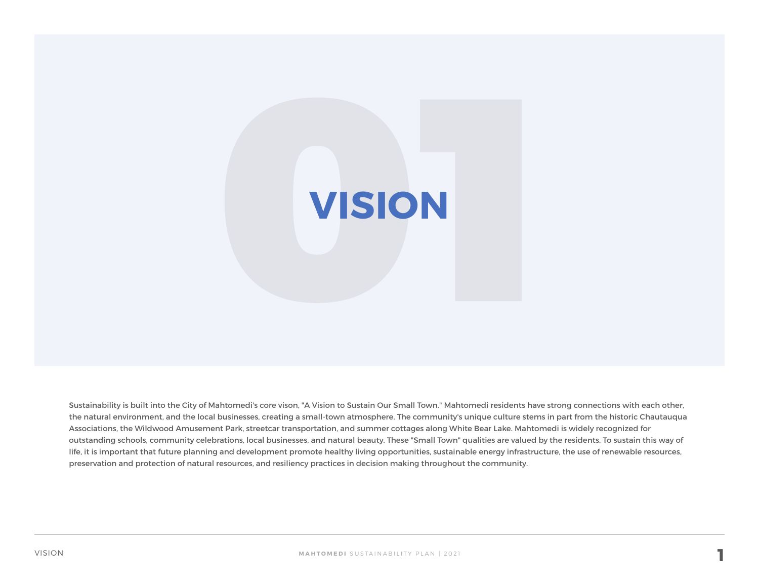# 01 VISION

Sustainability is built into the City of Mahtomedi's core vison, "A Vision to Sustain Our Small Town." Mahtomedi residents have strong connections with each other, the natural environment, and the local businesses, creating a small-town atmosphere. The community's unique culture stems in part from the historic Chautauqua Associations, the Wildwood Amusement Park, streetcar transportation, and summer cottages along White Bear Lake. Mahtomedi is widely recognized for outstanding schools, community celebrations, local businesses, and natural beauty. These "Small Town" qualities are valued by the residents. To sustain this way of life, it is important that future planning and development promote healthy living opportunities, sustainable energy infrastructure, the use of renewable resources, preservation and protection of natural resources, and resiliency practices in decision making throughout the community.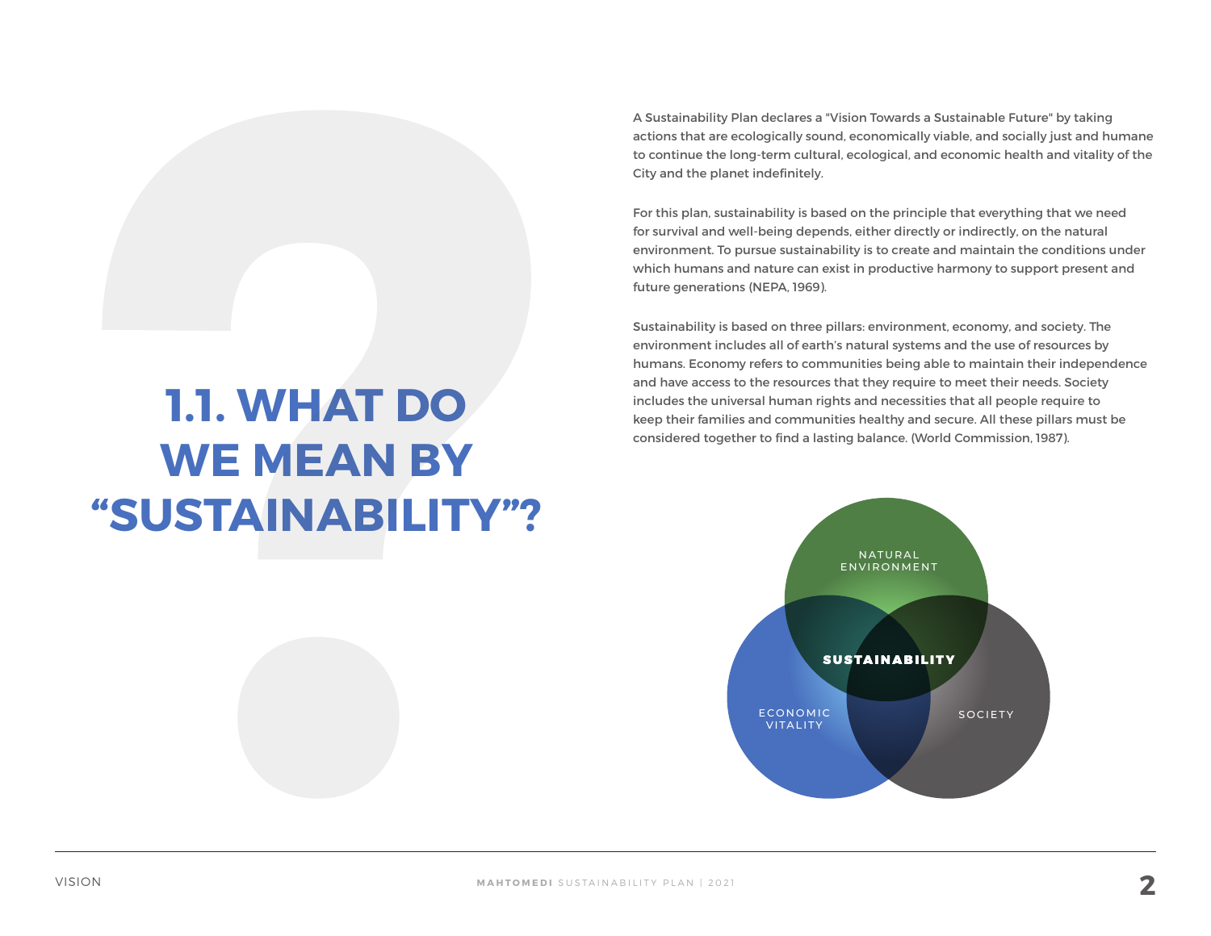# 1.1. WHAT DO WE MEAN BY "SUSTAINABILITY"?

A Sustainability Plan declares a "Vision Towards a Sustainable Future" by taking actions that are ecologically sound, economically viable, and socially just and humane to continue the long-term cultural, ecological, and economic health and vitality of the City and the planet indefinitely.

For this plan, sustainability is based on the principle that everything that we need for survival and well-being depends, either directly or indirectly, on the natural environment. To pursue sustainability is to create and maintain the conditions under which humans and nature can exist in productive harmony to support present and future generations (NEPA, 1969).

Sustainability is based on three pillars: environment, economy, and society. The environment includes all of earth's natural systems and the use of resources by humans. Economy refers to communities being able to maintain their independence and have access to the resources that they require to meet their needs. Society includes the universal human rights and necessities that all people require to keep their families and communities healthy and secure. All these pillars must be considered together to find a lasting balance. (World Commission, 1987).

NATURAL ENVIRONMENT

ECONOMIC VITALITY

SOCIETY

SUSTAINABILITY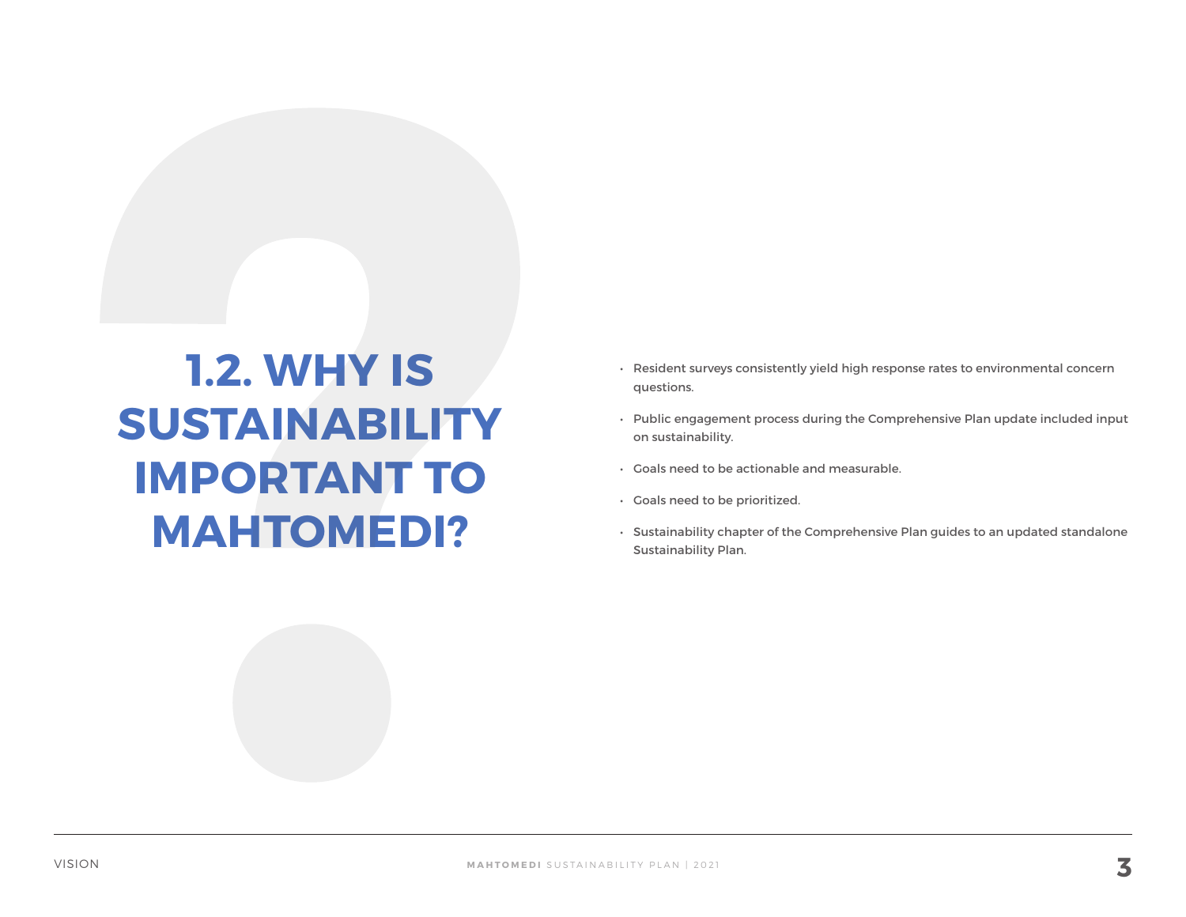## 1.2. WHY IS SUSTAINABILITY IMPORTANT TO MAHTOMEDI?

- Resident surveys consistently yield high response rates to environmental concern questions.
- Public engagement process during the Comprehensive Plan update included input on sustainability.
- Goals need to be actionable and measurable.
- Goals need to be prioritized.
- Sustainability chapter of the Comprehensive Plan guides to an updated standalone Sustainability Plan.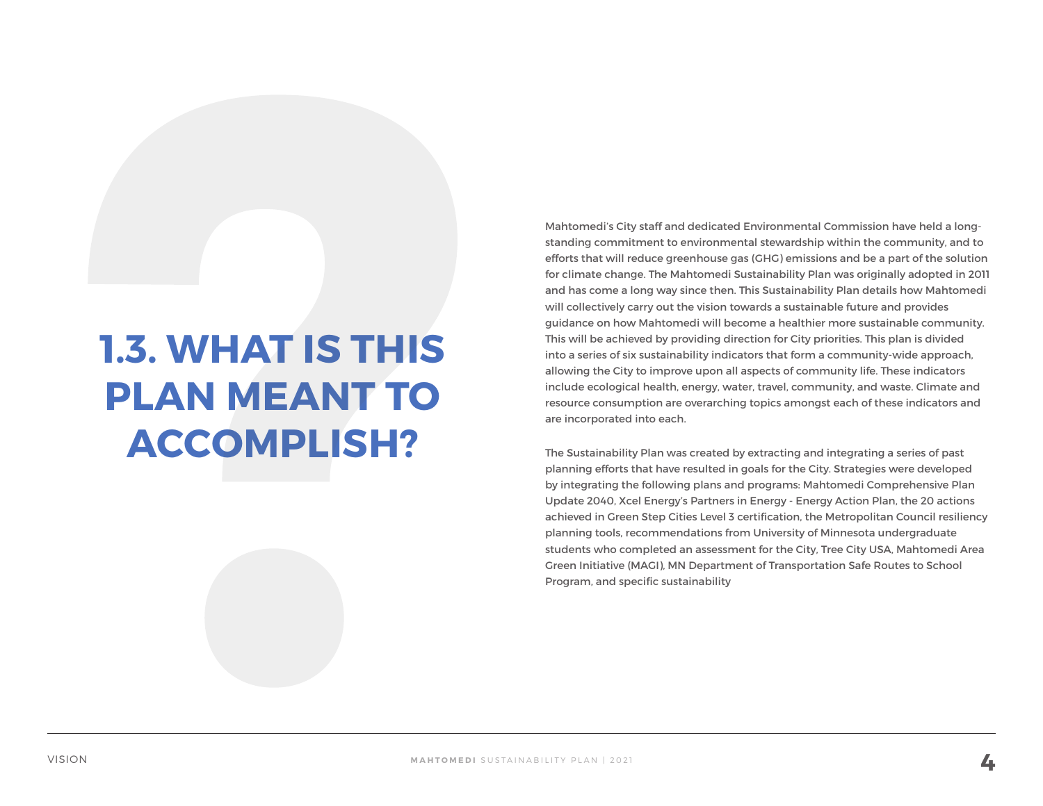# 1.3. WHAT IS THIS PLAN MEANT TO ACCOMPLISH?

Mahtomedi's City staff and dedicated Environmental Commission have held a long-standing commitment to environmental stewardship within the community, and to efforts that will reduce greenhouse gas (GHG) emissions and be a part of the solution for climate change. The Mahtomedi Sustainability Plan was originally adopted in 2011 and has come a long way since then. This Sustainability Plan details how Mahtomedi will collectively carry out the vision towards a sustainable future and provides guidance on how Mahtomedi will become a healthier more sustainable community. This will be achieved by providing direction for City priorities. This plan is divided into a series of six sustainability indicators that form a community-wide approach, allowing the City to improve upon all aspects of community life. These indicators include ecological health, energy, water, travel, community, and waste. Climate and resource consumption are overarching topics amongst each of these indicators and are incorporated into each.

The Sustainability Plan was created by extracting and integrating a series of past planning efforts that have resulted in goals for the City. Strategies were developed by integrating the following plans and programs: Mahtomedi Comprehensive Plan Update 2040, Xcel Energy's Partners in Energy - Energy Action Plan, the 20 actions achieved in Green Step Cities Level 3 certification, the Metropolitan Council resiliency planning tools, recommendations from University of Minnesota undergraduate students who completed an assessment for the City, Tree City USA, Mahtomedi Area Green Initiative (MAGI), MN Department of Transportation Safe Routes to School Program, and specific sustainability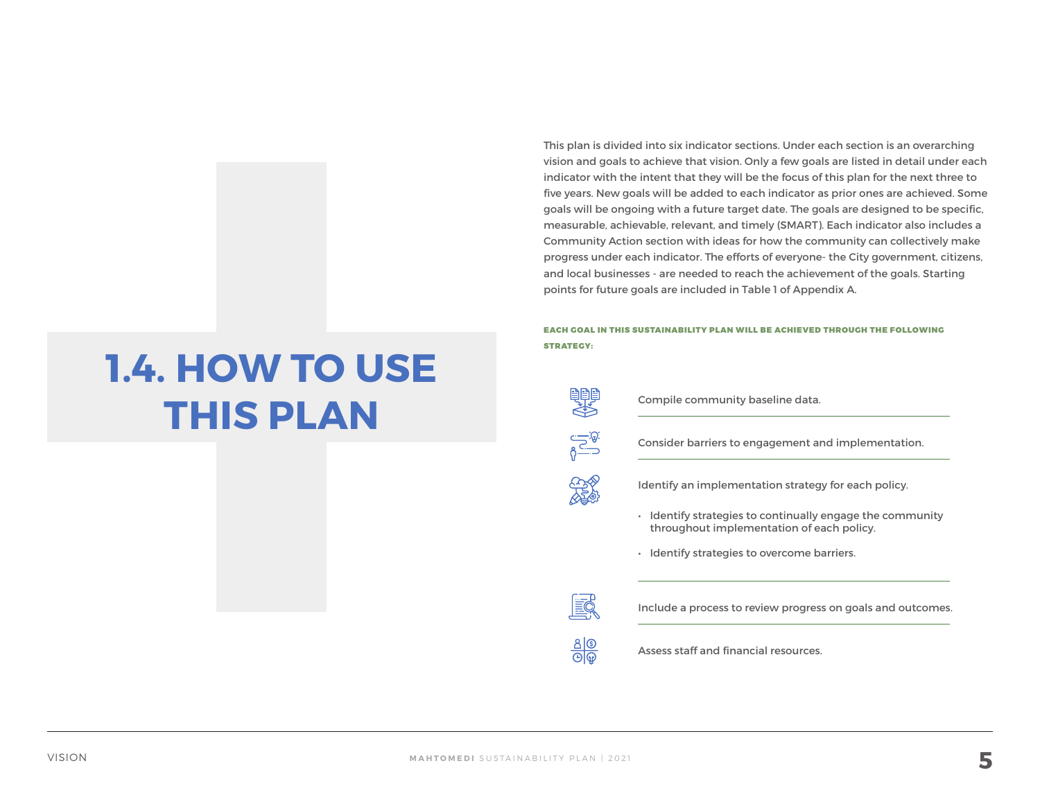# 1.4. HOW TO USE THIS PLAN

This plan is divided into six indicator sections. Under each section is an overarching vision and goals to achieve that vision. Only a few goals are listed in detail under each indicator with the intent that they will be the focus of this plan for the next three to five years. New goals will be added to each indicator as prior ones are achieved. Some goals will be ongoing with a future target date. The goals are designed to be specific, measurable, achievable, relevant, and timely (SMART). Each indicator also includes a Community Action section with ideas for how the community can collectively make progress under each indicator. The efforts of everyone- the City government, citizens, and local businesses - are needed to reach the achievement of the goals. Starting points for future goals are included in Table 1 of Appendix A.

**EACH GOAL IN THIS SUSTAINABILITY PLAN WILL BE ACHIEVED THROUGH THE FOLLOWING STRATEGY:**

- Compile community baseline data.
- Consider barriers to engagement and implementation.
- Identify an implementation strategy for each policy.
  - Identify strategies to continually engage the community throughout implementation of each policy.
  - Identify strategies to overcome barriers.
- Include a process to review progress on goals and outcomes.
- Assess staff and financial resources.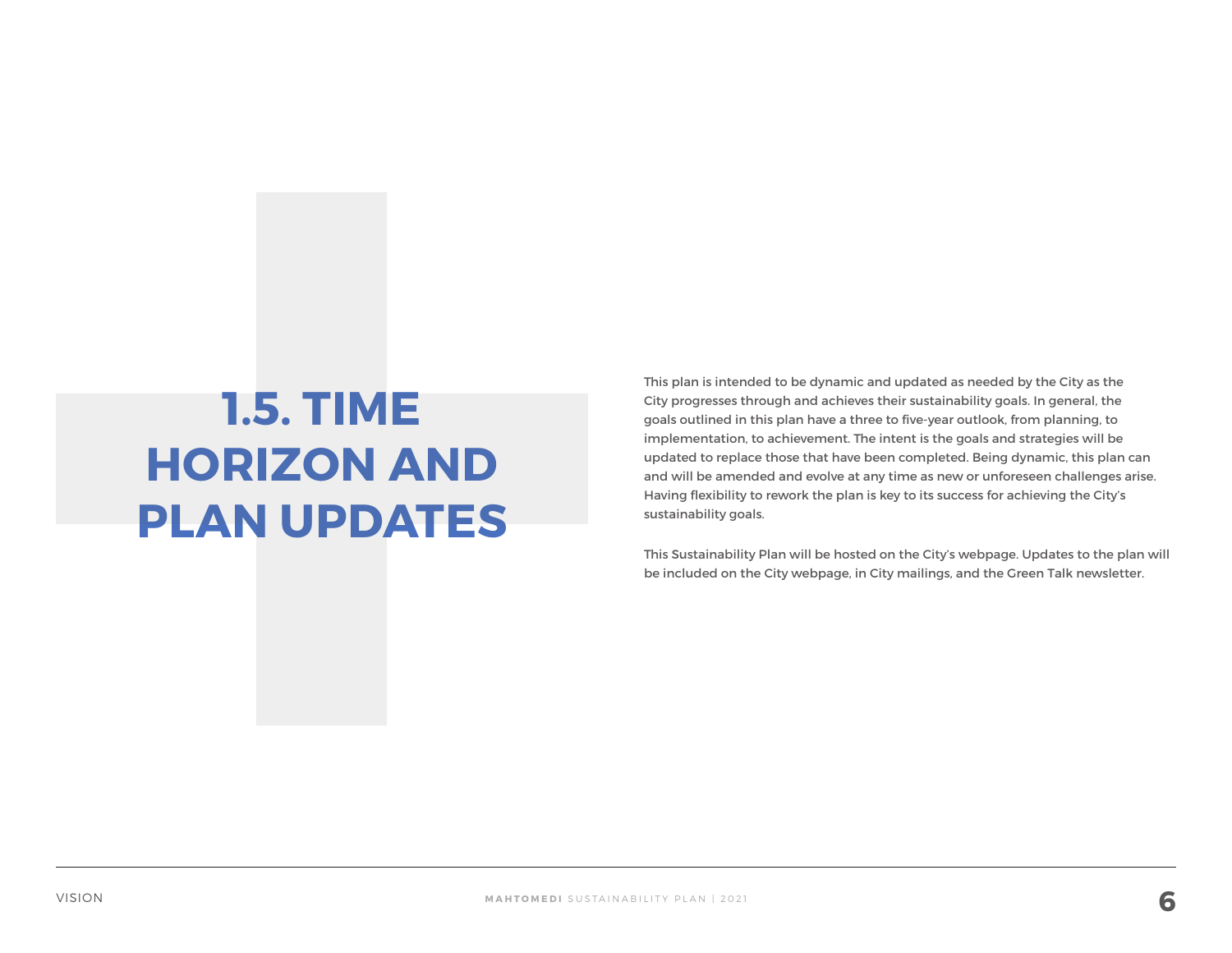# 1.5. TIME HORIZON AND PLAN UPDATES

This plan is intended to be dynamic and updated as needed by the City as the City progresses through and achieves their sustainability goals. In general, the goals outlined in this plan have a three to five-year outlook, from planning, to implementation, to achievement. The intent is the goals and strategies will be updated to replace those that have been completed. Being dynamic, this plan can and will be amended and evolve at any time as new or unforeseen challenges arise. Having flexibility to rework the plan is key to its success for achieving the City's sustainability goals.

This Sustainability Plan will be hosted on the City's webpage. Updates to the plan will be included on the City webpage, in City mailings, and the Green Talk newsletter.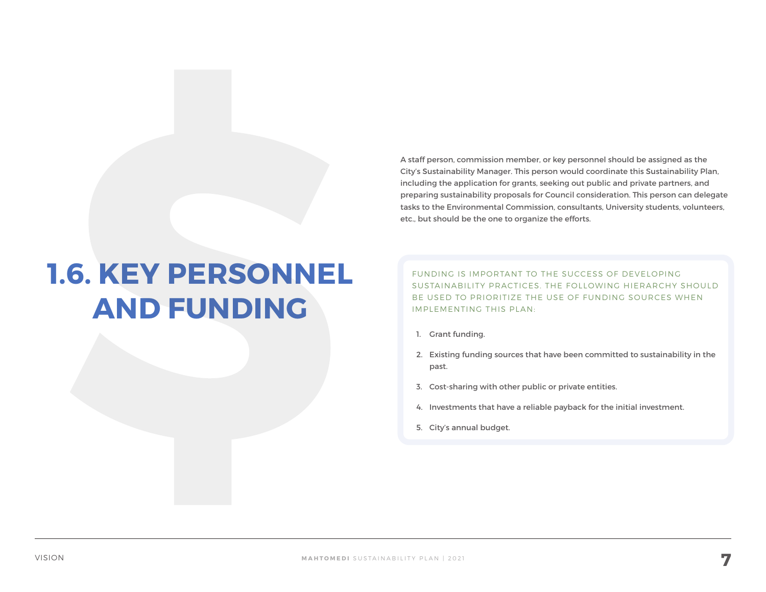# 1.6. KEY PERSONNEL AND FUNDING

A staff person, commission member, or key personnel should be assigned as the City's Sustainability Manager. This person would coordinate this Sustainability Plan, including the application for grants, seeking out public and private partners, and preparing sustainability proposals for Council consideration. This person can delegate tasks to the Environmental Commission, consultants, University students, volunteers, etc., but should be the one to organize the efforts.

FUNDING IS IMPORTANT TO THE SUCCESS OF DEVELOPING SUSTAINABILITY PRACTICES. THE FOLLOWING HIERARCHY SHOULD BE USED TO PRIORITIZE THE USE OF FUNDING SOURCES WHEN IMPLEMENTING THIS PLAN:

1. Grant funding.
2. Existing funding sources that have been committed to sustainability in the past.
3. Cost-sharing with other public or private entities.
4. Investments that have a reliable payback for the initial investment.
5. City's annual budget.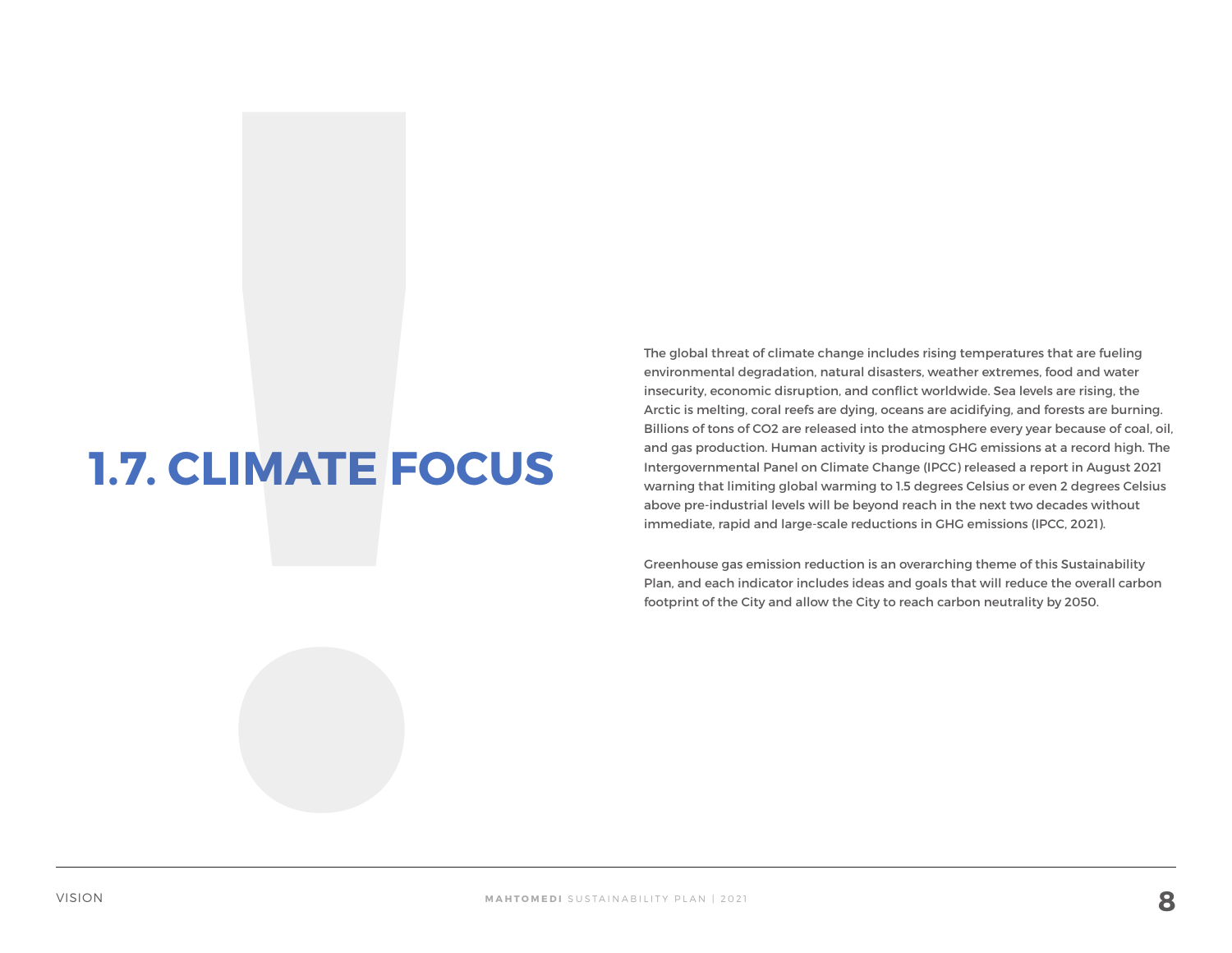# 1.7. CLIMATE FOCUS

The global threat of climate change includes rising temperatures that are fueling environmental degradation, natural disasters, weather extremes, food and water insecurity, economic disruption, and conflict worldwide. Sea levels are rising, the Arctic is melting, coral reefs are dying, oceans are acidifying, and forests are burning. Billions of tons of $CO_2$ are released into the atmosphere every year because of coal, oil, and gas production. Human activity is producing GHG emissions at a record high. The Intergovernmental Panel on Climate Change (IPCC) released a report in August 2021 warning that limiting global warming to 1.5 degrees Celsius or even 2 degrees Celsius above pre-industrial levels will be beyond reach in the next two decades without immediate, rapid and large-scale reductions in GHG emissions (IPCC, 2021).

Greenhouse gas emission reduction is an overarching theme of this Sustainability Plan, and each indicator includes ideas and goals that will reduce the overall carbon footprint of the City and allow the City to reach carbon neutrality by 2050.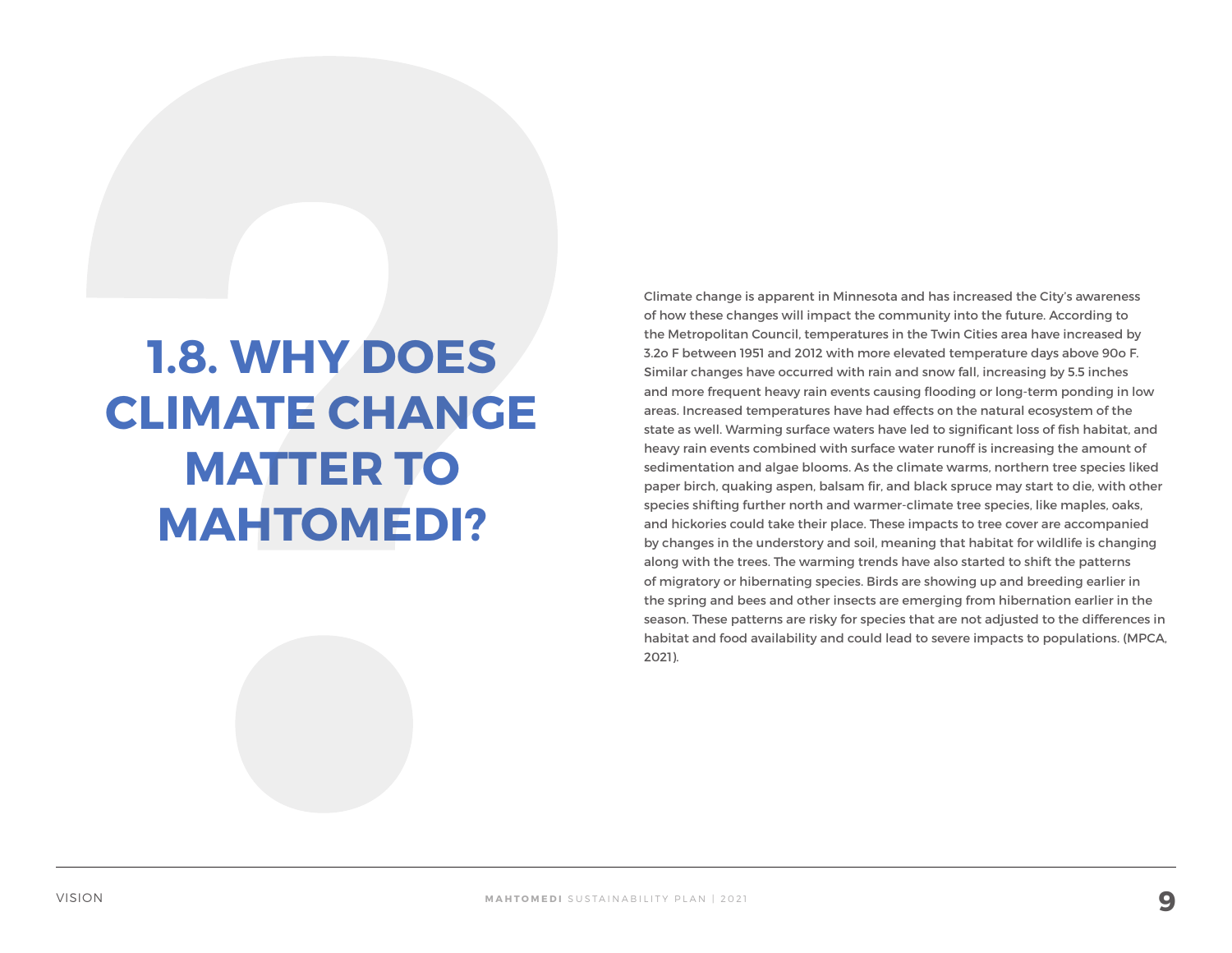# 1.8. WHY DOES CLIMATE CHANGE MATTER TO MAHTOMEDI?

Climate change is apparent in Minnesota and has increased the City's awareness of how these changes will impact the community into the future. According to the Metropolitan Council, temperatures in the Twin Cities area have increased by 3.2o F between 1951 and 2012 with more elevated temperature days above 90o F. Similar changes have occurred with rain and snow fall, increasing by 5.5 inches and more frequent heavy rain events causing flooding or long-term ponding in low areas. Increased temperatures have had effects on the natural ecosystem of the state as well. Warming surface waters have led to significant loss of fish habitat, and heavy rain events combined with surface water runoff is increasing the amount of sedimentation and algae blooms. As the climate warms, northern tree species liked paper birch, quaking aspen, balsam fir, and black spruce may start to die, with other species shifting further north and warmer-climate tree species, like maples, oaks, and hickories could take their place. These impacts to tree cover are accompanied by changes in the understory and soil, meaning that habitat for wildlife is changing along with the trees. The warming trends have also started to shift the patterns of migratory or hibernating species. Birds are showing up and breeding earlier in the spring and bees and other insects are emerging from hibernation earlier in the season. These patterns are risky for species that are not adjusted to the differences in habitat and food availability and could lead to severe impacts to populations. (MPCA, 2021).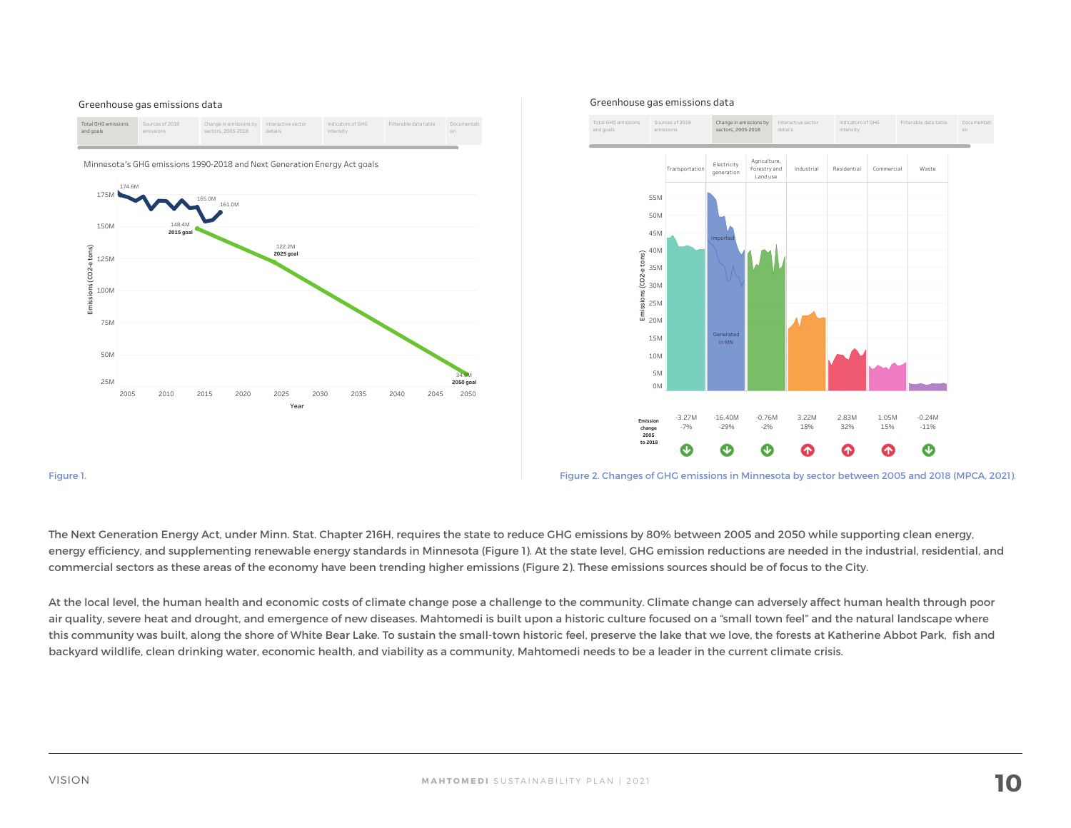Figure 1.

Figure 2. Changes of GHG emissions in Minnesota by sector between 2005 and 2018 (MPCA, 2021).

The Next Generation Energy Act, under Minn. Stat. Chapter 216H, requires the state to reduce GHG emissions by 80% between 2005 and 2050 while supporting clean energy, energy efficiency, and supplementing renewable energy standards in Minnesota (Figure 1). At the state level, GHG emission reductions are needed in the industrial, residential, and commercial sectors as these areas of the economy have been trending higher emissions (Figure 2). These emissions sources should be of focus to the City.

At the local level, the human health and economic costs of climate change pose a challenge to the community. Climate change can adversely affect human health through poor air quality, severe heat and drought, and emergence of new diseases. Mahtomedi is built upon a historic culture focused on a "small town feel" and the natural landscape where this community was built, along the shore of White Bear Lake. To sustain the small-town historic feel, preserve the lake that we love, the forests at Katherine Abbot Park, fish and backyard wildlife, clean drinking water, economic health, and viability as a community, Mahtomedi needs to be a leader in the current climate crisis.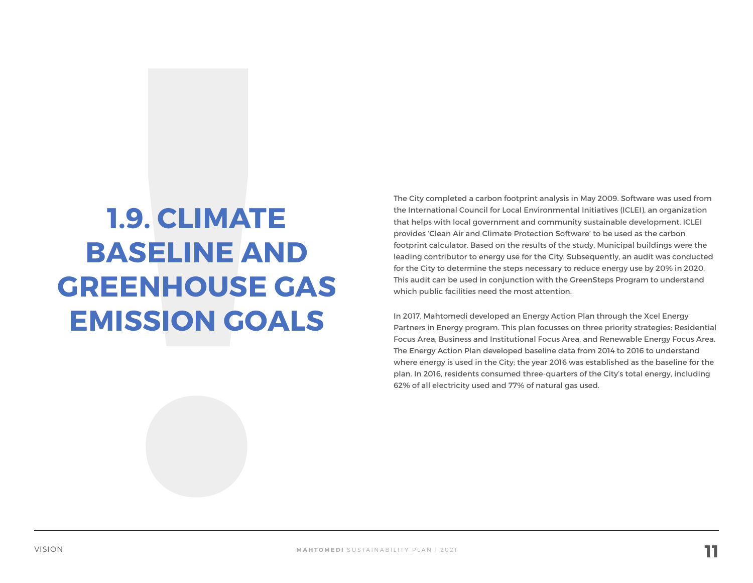# 1.9. CLIMATE BASELINE AND GREENHOUSE GAS EMISSION GOALS

The City completed a carbon footprint analysis in May 2009. Software was used from the International Council for Local Environmental Initiatives (ICLEI), an organization that helps with local government and community sustainable development. ICLEI provides 'Clean Air and Climate Protection Software' to be used as the carbon footprint calculator. Based on the results of the study, Municipal buildings were the leading contributor to energy use for the City. Subsequently, an audit was conducted for the City to determine the steps necessary to reduce energy use by 20% in 2020. This audit can be used in conjunction with the GreenSteps Program to understand which public facilities need the most attention.

In 2017, Mahtomedi developed an Energy Action Plan through the Xcel Energy Partners in Energy program. This plan focusses on three priority strategies: Residential Focus Area, Business and Institutional Focus Area, and Renewable Energy Focus Area. The Energy Action Plan developed baseline data from 2014 to 2016 to understand where energy is used in the City; the year 2016 was established as the baseline for the plan. In 2016, residents consumed three-quarters of the City's total energy, including 62% of all electricity used and 77% of natural gas used.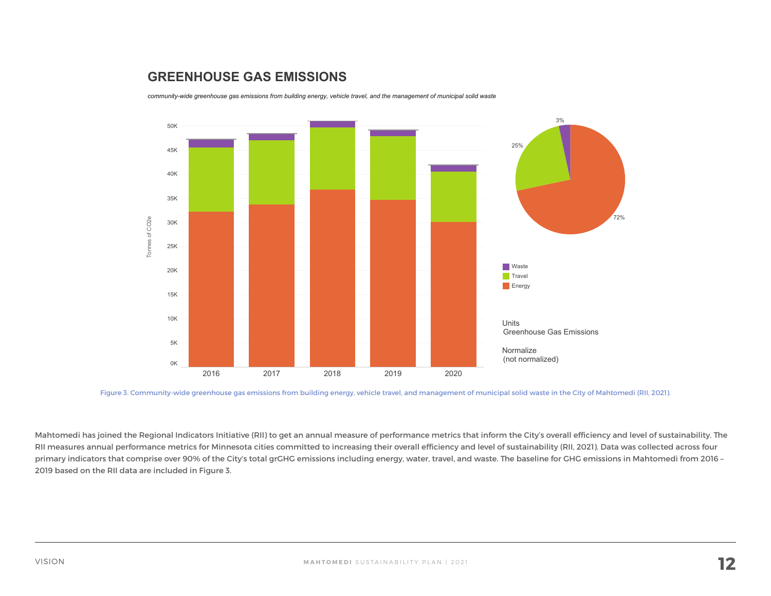## GREENHOUSE GAS EMISSIONS

*community-wide greenhouse gas emissions from building energy, vehicle travel, and the management of municipal solid waste*

Figure 3. Community-wide greenhouse gas emissions from building energy, vehicle travel, and management of municipal solid waste in the City of Mahtomedi (RII, 2021).

Mahtomedi has joined the Regional Indicators Initiative (RII) to get an annual measure of performance metrics that inform the City's overall efficiency and level of sustainability. The RII measures annual performance metrics for Minnesota cities committed to increasing their overall efficiency and level of sustainability (RII, 2021). Data was collected across four primary indicators that comprise over 90% of the City's total grGHG emissions including energy, water, travel, and waste. The baseline for GHG emissions in Mahtomedi from 2016 – 2019 based on the RII data are included in Figure 3.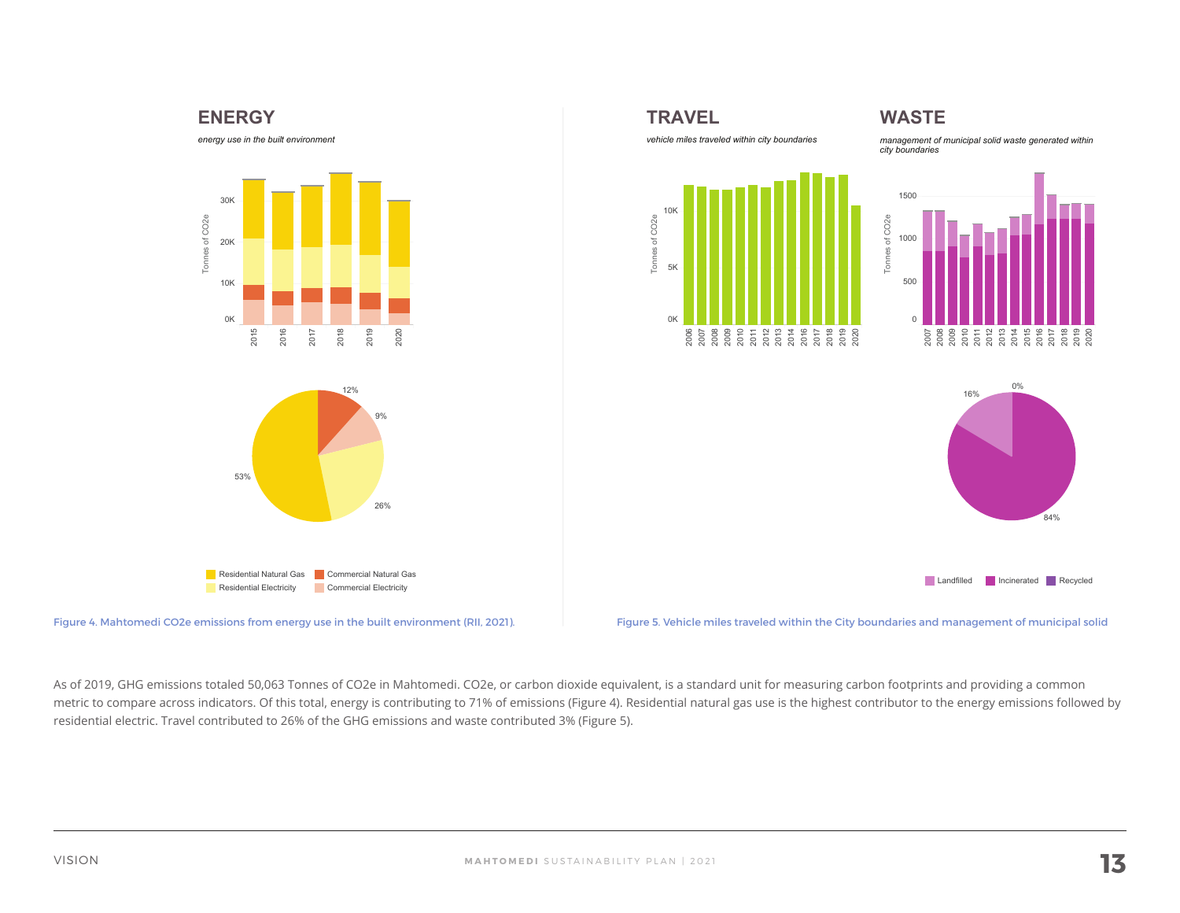## ENERGY

*energy use in the built environment*

Residential Natural Gas | Commercial Natural Gas | Residential Electricity | Commercial Electricity

Figure 4. Mahtomedi CO2e emissions from energy use in the built environment (RII, 2021).

## TRAVEL

*vehicle miles traveled within city boundaries*

## WASTE

*management of municipal solid waste generated within city boundaries*

Landfilled | Incinerated | Recycled

Figure 5. Vehicle miles traveled within the City boundaries and management of municipal solid

As of 2019, GHG emissions totaled 50,063 Tonnes of CO2e in Mahtomedi. CO2e, or carbon dioxide equivalent, is a standard unit for measuring carbon footprints and providing a common metric to compare across indicators. Of this total, energy is contributing to 71% of emissions (Figure 4). Residential natural gas use is the highest contributor to the energy emissions followed by residential electric. Travel contributed to 26% of the GHG emissions and waste contributed 3% (Figure 5).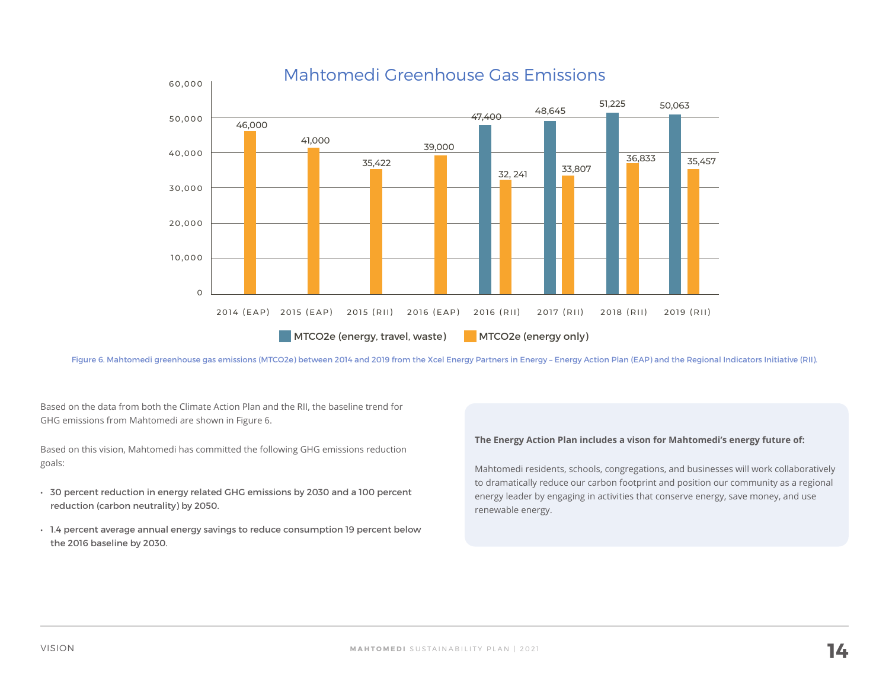## Mahtomedi Greenhouse Gas Emissions

| | MTCO2e (energy, travel, waste) | MTCO2e (energy only) |
|---|---|---|
| 2014 (EAP) | | 46,000 |
| 2015 (EAP) | | 41,000 |
| 2015 (RII) | | 35,422 |
| 2016 (EAP) | | 39,000 |
| 2016 (RII) | 47,400 | 32, 241 |
| 2017 (RII) | 48,645 | 33,807 |
| 2018 (RII) | 51,225 | 36,833 |
| 2019 (RII) | 50,063 | 35,457 |

Figure 6. Mahtomedi greenhouse gas emissions (MTCO2e) between 2014 and 2019 from the Xcel Energy Partners in Energy – Energy Action Plan (EAP) and the Regional Indicators Initiative (RII).

Based on the data from both the Climate Action Plan and the RII, the baseline trend for GHG emissions from Mahtomedi are shown in Figure 6.

Based on this vision, Mahtomedi has committed the following GHG emissions reduction goals:

- **30 percent reduction in energy related GHG emissions by 2030 and a 100 percent reduction (carbon neutrality) by 2050.**
- **1.4 percent average annual energy savings to reduce consumption 19 percent below the 2016 baseline by 2030.**

**The Energy Action Plan includes a vison for Mahtomedi's energy future of:**

Mahtomedi residents, schools, congregations, and businesses will work collaboratively to dramatically reduce our carbon footprint and position our community as a regional energy leader by engaging in activities that conserve energy, save money, and use renewable energy.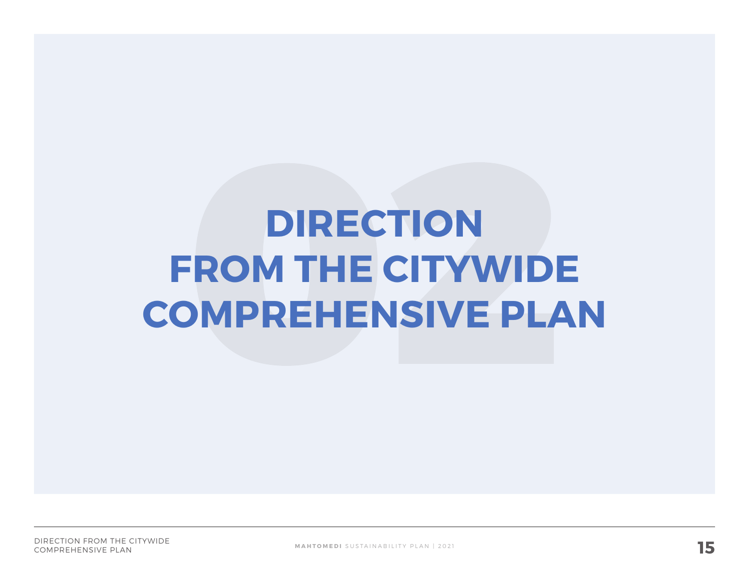# 02

# DIRECTION FROM THE CITYWIDE COMPREHENSIVE PLAN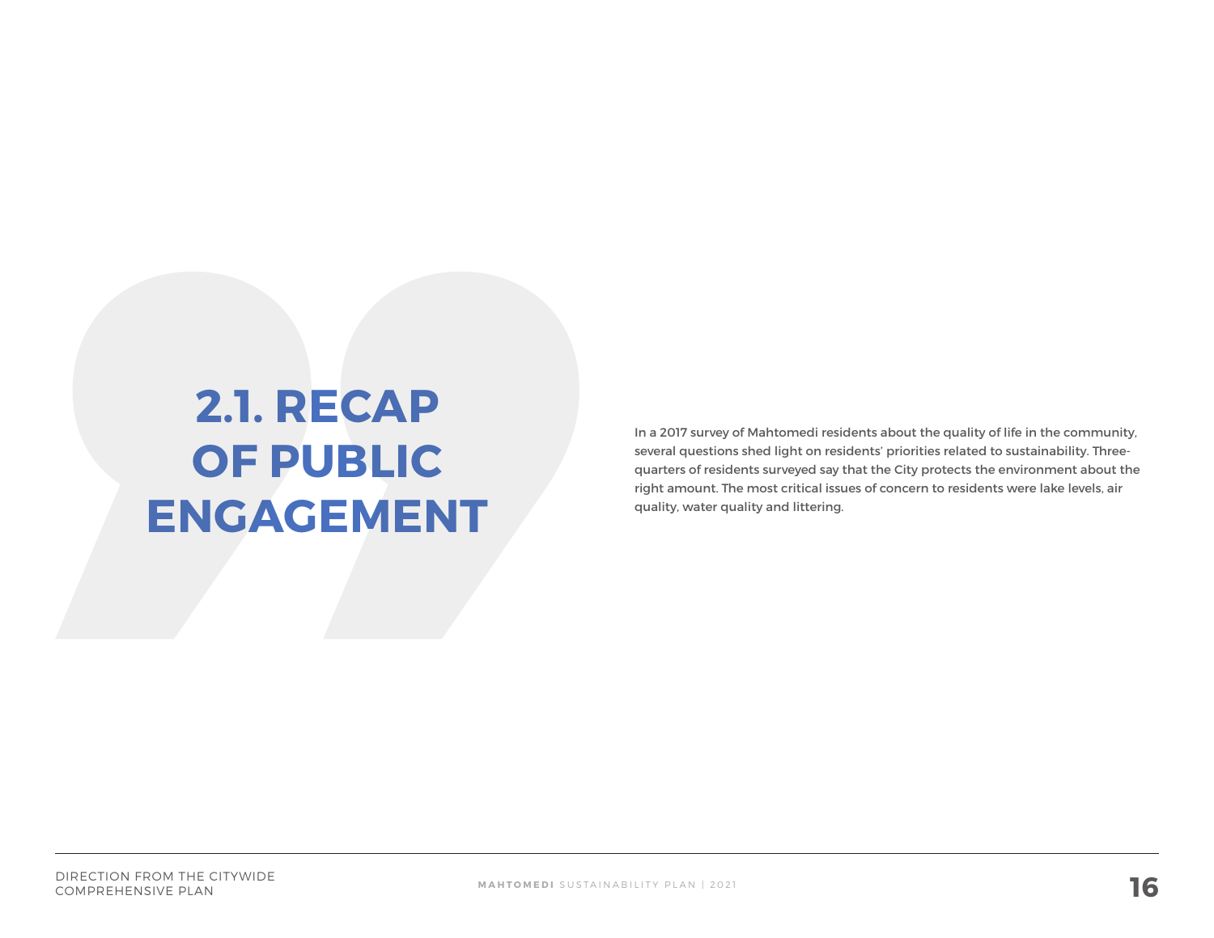# 2.1. RECAP OF PUBLIC ENGAGEMENT

In a 2017 survey of Mahtomedi residents about the quality of life in the community, several questions shed light on residents' priorities related to sustainability. Three-quarters of residents surveyed say that the City protects the environment about the right amount. The most critical issues of concern to residents were lake levels, air quality, water quality and littering.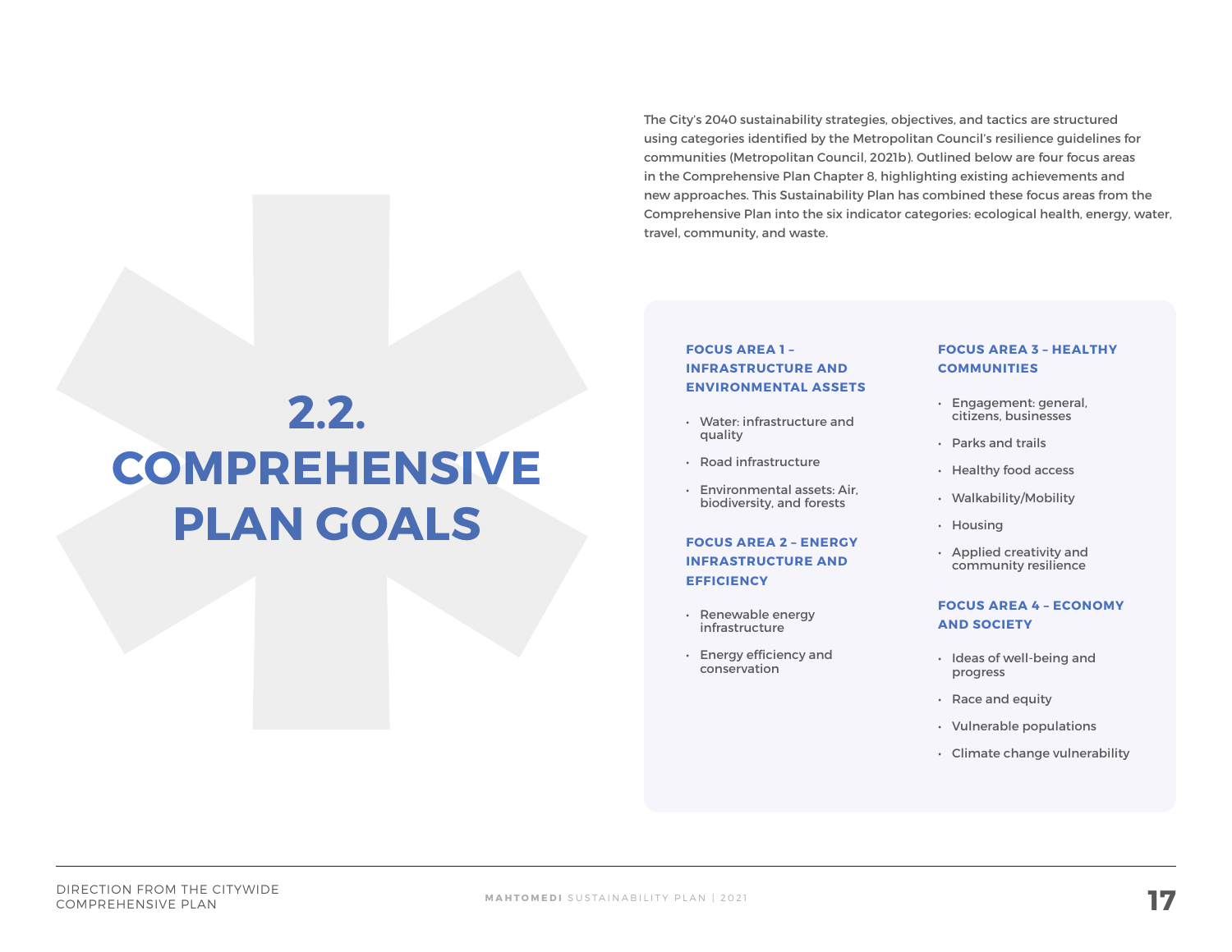# 2.2. COMPREHENSIVE PLAN GOALS

The City's 2040 sustainability strategies, objectives, and tactics are structured using categories identified by the Metropolitan Council's resilience guidelines for communities (Metropolitan Council, 2021b). Outlined below are four focus areas in the Comprehensive Plan Chapter 8, highlighting existing achievements and new approaches. This Sustainability Plan has combined these focus areas from the Comprehensive Plan into the six indicator categories: ecological health, energy, water, travel, community, and waste.

### FOCUS AREA 1 – INFRASTRUCTURE AND ENVIRONMENTAL ASSETS

- Water: infrastructure and quality
- Road infrastructure
- Environmental assets: Air, biodiversity, and forests

### FOCUS AREA 2 – ENERGY INFRASTRUCTURE AND EFFICIENCY

- Renewable energy infrastructure
- Energy efficiency and conservation

### FOCUS AREA 3 – HEALTHY COMMUNITIES

- Engagement: general, citizens, businesses
- Parks and trails
- Healthy food access
- Walkability/Mobility
- Housing
- Applied creativity and community resilience

### FOCUS AREA 4 – ECONOMY AND SOCIETY

- Ideas of well-being and progress
- Race and equity
- Vulnerable populations
- Climate change vulnerability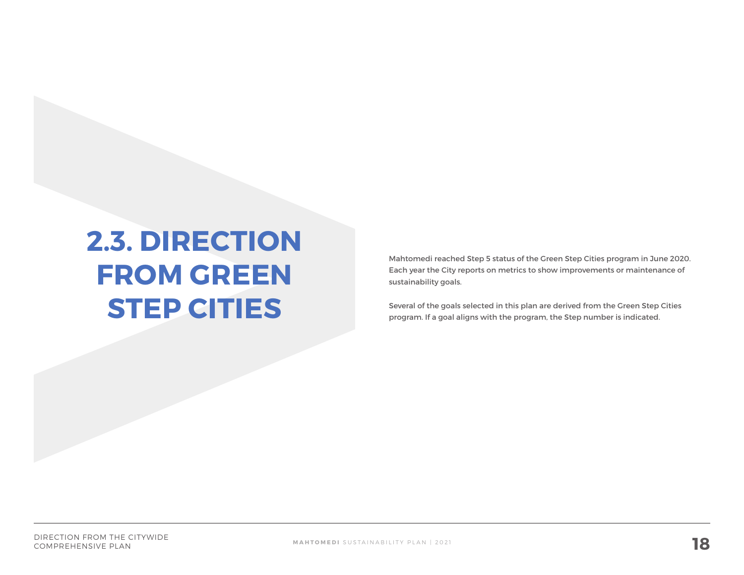# 2.3. DIRECTION FROM GREEN STEP CITIES

Mahtomedi reached Step 5 status of the Green Step Cities program in June 2020. Each year the City reports on metrics to show improvements or maintenance of sustainability goals.

Several of the goals selected in this plan are derived from the Green Step Cities program. If a goal aligns with the program, the Step number is indicated.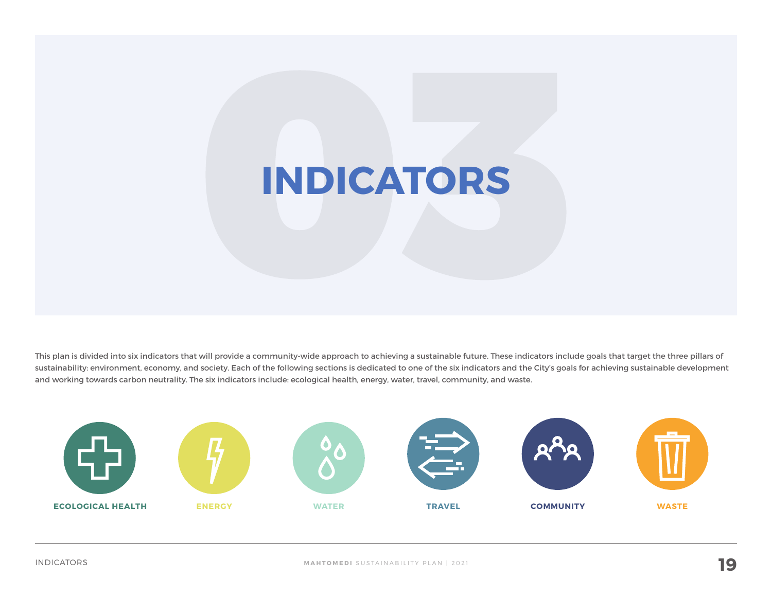# 03 INDICATORS

This plan is divided into six indicators that will provide a community-wide approach to achieving a sustainable future. These indicators include goals that target the three pillars of sustainability: environment, economy, and society. Each of the following sections is dedicated to one of the six indicators and the City's goals for achieving sustainable development and working towards carbon neutrality. The six indicators include: ecological health, energy, water, travel, community, and waste.

**ECOLOGICAL HEALTH** | **ENERGY** | **WATER** | **TRAVEL** | **COMMUNITY** | **WASTE**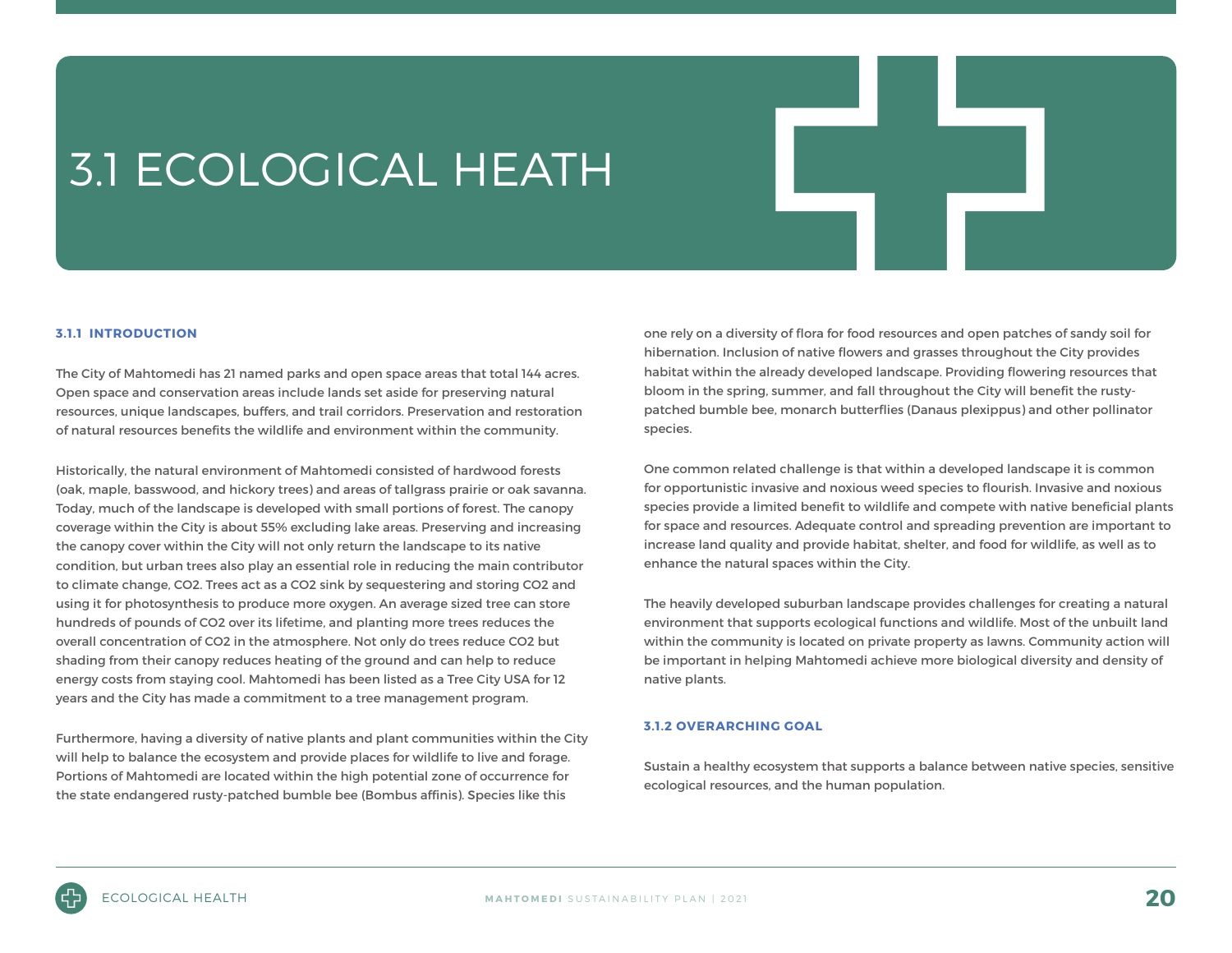# 3.1 ECOLOGICAL HEATH

### 3.1.1 INTRODUCTION

The City of Mahtomedi has 21 named parks and open space areas that total 144 acres. Open space and conservation areas include lands set aside for preserving natural resources, unique landscapes, buffers, and trail corridors. Preservation and restoration of natural resources benefits the wildlife and environment within the community.

Historically, the natural environment of Mahtomedi consisted of hardwood forests (oak, maple, basswood, and hickory trees) and areas of tallgrass prairie or oak savanna. Today, much of the landscape is developed with small portions of forest. The canopy coverage within the City is about 55% excluding lake areas. Preserving and increasing the canopy cover within the City will not only return the landscape to its native condition, but urban trees also play an essential role in reducing the main contributor to climate change, $CO_2$. Trees act as a $CO_2$ sink by sequestering and storing $CO_2$ and using it for photosynthesis to produce more oxygen. An average sized tree can store hundreds of pounds of $CO_2$ over its lifetime, and planting more trees reduces the overall concentration of $CO_2$ in the atmosphere. Not only do trees reduce $CO_2$ but shading from their canopy reduces heating of the ground and can help to reduce energy costs from staying cool. Mahtomedi has been listed as a Tree City USA for 12 years and the City has made a commitment to a tree management program.

Furthermore, having a diversity of native plants and plant communities within the City will help to balance the ecosystem and provide places for wildlife to live and forage. Portions of Mahtomedi are located within the high potential zone of occurrence for the state endangered rusty-patched bumble bee (Bombus affinis). Species like this one rely on a diversity of flora for food resources and open patches of sandy soil for hibernation. Inclusion of native flowers and grasses throughout the City provides habitat within the already developed landscape. Providing flowering resources that bloom in the spring, summer, and fall throughout the City will benefit the rusty-patched bumble bee, monarch butterflies (Danaus plexippus) and other pollinator species.

One common related challenge is that within a developed landscape it is common for opportunistic invasive and noxious weed species to flourish. Invasive and noxious species provide a limited benefit to wildlife and compete with native beneficial plants for space and resources. Adequate control and spreading prevention are important to increase land quality and provide habitat, shelter, and food for wildlife, as well as to enhance the natural spaces within the City.

The heavily developed suburban landscape provides challenges for creating a natural environment that supports ecological functions and wildlife. Most of the unbuilt land within the community is located on private property as lawns. Community action will be important in helping Mahtomedi achieve more biological diversity and density of native plants.

### 3.1.2 OVERARCHING GOAL

Sustain a healthy ecosystem that supports a balance between native species, sensitive ecological resources, and the human population.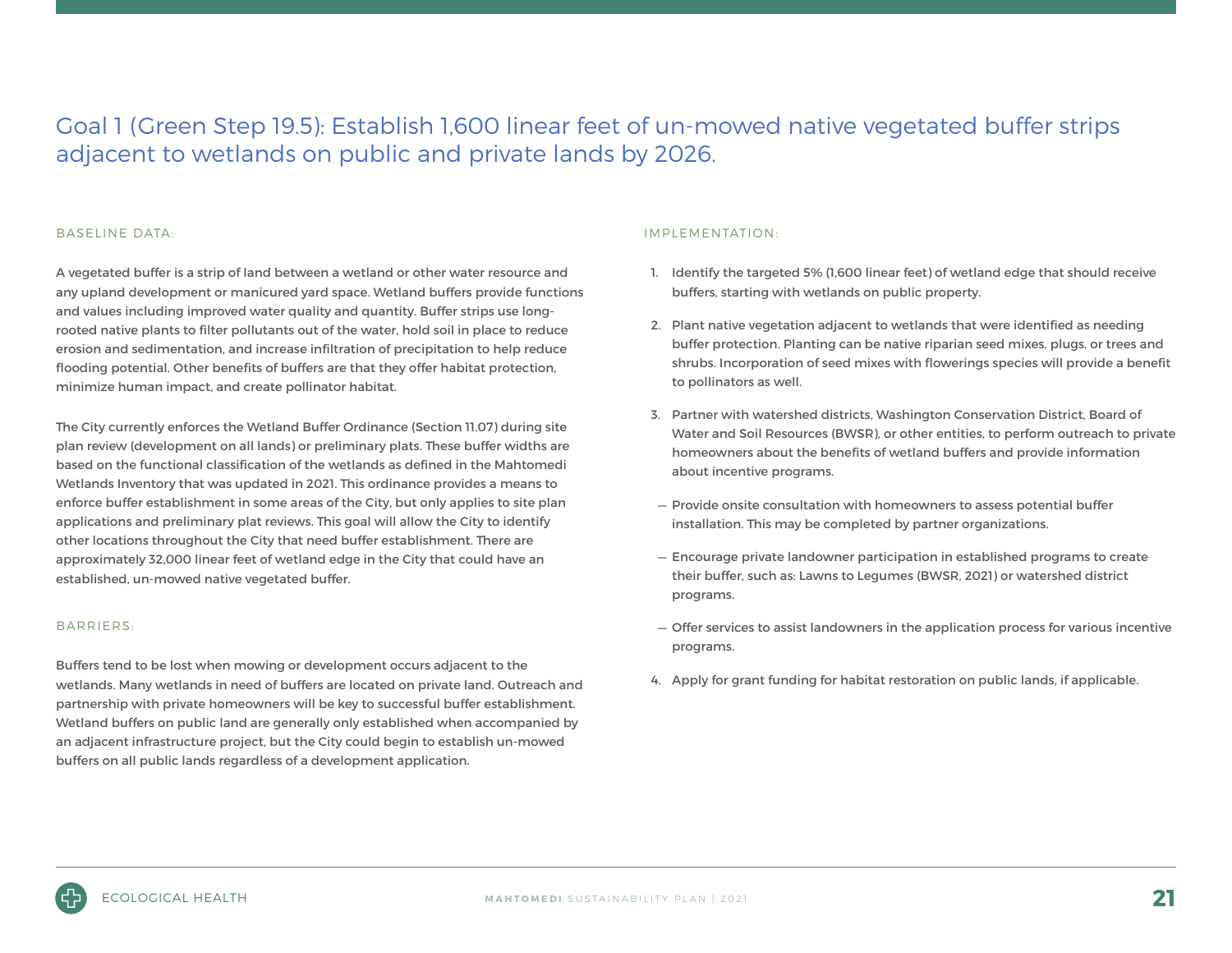## Goal 1 (Green Step 19.5): Establish 1,600 linear feet of un-mowed native vegetated buffer strips adjacent to wetlands on public and private lands by 2026.

### BASELINE DATA:

A vegetated buffer is a strip of land between a wetland or other water resource and any upland development or manicured yard space. Wetland buffers provide functions and values including improved water quality and quantity. Buffer strips use long-rooted native plants to filter pollutants out of the water, hold soil in place to reduce erosion and sedimentation, and increase infiltration of precipitation to help reduce flooding potential. Other benefits of buffers are that they offer habitat protection, minimize human impact, and create pollinator habitat.

The City currently enforces the Wetland Buffer Ordinance (Section 11.07) during site plan review (development on all lands) or preliminary plats. These buffer widths are based on the functional classification of the wetlands as defined in the Mahtomedi Wetlands Inventory that was updated in 2021. This ordinance provides a means to enforce buffer establishment in some areas of the City, but only applies to site plan applications and preliminary plat reviews. This goal will allow the City to identify other locations throughout the City that need buffer establishment. There are approximately 32,000 linear feet of wetland edge in the City that could have an established, un-mowed native vegetated buffer.

### BARRIERS:

Buffers tend to be lost when mowing or development occurs adjacent to the wetlands. Many wetlands in need of buffers are located on private land. Outreach and partnership with private homeowners will be key to successful buffer establishment. Wetland buffers on public land are generally only established when accompanied by an adjacent infrastructure project, but the City could begin to establish un-mowed buffers on all public lands regardless of a development application.

### IMPLEMENTATION:

1. Identify the targeted 5% (1,600 linear feet) of wetland edge that should receive buffers, starting with wetlands on public property.
2. Plant native vegetation adjacent to wetlands that were identified as needing buffer protection. Planting can be native riparian seed mixes, plugs, or trees and shrubs. Incorporation of seed mixes with flowerings species will provide a benefit to pollinators as well.
3. Partner with watershed districts, Washington Conservation District, Board of Water and Soil Resources (BWSR), or other entities, to perform outreach to private homeowners about the benefits of wetland buffers and provide information about incentive programs.
   - Provide onsite consultation with homeowners to assess potential buffer installation. This may be completed by partner organizations.
   - Encourage private landowner participation in established programs to create their buffer, such as: Lawns to Legumes (BWSR, 2021) or watershed district programs.
   - Offer services to assist landowners in the application process for various incentive programs.
4. Apply for grant funding for habitat restoration on public lands, if applicable.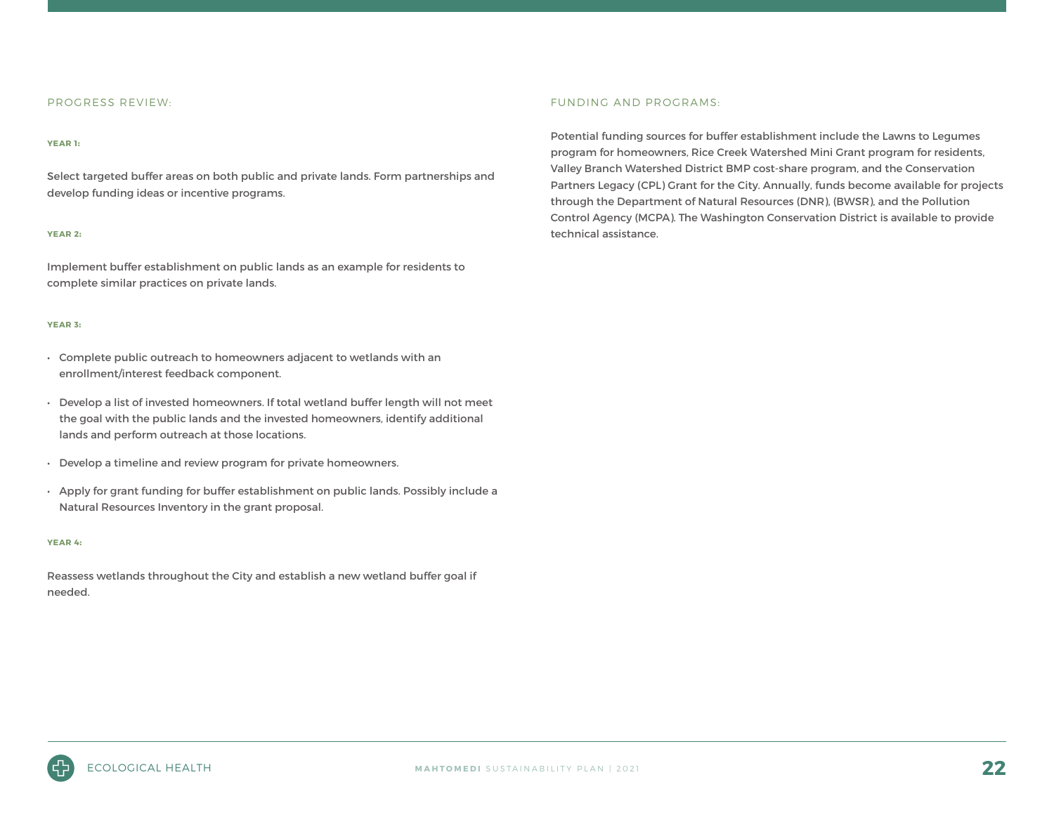## PROGRESS REVIEW:

#### YEAR 1:

Select targeted buffer areas on both public and private lands. Form partnerships and develop funding ideas or incentive programs.

#### YEAR 2:

Implement buffer establishment on public lands as an example for residents to complete similar practices on private lands.

#### YEAR 3:

- Complete public outreach to homeowners adjacent to wetlands with an enrollment/interest feedback component.
- Develop a list of invested homeowners. If total wetland buffer length will not meet the goal with the public lands and the invested homeowners, identify additional lands and perform outreach at those locations.
- Develop a timeline and review program for private homeowners.
- Apply for grant funding for buffer establishment on public lands. Possibly include a Natural Resources Inventory in the grant proposal.

#### YEAR 4:

Reassess wetlands throughout the City and establish a new wetland buffer goal if needed.

## FUNDING AND PROGRAMS:

Potential funding sources for buffer establishment include the Lawns to Legumes program for homeowners, Rice Creek Watershed Mini Grant program for residents, Valley Branch Watershed District BMP cost-share program, and the Conservation Partners Legacy (CPL) Grant for the City. Annually, funds become available for projects through the Department of Natural Resources (DNR), (BWSR), and the Pollution Control Agency (MCPA). The Washington Conservation District is available to provide technical assistance.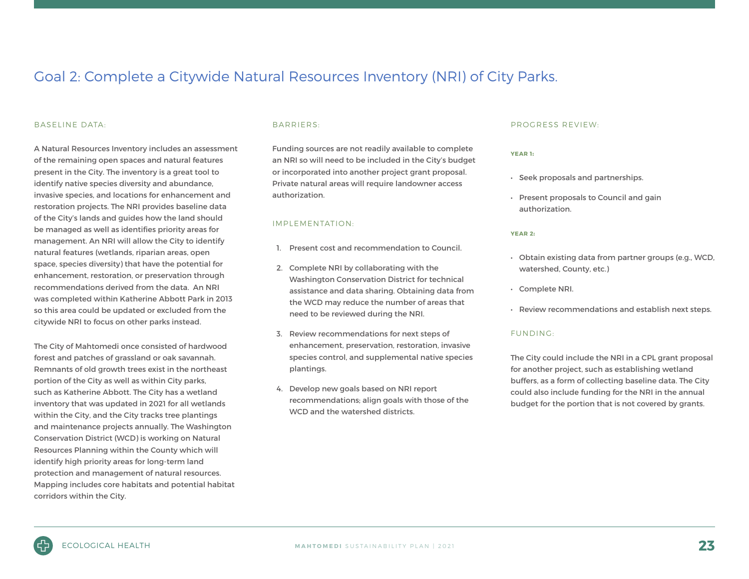## Goal 2: Complete a Citywide Natural Resources Inventory (NRI) of City Parks.

### BASELINE DATA:

A Natural Resources Inventory includes an assessment of the remaining open spaces and natural features present in the City. The inventory is a great tool to identify native species diversity and abundance, invasive species, and locations for enhancement and restoration projects. The NRI provides baseline data of the City's lands and guides how the land should be managed as well as identifies priority areas for management. An NRI will allow the City to identify natural features (wetlands, riparian areas, open space, species diversity) that have the potential for enhancement, restoration, or preservation through recommendations derived from the data. An NRI was completed within Katherine Abbott Park in 2013 so this area could be updated or excluded from the citywide NRI to focus on other parks instead.

The City of Mahtomedi once consisted of hardwood forest and patches of grassland or oak savannah. Remnants of old growth trees exist in the northeast portion of the City as well as within City parks, such as Katherine Abbott. The City has a wetland inventory that was updated in 2021 for all wetlands within the City, and the City tracks tree plantings and maintenance projects annually. The Washington Conservation District (WCD) is working on Natural Resources Planning within the County which will identify high priority areas for long-term land protection and management of natural resources. Mapping includes core habitats and potential habitat corridors within the City.

### BARRIERS:

Funding sources are not readily available to complete an NRI so will need to be included in the City's budget or incorporated into another project grant proposal. Private natural areas will require landowner access authorization.

### IMPLEMENTATION:

1. Present cost and recommendation to Council.
2. Complete NRI by collaborating with the Washington Conservation District for technical assistance and data sharing. Obtaining data from the WCD may reduce the number of areas that need to be reviewed during the NRI.
3. Review recommendations for next steps of enhancement, preservation, restoration, invasive species control, and supplemental native species plantings.
4. Develop new goals based on NRI report recommendations; align goals with those of the WCD and the watershed districts.

### PROGRESS REVIEW:

**YEAR 1:**

- Seek proposals and partnerships.
- Present proposals to Council and gain authorization.

**YEAR 2:**

- Obtain existing data from partner groups (e.g., WCD, watershed, County, etc.)
- Complete NRI.
- Review recommendations and establish next steps.

### FUNDING:

The City could include the NRI in a CPL grant proposal for another project, such as establishing wetland buffers, as a form of collecting baseline data. The City could also include funding for the NRI in the annual budget for the portion that is not covered by grants.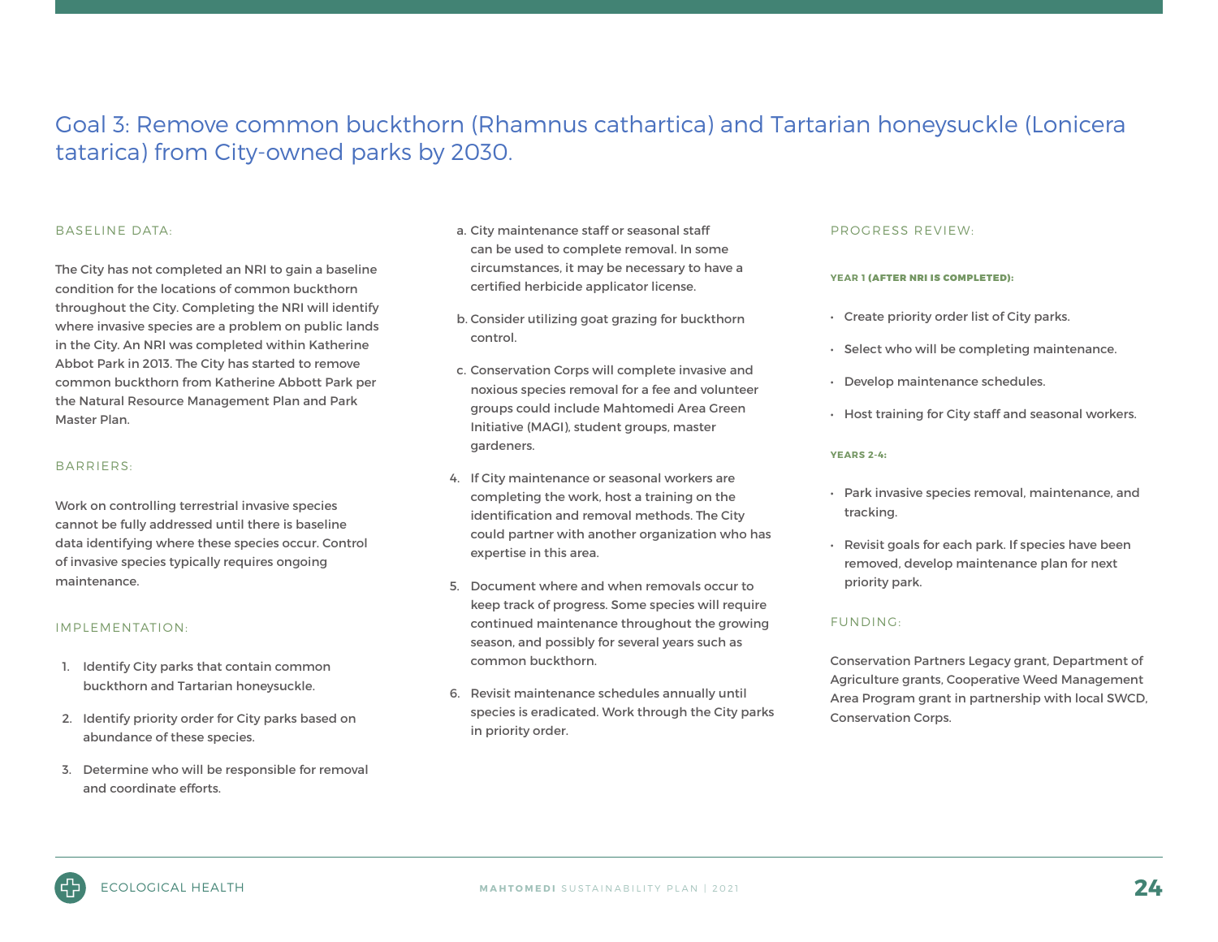## Goal 3: Remove common buckthorn (Rhamnus cathartica) and Tartarian honeysuckle (Lonicera tatarica) from City-owned parks by 2030.

### BASELINE DATA:

The City has not completed an NRI to gain a baseline condition for the locations of common buckthorn throughout the City. Completing the NRI will identify where invasive species are a problem on public lands in the City. An NRI was completed within Katherine Abbot Park in 2013. The City has started to remove common buckthorn from Katherine Abbott Park per the Natural Resource Management Plan and Park Master Plan.

### BARRIERS:

Work on controlling terrestrial invasive species cannot be fully addressed until there is baseline data identifying where these species occur. Control of invasive species typically requires ongoing maintenance.

### IMPLEMENTATION:

1. Identify City parks that contain common buckthorn and Tartarian honeysuckle.
2. Identify priority order for City parks based on abundance of these species.
3. Determine who will be responsible for removal and coordinate efforts.
   a. City maintenance staff or seasonal staff can be used to complete removal. In some circumstances, it may be necessary to have a certified herbicide applicator license.
   b. Consider utilizing goat grazing for buckthorn control.
   c. Conservation Corps will complete invasive and noxious species removal for a fee and volunteer groups could include Mahtomedi Area Green Initiative (MAGI), student groups, master gardeners.
4. If City maintenance or seasonal workers are completing the work, host a training on the identification and removal methods. The City could partner with another organization who has expertise in this area.
5. Document where and when removals occur to keep track of progress. Some species will require continued maintenance throughout the growing season, and possibly for several years such as common buckthorn.
6. Revisit maintenance schedules annually until species is eradicated. Work through the City parks in priority order.

### PROGRESS REVIEW:

**YEAR 1 (AFTER NRI IS COMPLETED):**

- Create priority order list of City parks.
- Select who will be completing maintenance.
- Develop maintenance schedules.
- Host training for City staff and seasonal workers.

**YEARS 2-4:**

- Park invasive species removal, maintenance, and tracking.
- Revisit goals for each park. If species have been removed, develop maintenance plan for next priority park.

### FUNDING:

Conservation Partners Legacy grant, Department of Agriculture grants, Cooperative Weed Management Area Program grant in partnership with local SWCD, Conservation Corps.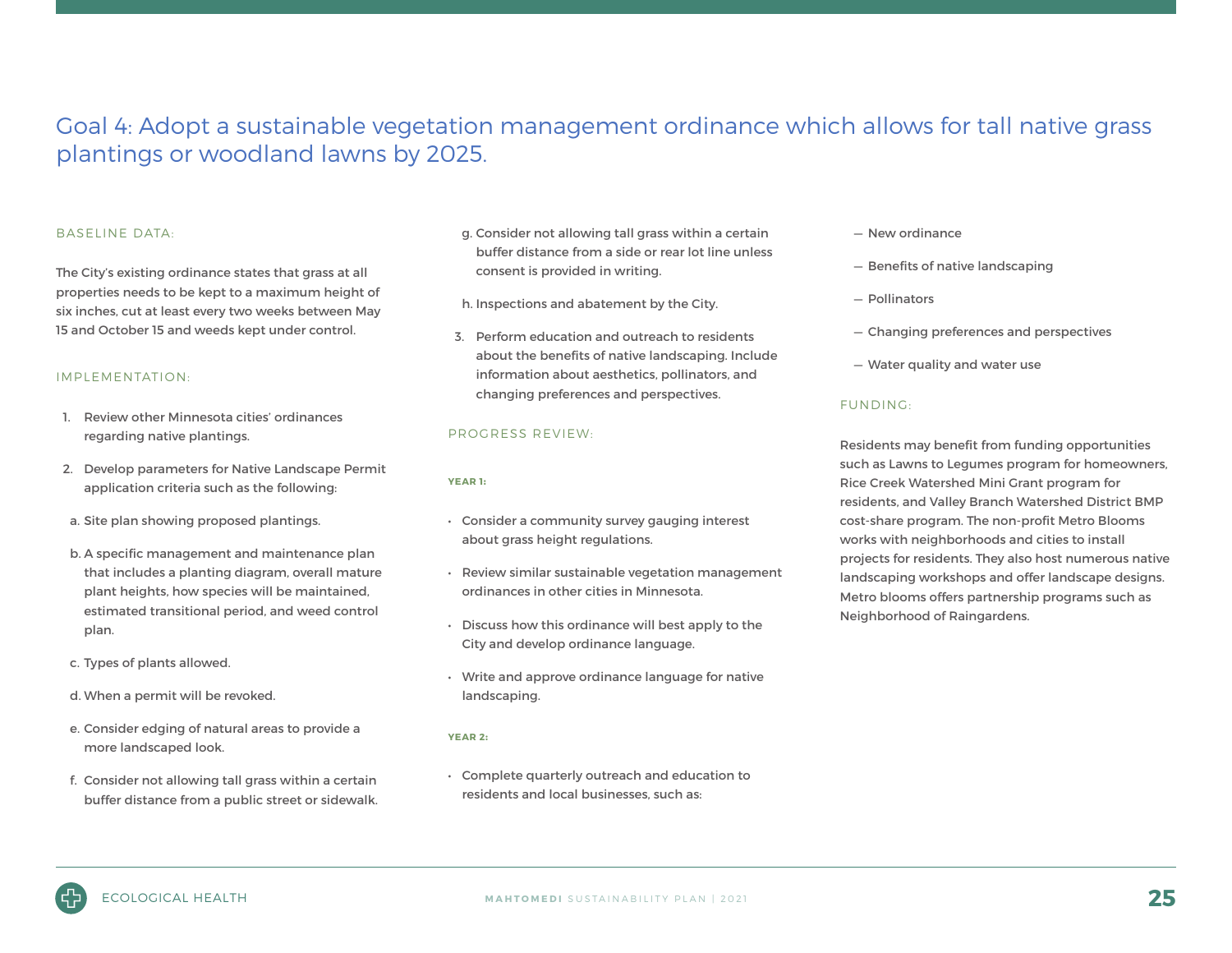## Goal 4: Adopt a sustainable vegetation management ordinance which allows for tall native grass plantings or woodland lawns by 2025.

### BASELINE DATA:

The City's existing ordinance states that grass at all properties needs to be kept to a maximum height of six inches, cut at least every two weeks between May 15 and October 15 and weeds kept under control.

### IMPLEMENTATION:

1. Review other Minnesota cities' ordinances regarding native plantings.
2. Develop parameters for Native Landscape Permit application criteria such as the following:
   a. Site plan showing proposed plantings.
   b. A specific management and maintenance plan that includes a planting diagram, overall mature plant heights, how species will be maintained, estimated transitional period, and weed control plan.
   c. Types of plants allowed.
   d. When a permit will be revoked.
   e. Consider edging of natural areas to provide a more landscaped look.
   f. Consider not allowing tall grass within a certain buffer distance from a public street or sidewalk.
   g. Consider not allowing tall grass within a certain buffer distance from a side or rear lot line unless consent is provided in writing.
   h. Inspections and abatement by the City.
3. Perform education and outreach to residents about the benefits of native landscaping. Include information about aesthetics, pollinators, and changing preferences and perspectives.

### PROGRESS REVIEW:

**YEAR 1:**

- Consider a community survey gauging interest about grass height regulations.
- Review similar sustainable vegetation management ordinances in other cities in Minnesota.
- Discuss how this ordinance will best apply to the City and develop ordinance language.
- Write and approve ordinance language for native landscaping.

**YEAR 2:**

- Complete quarterly outreach and education to residents and local businesses, such as:
  - New ordinance
  - Benefits of native landscaping
  - Pollinators
  - Changing preferences and perspectives
  - Water quality and water use

### FUNDING:

Residents may benefit from funding opportunities such as Lawns to Legumes program for homeowners, Rice Creek Watershed Mini Grant program for residents, and Valley Branch Watershed District BMP cost-share program. The non-profit Metro Blooms works with neighborhoods and cities to install projects for residents. They also host numerous native landscaping workshops and offer landscape designs. Metro blooms offers partnership programs such as Neighborhood of Raingardens.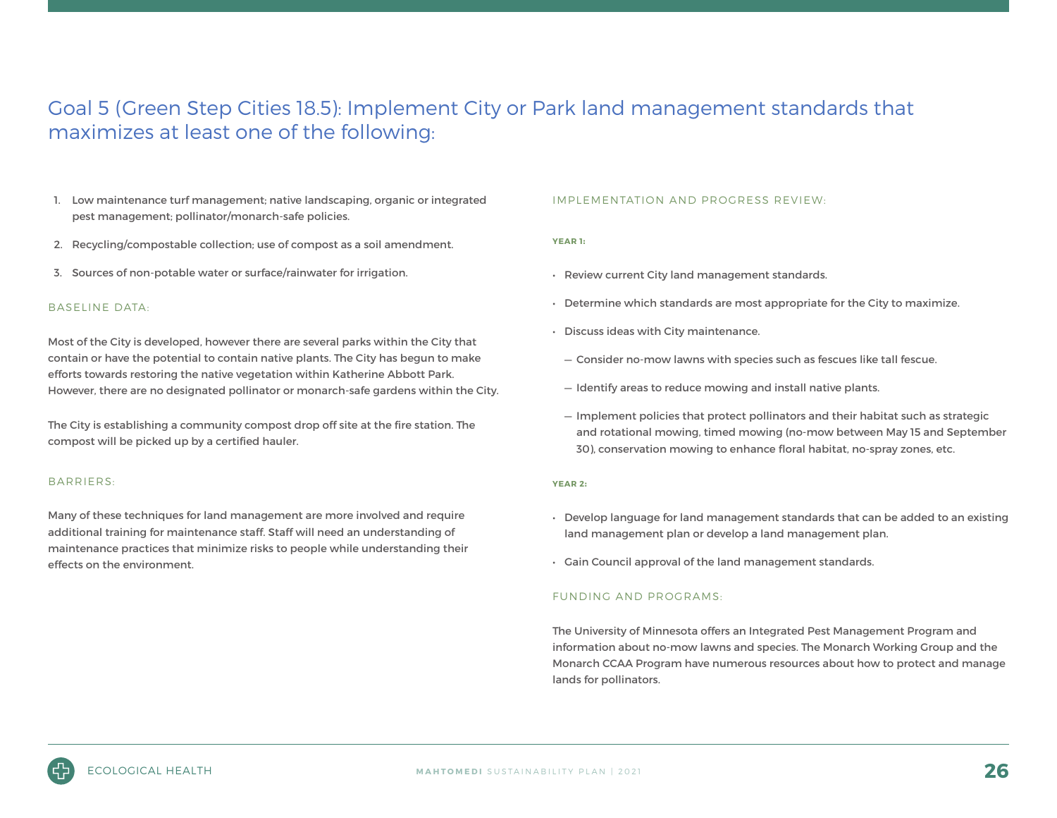## Goal 5 (Green Step Cities 18.5): Implement City or Park land management standards that maximizes at least one of the following:

1. Low maintenance turf management; native landscaping, organic or integrated pest management; pollinator/monarch-safe policies.
2. Recycling/compostable collection; use of compost as a soil amendment.
3. Sources of non-potable water or surface/rainwater for irrigation.

### BASELINE DATA:

Most of the City is developed, however there are several parks within the City that contain or have the potential to contain native plants. The City has begun to make efforts towards restoring the native vegetation within Katherine Abbott Park. However, there are no designated pollinator or monarch-safe gardens within the City.

The City is establishing a community compost drop off site at the fire station. The compost will be picked up by a certified hauler.

### BARRIERS:

Many of these techniques for land management are more involved and require additional training for maintenance staff. Staff will need an understanding of maintenance practices that minimize risks to people while understanding their effects on the environment.

### IMPLEMENTATION AND PROGRESS REVIEW:

**YEAR 1:**

- Review current City land management standards.
- Determine which standards are most appropriate for the City to maximize.
- Discuss ideas with City maintenance.
  - Consider no-mow lawns with species such as fescues like tall fescue.
  - Identify areas to reduce mowing and install native plants.
  - Implement policies that protect pollinators and their habitat such as strategic and rotational mowing, timed mowing (no-mow between May 15 and September 30), conservation mowing to enhance floral habitat, no-spray zones, etc.

**YEAR 2:**

- Develop language for land management standards that can be added to an existing land management plan or develop a land management plan.
- Gain Council approval of the land management standards.

### FUNDING AND PROGRAMS:

The University of Minnesota offers an Integrated Pest Management Program and information about no-mow lawns and species. The Monarch Working Group and the Monarch CCAA Program have numerous resources about how to protect and manage lands for pollinators.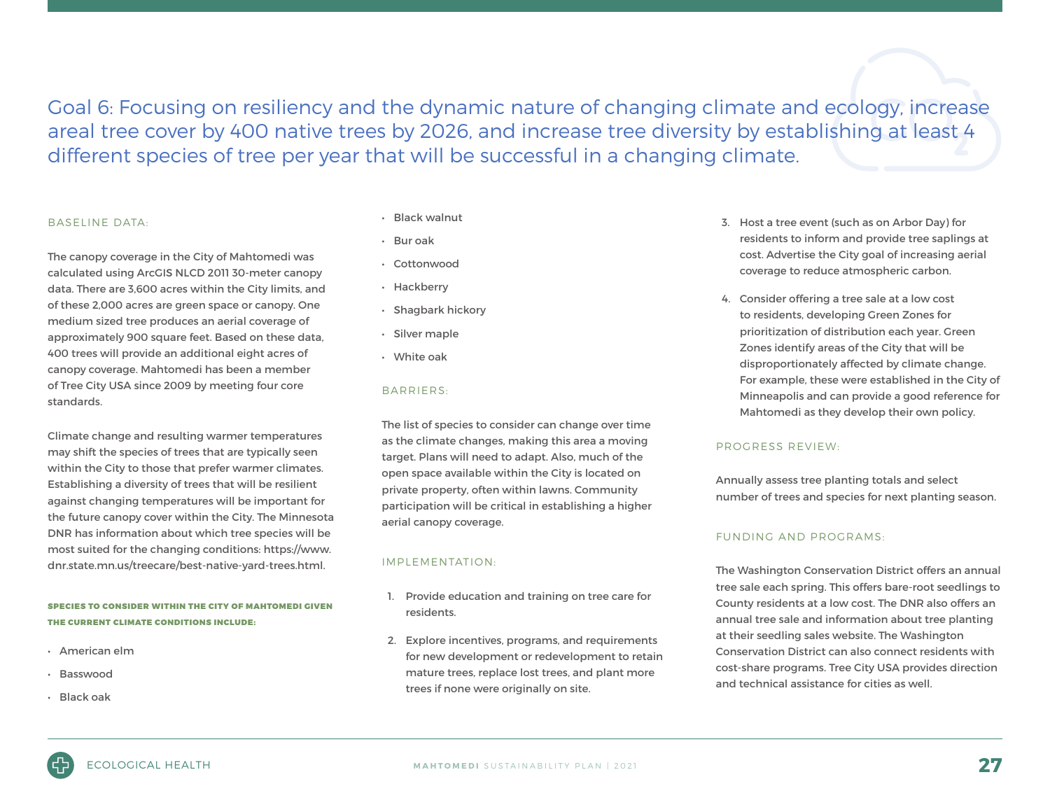# Goal 6: Focusing on resiliency and the dynamic nature of changing climate and ecology, increase areal tree cover by 400 native trees by 2026, and increase tree diversity by establishing at least 4 different species of tree per year that will be successful in a changing climate.

## BASELINE DATA:

The canopy coverage in the City of Mahtomedi was calculated using ArcGIS NLCD 2011 30-meter canopy data. There are 3,600 acres within the City limits, and of these 2,000 acres are green space or canopy. One medium sized tree produces an aerial coverage of approximately 900 square feet. Based on these data, 400 trees will provide an additional eight acres of canopy coverage. Mahtomedi has been a member of Tree City USA since 2009 by meeting four core standards.

Climate change and resulting warmer temperatures may shift the species of trees that are typically seen within the City to those that prefer warmer climates. Establishing a diversity of trees that will be resilient against changing temperatures will be important for the future canopy cover within the City. The Minnesota DNR has information about which tree species will be most suited for the changing conditions: https://www.dnr.state.mn.us/treecare/best-native-yard-trees.html.

**SPECIES TO CONSIDER WITHIN THE CITY OF MAHTOMEDI GIVEN THE CURRENT CLIMATE CONDITIONS INCLUDE:**

- American elm
- Basswood
- Black oak
- Black walnut
- Bur oak
- Cottonwood
- Hackberry
- Shagbark hickory
- Silver maple
- White oak

## BARRIERS:

The list of species to consider can change over time as the climate changes, making this area a moving target. Plans will need to adapt. Also, much of the open space available within the City is located on private property, often within lawns. Community participation will be critical in establishing a higher aerial canopy coverage.

## IMPLEMENTATION:

1. Provide education and training on tree care for residents.
2. Explore incentives, programs, and requirements for new development or redevelopment to retain mature trees, replace lost trees, and plant more trees if none were originally on site.
3. Host a tree event (such as on Arbor Day) for residents to inform and provide tree saplings at cost. Advertise the City goal of increasing aerial coverage to reduce atmospheric carbon.
4. Consider offering a tree sale at a low cost to residents, developing Green Zones for prioritization of distribution each year. Green Zones identify areas of the City that will be disproportionately affected by climate change. For example, these were established in the City of Minneapolis and can provide a good reference for Mahtomedi as they develop their own policy.

## PROGRESS REVIEW:

Annually assess tree planting totals and select number of trees and species for next planting season.

## FUNDING AND PROGRAMS:

The Washington Conservation District offers an annual tree sale each spring. This offers bare-root seedlings to County residents at a low cost. The DNR also offers an annual tree sale and information about tree planting at their seedling sales website. The Washington Conservation District can also connect residents with cost-share programs. Tree City USA provides direction and technical assistance for cities as well.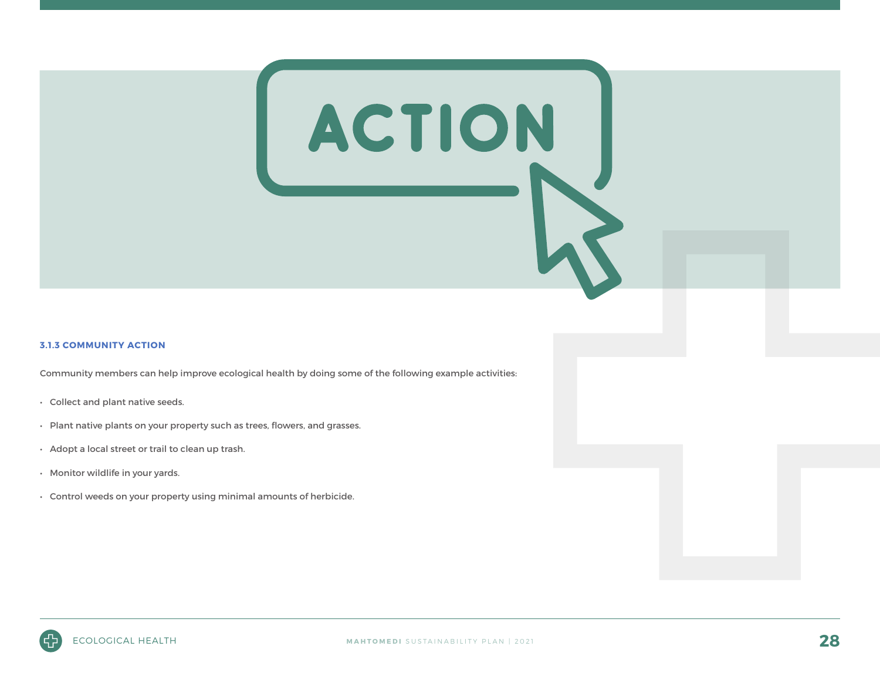### 3.1.3 COMMUNITY ACTION

Community members can help improve ecological health by doing some of the following example activities:

- Collect and plant native seeds.
- Plant native plants on your property such as trees, flowers, and grasses.
- Adopt a local street or trail to clean up trash.
- Monitor wildlife in your yards.
- Control weeds on your property using minimal amounts of herbicide.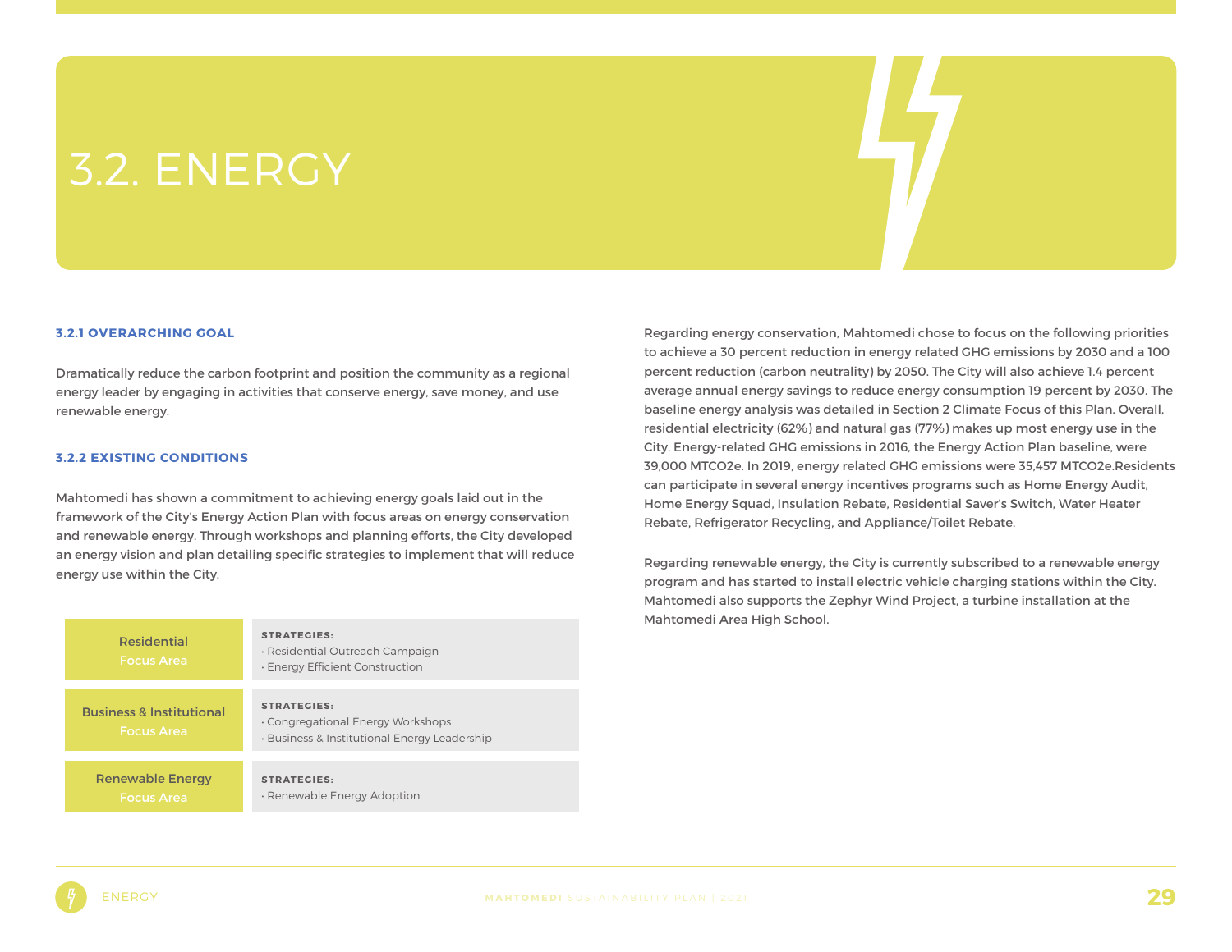# 3.2. ENERGY

### 3.2.1 OVERARCHING GOAL

Dramatically reduce the carbon footprint and position the community as a regional energy leader by engaging in activities that conserve energy, save money, and use renewable energy.

### 3.2.2 EXISTING CONDITIONS

Mahtomedi has shown a commitment to achieving energy goals laid out in the framework of the City's Energy Action Plan with focus areas on energy conservation and renewable energy. Through workshops and planning efforts, the City developed an energy vision and plan detailing specific strategies to implement that will reduce energy use within the City.

| Focus Area | Strategies |
| --- | --- |
| Residential Focus Area | **STRATEGIES:**<br>• Residential Outreach Campaign<br>• Energy Efficient Construction |
| Business & Institutional Focus Area | **STRATEGIES:**<br>• Congregational Energy Workshops<br>• Business & Institutional Energy Leadership |
| Renewable Energy Focus Area | **STRATEGIES:**<br>• Renewable Energy Adoption |

Regarding energy conservation, Mahtomedi chose to focus on the following priorities to achieve a 30 percent reduction in energy related GHG emissions by 2030 and a 100 percent reduction (carbon neutrality) by 2050. The City will also achieve 1.4 percent average annual energy savings to reduce energy consumption 19 percent by 2030. The baseline energy analysis was detailed in Section 2 Climate Focus of this Plan. Overall, residential electricity (62%) and natural gas (77%) makes up most energy use in the City. Energy-related GHG emissions in 2016, the Energy Action Plan baseline, were 39,000 MTCO2e. In 2019, energy related GHG emissions were 35,457 MTCO2e.Residents can participate in several energy incentives programs such as Home Energy Audit, Home Energy Squad, Insulation Rebate, Residential Saver's Switch, Water Heater Rebate, Refrigerator Recycling, and Appliance/Toilet Rebate.

Regarding renewable energy, the City is currently subscribed to a renewable energy program and has started to install electric vehicle charging stations within the City. Mahtomedi also supports the Zephyr Wind Project, a turbine installation at the Mahtomedi Area High School.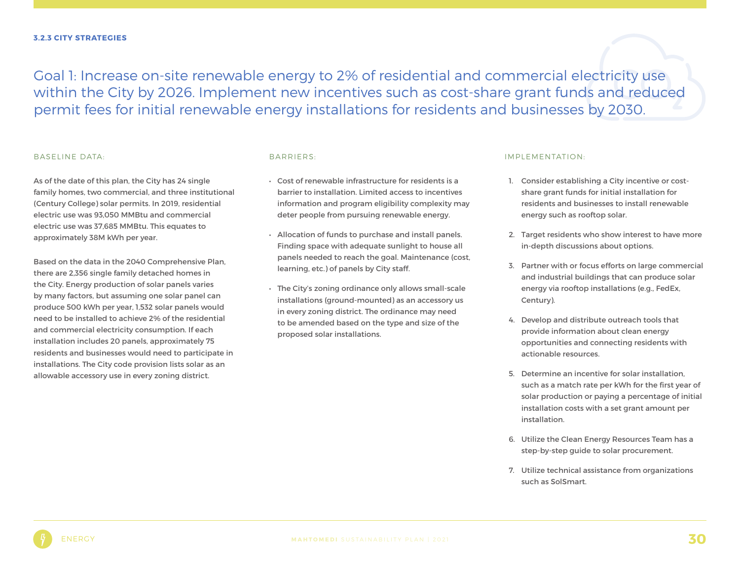### 3.2.3 CITY STRATEGIES

## Goal 1: Increase on-site renewable energy to 2% of residential and commercial electricity use within the City by 2026. Implement new incentives such as cost-share grant funds and reduced permit fees for initial renewable energy installations for residents and businesses by 2030.

#### BASELINE DATA:

As of the date of this plan, the City has 24 single family homes, two commercial, and three institutional (Century College) solar permits. In 2019, residential electric use was 93,050 MMBtu and commercial electric use was 37,685 MMBtu. This equates to approximately 38M kWh per year.

Based on the data in the 2040 Comprehensive Plan, there are 2,356 single family detached homes in the City. Energy production of solar panels varies by many factors, but assuming one solar panel can produce 500 kWh per year, 1,532 solar panels would need to be installed to achieve 2% of the residential and commercial electricity consumption. If each installation includes 20 panels, approximately 75 residents and businesses would need to participate in installations. The City code provision lists solar as an allowable accessory use in every zoning district.

#### BARRIERS:

- Cost of renewable infrastructure for residents is a barrier to installation. Limited access to incentives information and program eligibility complexity may deter people from pursuing renewable energy.
- Allocation of funds to purchase and install panels. Finding space with adequate sunlight to house all panels needed to reach the goal. Maintenance (cost, learning, etc.) of panels by City staff.
- The City's zoning ordinance only allows small-scale installations (ground-mounted) as an accessory us in every zoning district. The ordinance may need to be amended based on the type and size of the proposed solar installations.

#### IMPLEMENTATION:

1. Consider establishing a City incentive or cost-share grant funds for initial installation for residents and businesses to install renewable energy such as rooftop solar.
2. Target residents who show interest to have more in-depth discussions about options.
3. Partner with or focus efforts on large commercial and industrial buildings that can produce solar energy via rooftop installations (e.g., FedEx, Century).
4. Develop and distribute outreach tools that provide information about clean energy opportunities and connecting residents with actionable resources.
5. Determine an incentive for solar installation, such as a match rate per kWh for the first year of solar production or paying a percentage of initial installation costs with a set grant amount per installation.
6. Utilize the Clean Energy Resources Team has a step-by-step guide to solar procurement.
7. Utilize technical assistance from organizations such as SolSmart.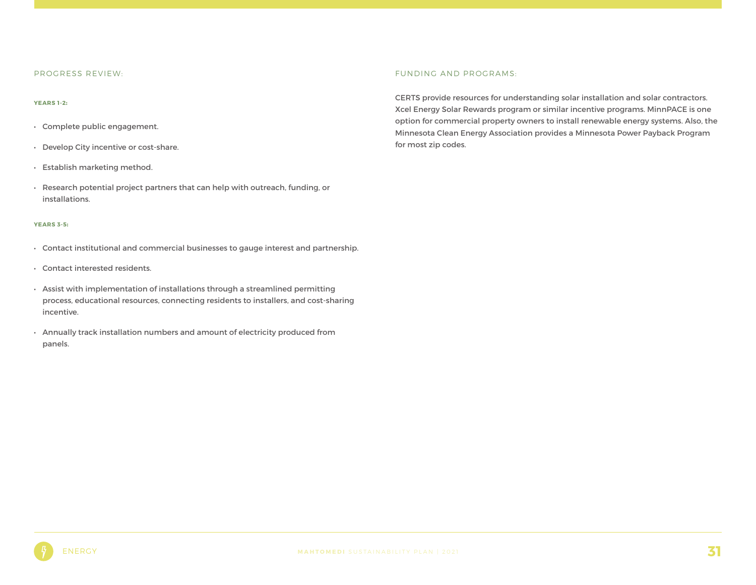## PROGRESS REVIEW:

### YEARS 1-2:

- Complete public engagement.
- Develop City incentive or cost-share.
- Establish marketing method.
- Research potential project partners that can help with outreach, funding, or installations.

### YEARS 3-5:

- Contact institutional and commercial businesses to gauge interest and partnership.
- Contact interested residents.
- Assist with implementation of installations through a streamlined permitting process, educational resources, connecting residents to installers, and cost-sharing incentive.
- Annually track installation numbers and amount of electricity produced from panels.

## FUNDING AND PROGRAMS:

CERTS provide resources for understanding solar installation and solar contractors. Xcel Energy Solar Rewards program or similar incentive programs. MinnPACE is one option for commercial property owners to install renewable energy systems. Also, the Minnesota Clean Energy Association provides a Minnesota Power Payback Program for most zip codes.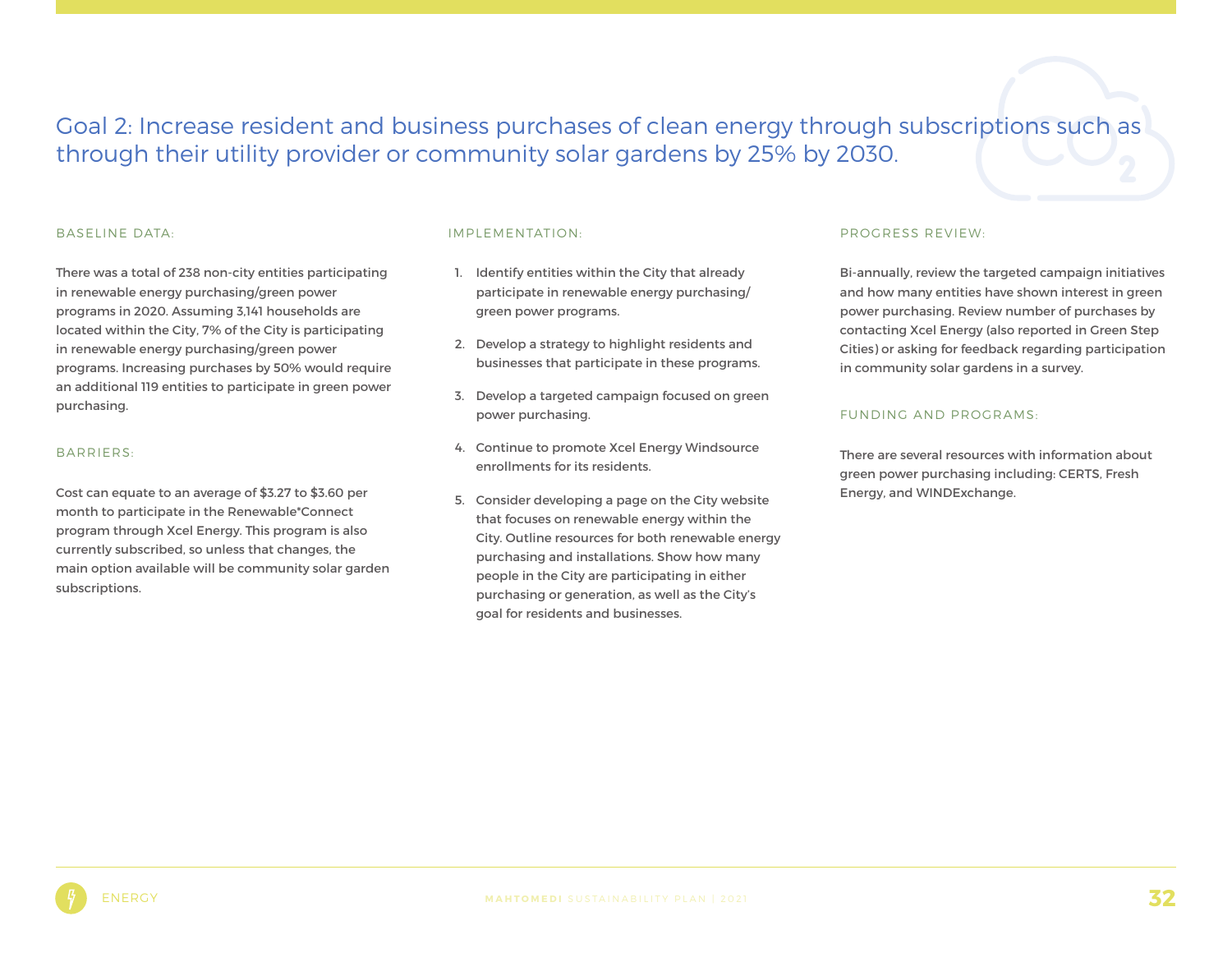## Goal 2: Increase resident and business purchases of clean energy through subscriptions such as through their utility provider or community solar gardens by 25% by 2030.

### BASELINE DATA:

There was a total of 238 non-city entities participating in renewable energy purchasing/green power programs in 2020. Assuming 3,141 households are located within the City, 7% of the City is participating in renewable energy purchasing/green power programs. Increasing purchases by 50% would require an additional 119 entities to participate in green power purchasing.

### BARRIERS:

Cost can equate to an average of $3.27 to $3.60 per month to participate in the Renewable*Connect program through Xcel Energy. This program is also currently subscribed, so unless that changes, the main option available will be community solar garden subscriptions.

### IMPLEMENTATION:

1. Identify entities within the City that already participate in renewable energy purchasing/ green power programs.
2. Develop a strategy to highlight residents and businesses that participate in these programs.
3. Develop a targeted campaign focused on green power purchasing.
4. Continue to promote Xcel Energy Windsource enrollments for its residents.
5. Consider developing a page on the City website that focuses on renewable energy within the City. Outline resources for both renewable energy purchasing and installations. Show how many people in the City are participating in either purchasing or generation, as well as the City's goal for residents and businesses.

### PROGRESS REVIEW:

Bi-annually, review the targeted campaign initiatives and how many entities have shown interest in green power purchasing. Review number of purchases by contacting Xcel Energy (also reported in Green Step Cities) or asking for feedback regarding participation in community solar gardens in a survey.

### FUNDING AND PROGRAMS:

There are several resources with information about green power purchasing including: CERTS, Fresh Energy, and WINDExchange.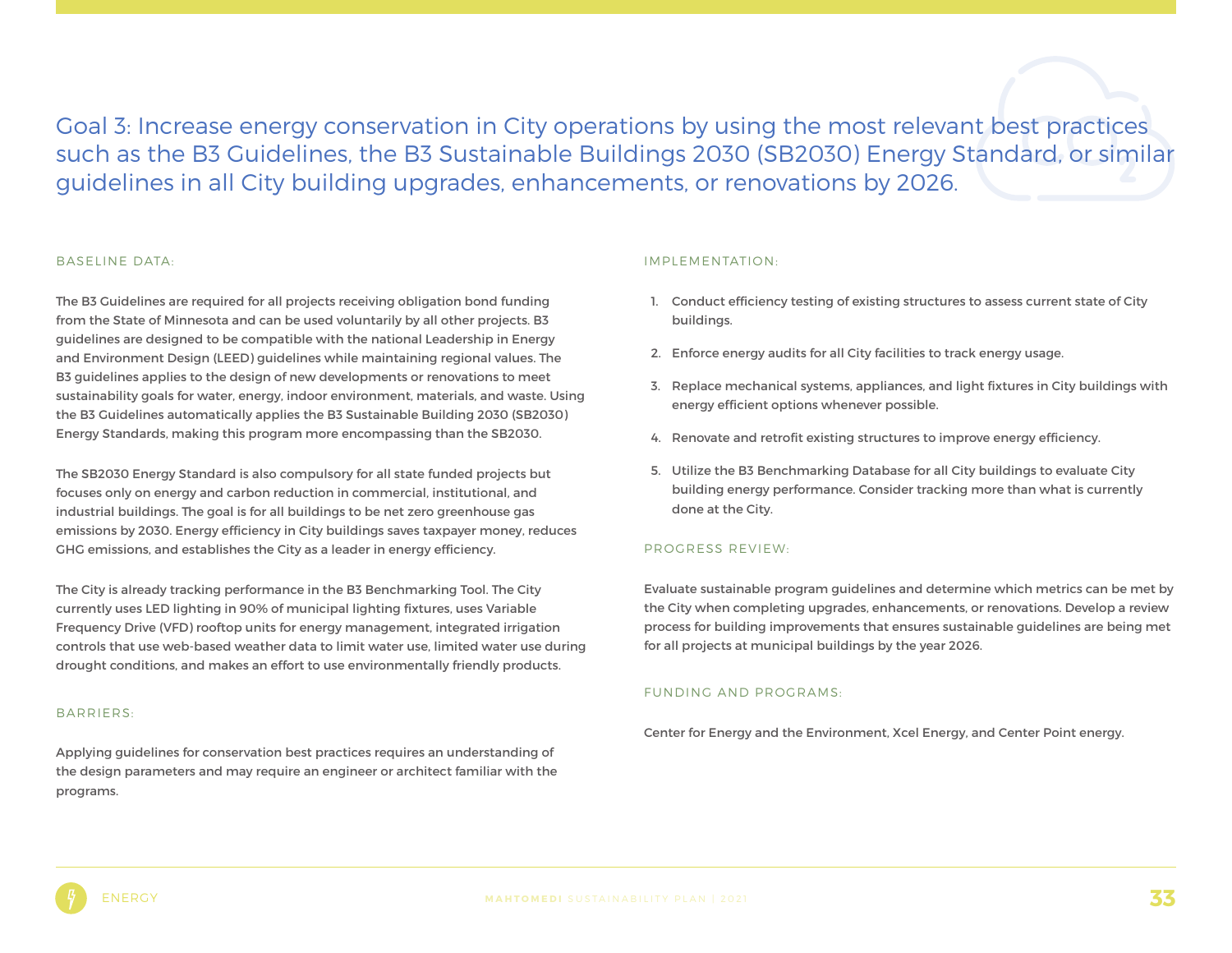## Goal 3: Increase energy conservation in City operations by using the most relevant best practices such as the B3 Guidelines, the B3 Sustainable Buildings 2030 (SB2030) Energy Standard, or similar guidelines in all City building upgrades, enhancements, or renovations by 2026.

### BASELINE DATA:

The B3 Guidelines are required for all projects receiving obligation bond funding from the State of Minnesota and can be used voluntarily by all other projects. B3 guidelines are designed to be compatible with the national Leadership in Energy and Environment Design (LEED) guidelines while maintaining regional values. The B3 guidelines applies to the design of new developments or renovations to meet sustainability goals for water, energy, indoor environment, materials, and waste. Using the B3 Guidelines automatically applies the B3 Sustainable Building 2030 (SB2030) Energy Standards, making this program more encompassing than the SB2030.

The SB2030 Energy Standard is also compulsory for all state funded projects but focuses only on energy and carbon reduction in commercial, institutional, and industrial buildings. The goal is for all buildings to be net zero greenhouse gas emissions by 2030. Energy efficiency in City buildings saves taxpayer money, reduces GHG emissions, and establishes the City as a leader in energy efficiency.

The City is already tracking performance in the B3 Benchmarking Tool. The City currently uses LED lighting in 90% of municipal lighting fixtures, uses Variable Frequency Drive (VFD) rooftop units for energy management, integrated irrigation controls that use web-based weather data to limit water use, limited water use during drought conditions, and makes an effort to use environmentally friendly products.

### BARRIERS:

Applying guidelines for conservation best practices requires an understanding of the design parameters and may require an engineer or architect familiar with the programs.

### IMPLEMENTATION:

1. Conduct efficiency testing of existing structures to assess current state of City buildings.
2. Enforce energy audits for all City facilities to track energy usage.
3. Replace mechanical systems, appliances, and light fixtures in City buildings with energy efficient options whenever possible.
4. Renovate and retrofit existing structures to improve energy efficiency.
5. Utilize the B3 Benchmarking Database for all City buildings to evaluate City building energy performance. Consider tracking more than what is currently done at the City.

### PROGRESS REVIEW:

Evaluate sustainable program guidelines and determine which metrics can be met by the City when completing upgrades, enhancements, or renovations. Develop a review process for building improvements that ensures sustainable guidelines are being met for all projects at municipal buildings by the year 2026.

### FUNDING AND PROGRAMS:

Center for Energy and the Environment, Xcel Energy, and Center Point energy.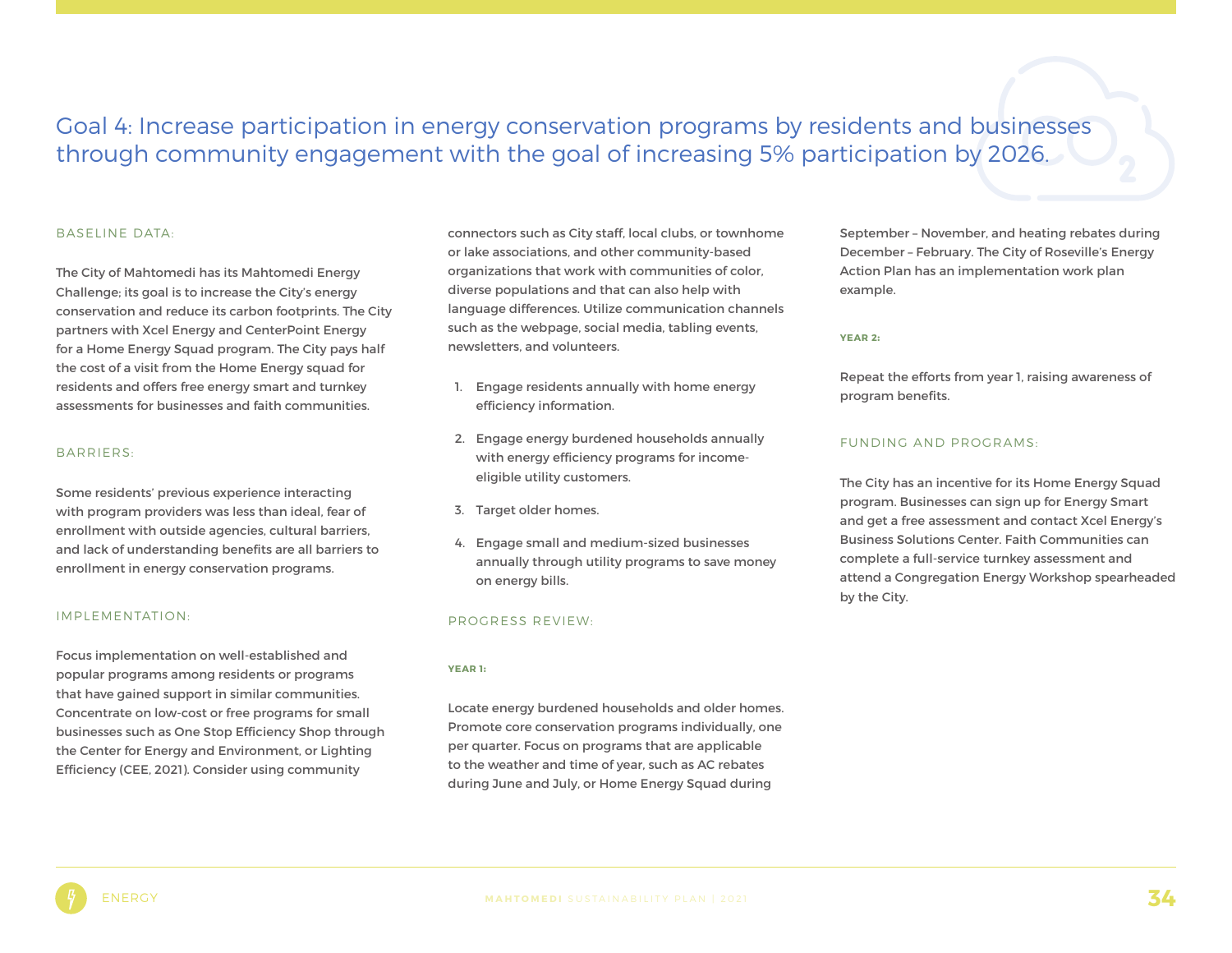# Goal 4: Increase participation in energy conservation programs by residents and businesses through community engagement with the goal of increasing 5% participation by 2026.

## BASELINE DATA:

The City of Mahtomedi has its Mahtomedi Energy Challenge; its goal is to increase the City's energy conservation and reduce its carbon footprints. The City partners with Xcel Energy and CenterPoint Energy for a Home Energy Squad program. The City pays half the cost of a visit from the Home Energy squad for residents and offers free energy smart and turnkey assessments for businesses and faith communities.

## BARRIERS:

Some residents' previous experience interacting with program providers was less than ideal, fear of enrollment with outside agencies, cultural barriers, and lack of understanding benefits are all barriers to enrollment in energy conservation programs.

## IMPLEMENTATION:

Focus implementation on well-established and popular programs among residents or programs that have gained support in similar communities. Concentrate on low-cost or free programs for small businesses such as One Stop Efficiency Shop through the Center for Energy and Environment, or Lighting Efficiency (CEE, 2021). Consider using community connectors such as City staff, local clubs, or townhome or lake associations, and other community-based organizations that work with communities of color, diverse populations and that can also help with language differences. Utilize communication channels such as the webpage, social media, tabling events, newsletters, and volunteers.

1. Engage residents annually with home energy efficiency information.
2. Engage energy burdened households annually with energy efficiency programs for income-eligible utility customers.
3. Target older homes.
4. Engage small and medium-sized businesses annually through utility programs to save money on energy bills.

## PROGRESS REVIEW:

**YEAR 1:**

Locate energy burdened households and older homes. Promote core conservation programs individually, one per quarter. Focus on programs that are applicable to the weather and time of year, such as AC rebates during June and July, or Home Energy Squad during September – November, and heating rebates during December – February. The City of Roseville's Energy Action Plan has an implementation work plan example.

**YEAR 2:**

Repeat the efforts from year 1, raising awareness of program benefits.

## FUNDING AND PROGRAMS:

The City has an incentive for its Home Energy Squad program. Businesses can sign up for Energy Smart and get a free assessment and contact Xcel Energy's Business Solutions Center. Faith Communities can complete a full-service turnkey assessment and attend a Congregation Energy Workshop spearheaded by the City.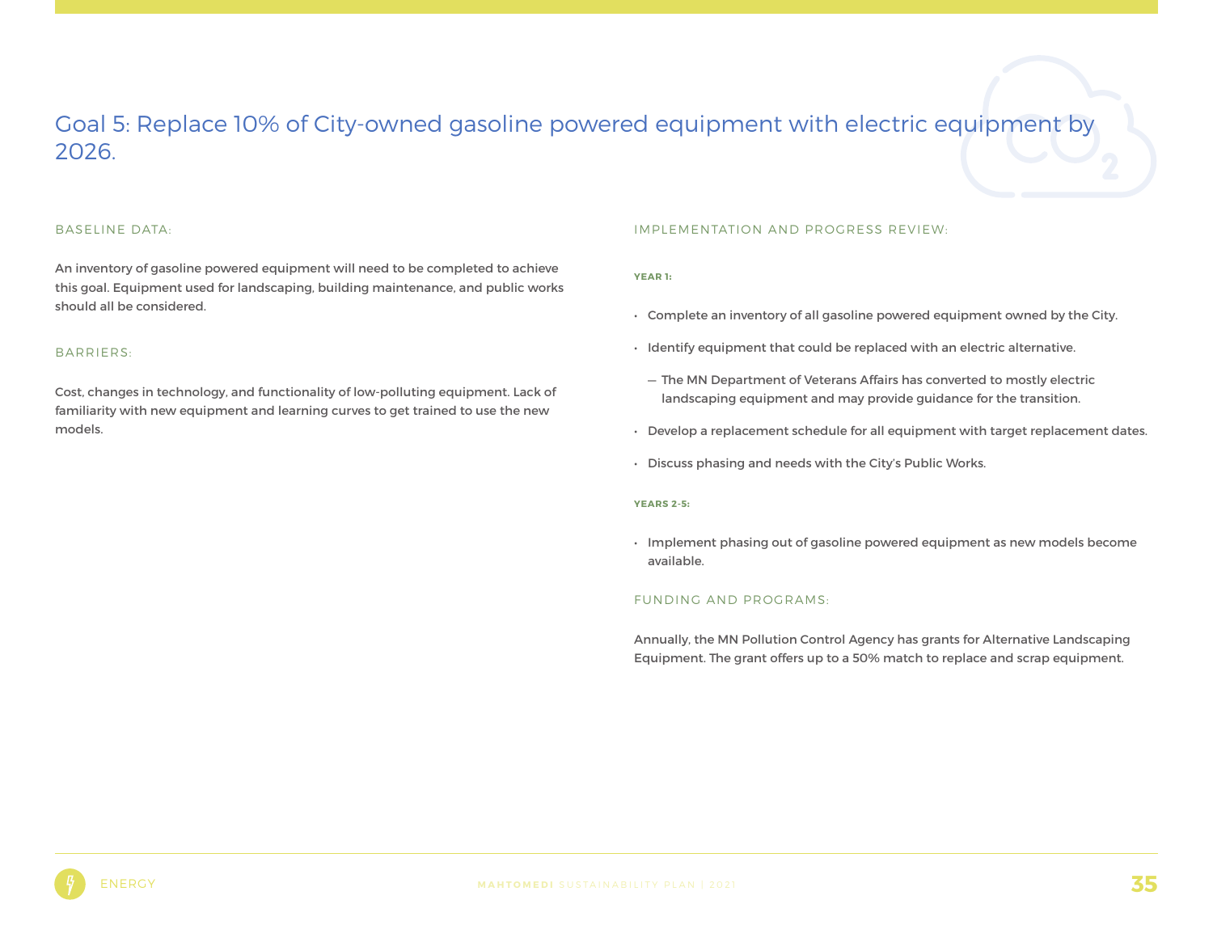# Goal 5: Replace 10% of City-owned gasoline powered equipment with electric equipment by 2026.

## BASELINE DATA:

An inventory of gasoline powered equipment will need to be completed to achieve this goal. Equipment used for landscaping, building maintenance, and public works should all be considered.

## BARRIERS:

Cost, changes in technology, and functionality of low-polluting equipment. Lack of familiarity with new equipment and learning curves to get trained to use the new models.

## IMPLEMENTATION AND PROGRESS REVIEW:

### YEAR 1:

- Complete an inventory of all gasoline powered equipment owned by the City.
- Identify equipment that could be replaced with an electric alternative.
  - The MN Department of Veterans Affairs has converted to mostly electric landscaping equipment and may provide guidance for the transition.
- Develop a replacement schedule for all equipment with target replacement dates.
- Discuss phasing and needs with the City's Public Works.

### YEARS 2-5:

- Implement phasing out of gasoline powered equipment as new models become available.

## FUNDING AND PROGRAMS:

Annually, the MN Pollution Control Agency has grants for Alternative Landscaping Equipment. The grant offers up to a 50% match to replace and scrap equipment.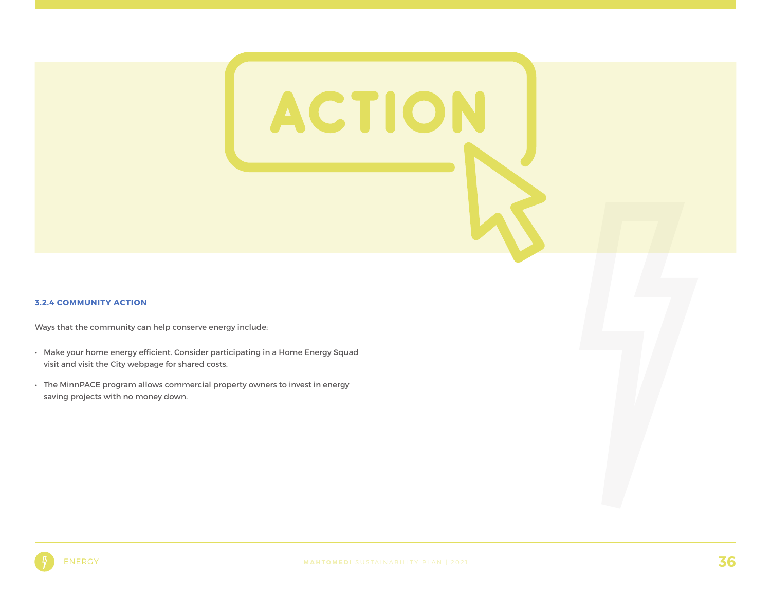### 3.2.4 COMMUNITY ACTION

Ways that the community can help conserve energy include:

- Make your home energy efficient. Consider participating in a Home Energy Squad visit and visit the City webpage for shared costs.
- The MinnPACE program allows commercial property owners to invest in energy saving projects with no money down.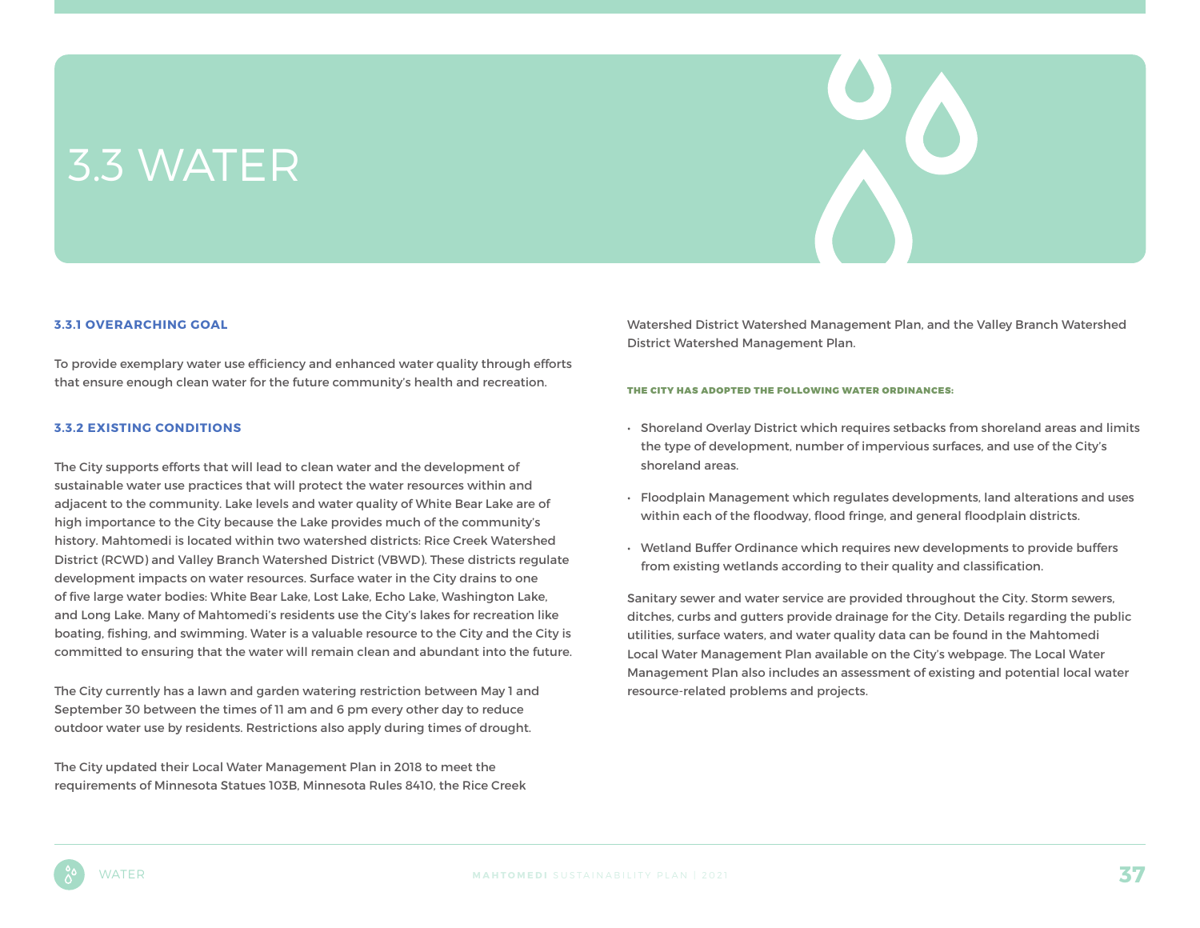# 3.3 WATER

### 3.3.1 OVERARCHING GOAL

To provide exemplary water use efficiency and enhanced water quality through efforts that ensure enough clean water for the future community's health and recreation.

### 3.3.2 EXISTING CONDITIONS

The City supports efforts that will lead to clean water and the development of sustainable water use practices that will protect the water resources within and adjacent to the community. Lake levels and water quality of White Bear Lake are of high importance to the City because the Lake provides much of the community's history. Mahtomedi is located within two watershed districts: Rice Creek Watershed District (RCWD) and Valley Branch Watershed District (VBWD). These districts regulate development impacts on water resources. Surface water in the City drains to one of five large water bodies: White Bear Lake, Lost Lake, Echo Lake, Washington Lake, and Long Lake. Many of Mahtomedi's residents use the City's lakes for recreation like boating, fishing, and swimming. Water is a valuable resource to the City and the City is committed to ensuring that the water will remain clean and abundant into the future.

The City currently has a lawn and garden watering restriction between May 1 and September 30 between the times of 11 am and 6 pm every other day to reduce outdoor water use by residents. Restrictions also apply during times of drought.

The City updated their Local Water Management Plan in 2018 to meet the requirements of Minnesota Statues 103B, Minnesota Rules 8410, the Rice Creek Watershed District Watershed Management Plan, and the Valley Branch Watershed District Watershed Management Plan.

#### THE CITY HAS ADOPTED THE FOLLOWING WATER ORDINANCES:

- Shoreland Overlay District which requires setbacks from shoreland areas and limits the type of development, number of impervious surfaces, and use of the City's shoreland areas.
- Floodplain Management which regulates developments, land alterations and uses within each of the floodway, flood fringe, and general floodplain districts.
- Wetland Buffer Ordinance which requires new developments to provide buffers from existing wetlands according to their quality and classification.

Sanitary sewer and water service are provided throughout the City. Storm sewers, ditches, curbs and gutters provide drainage for the City. Details regarding the public utilities, surface waters, and water quality data can be found in the Mahtomedi Local Water Management Plan available on the City's webpage. The Local Water Management Plan also includes an assessment of existing and potential local water resource-related problems and projects.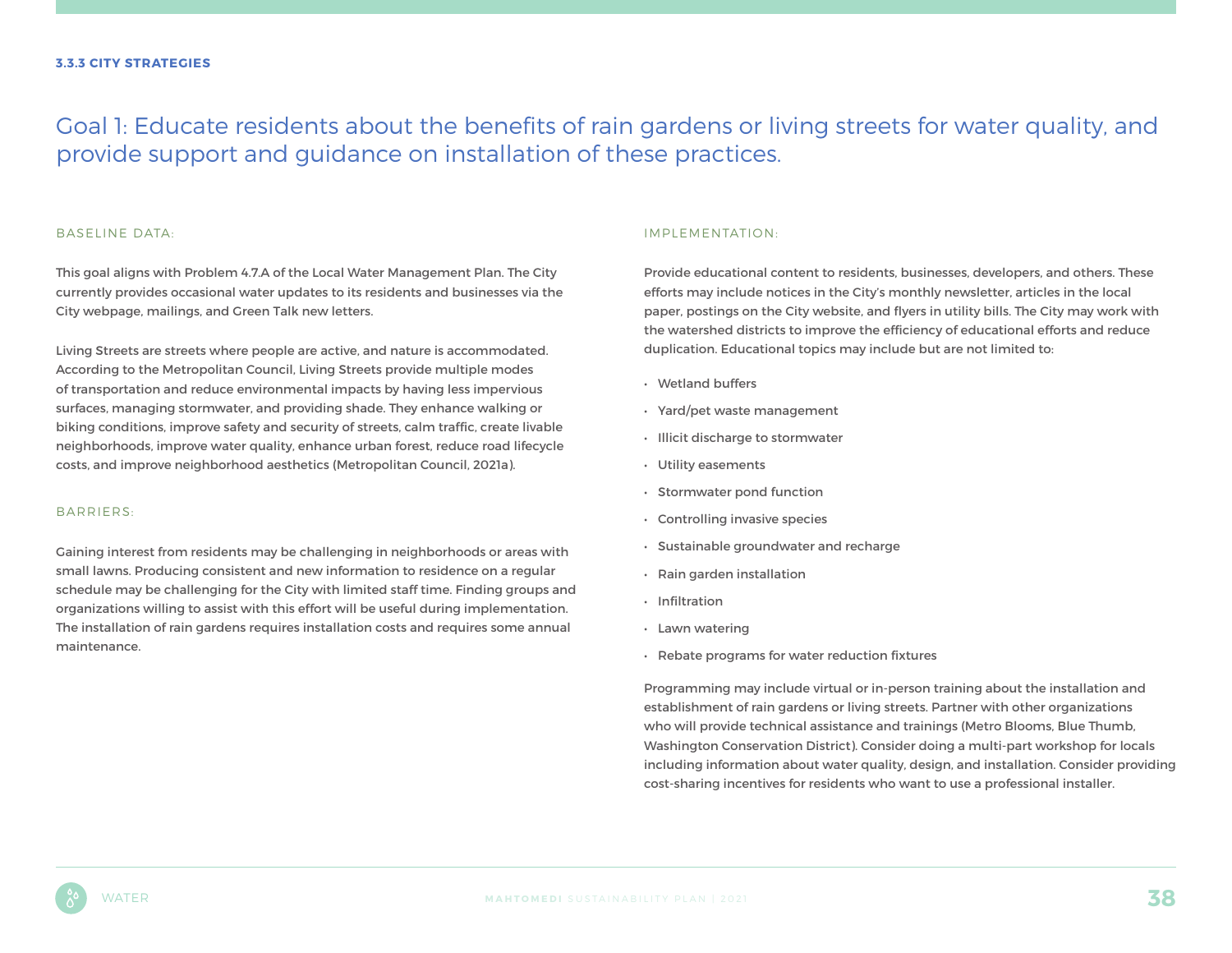### 3.3.3 CITY STRATEGIES

## Goal 1: Educate residents about the benefits of rain gardens or living streets for water quality, and provide support and guidance on installation of these practices.

#### BASELINE DATA:

This goal aligns with Problem 4.7.A of the Local Water Management Plan. The City currently provides occasional water updates to its residents and businesses via the City webpage, mailings, and Green Talk new letters.

Living Streets are streets where people are active, and nature is accommodated. According to the Metropolitan Council, Living Streets provide multiple modes of transportation and reduce environmental impacts by having less impervious surfaces, managing stormwater, and providing shade. They enhance walking or biking conditions, improve safety and security of streets, calm traffic, create livable neighborhoods, improve water quality, enhance urban forest, reduce road lifecycle costs, and improve neighborhood aesthetics (Metropolitan Council, 2021a).

#### BARRIERS:

Gaining interest from residents may be challenging in neighborhoods or areas with small lawns. Producing consistent and new information to residence on a regular schedule may be challenging for the City with limited staff time. Finding groups and organizations willing to assist with this effort will be useful during implementation. The installation of rain gardens requires installation costs and requires some annual maintenance.

#### IMPLEMENTATION:

Provide educational content to residents, businesses, developers, and others. These efforts may include notices in the City's monthly newsletter, articles in the local paper, postings on the City website, and flyers in utility bills. The City may work with the watershed districts to improve the efficiency of educational efforts and reduce duplication. Educational topics may include but are not limited to:

- Wetland buffers
- Yard/pet waste management
- Illicit discharge to stormwater
- Utility easements
- Stormwater pond function
- Controlling invasive species
- Sustainable groundwater and recharge
- Rain garden installation
- Infiltration
- Lawn watering
- Rebate programs for water reduction fixtures

Programming may include virtual or in-person training about the installation and establishment of rain gardens or living streets. Partner with other organizations who will provide technical assistance and trainings (Metro Blooms, Blue Thumb, Washington Conservation District). Consider doing a multi-part workshop for locals including information about water quality, design, and installation. Consider providing cost-sharing incentives for residents who want to use a professional installer.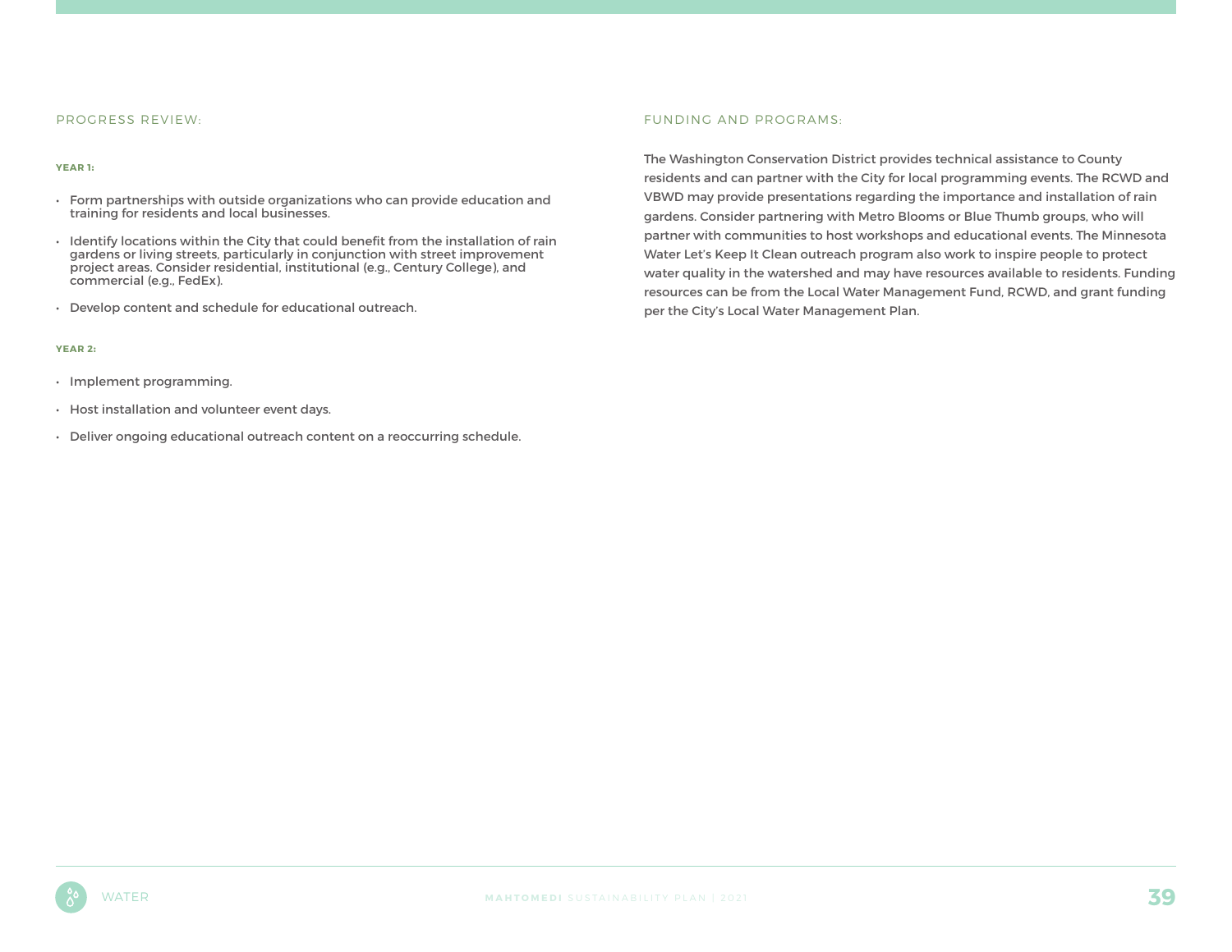## PROGRESS REVIEW:

**YEAR 1:**

- Form partnerships with outside organizations who can provide education and training for residents and local businesses.
- Identify locations within the City that could benefit from the installation of rain gardens or living streets, particularly in conjunction with street improvement project areas. Consider residential, institutional (e.g., Century College), and commercial (e.g., FedEx).
- Develop content and schedule for educational outreach.

**YEAR 2:**

- Implement programming.
- Host installation and volunteer event days.
- Deliver ongoing educational outreach content on a reoccurring schedule.

## FUNDING AND PROGRAMS:

The Washington Conservation District provides technical assistance to County residents and can partner with the City for local programming events. The RCWD and VBWD may provide presentations regarding the importance and installation of rain gardens. Consider partnering with Metro Blooms or Blue Thumb groups, who will partner with communities to host workshops and educational events. The Minnesota Water Let's Keep It Clean outreach program also work to inspire people to protect water quality in the watershed and may have resources available to residents. Funding resources can be from the Local Water Management Fund, RCWD, and grant funding per the City's Local Water Management Plan.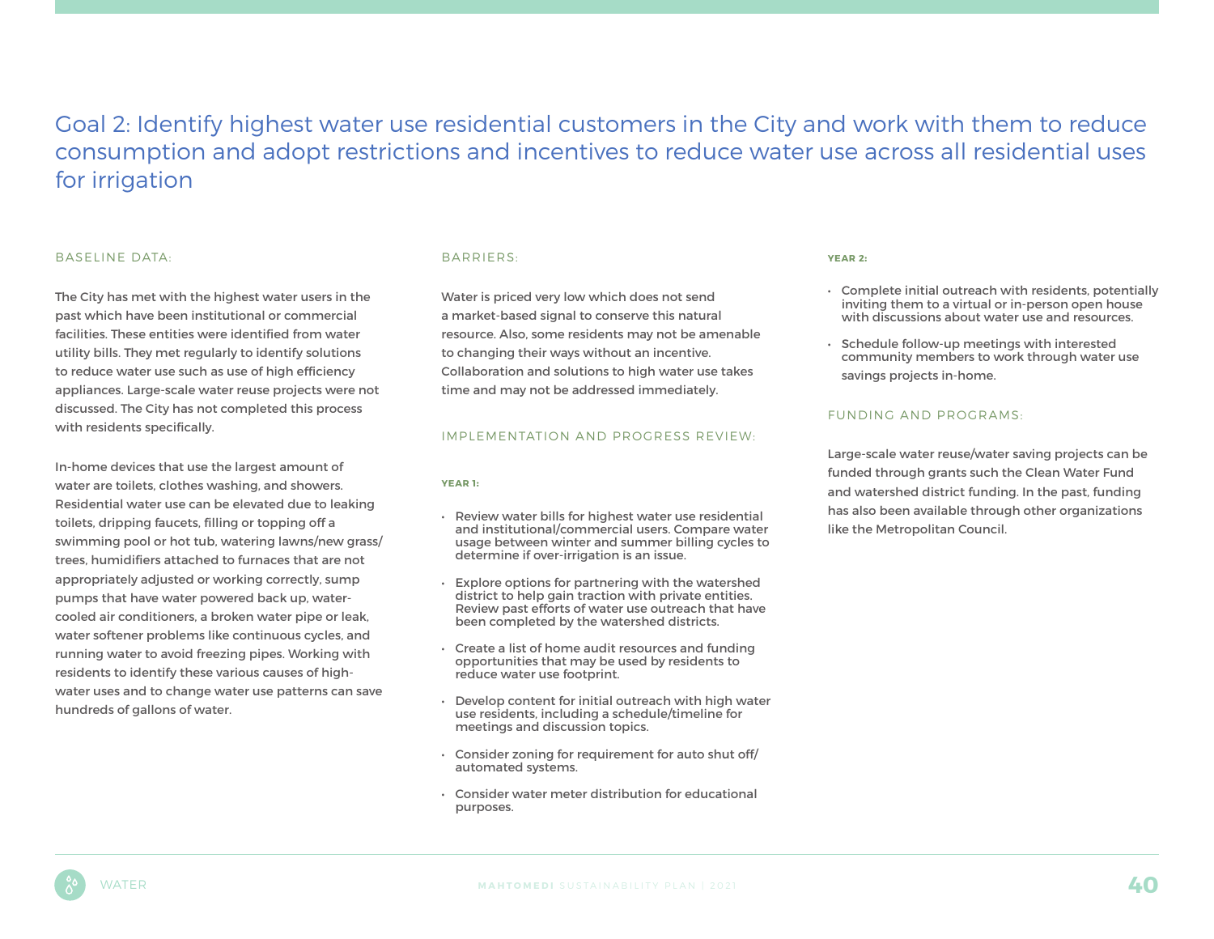## Goal 2: Identify highest water use residential customers in the City and work with them to reduce consumption and adopt restrictions and incentives to reduce water use across all residential uses for irrigation

### BASELINE DATA:

The City has met with the highest water users in the past which have been institutional or commercial facilities. These entities were identified from water utility bills. They met regularly to identify solutions to reduce water use such as use of high efficiency appliances. Large-scale water reuse projects were not discussed. The City has not completed this process with residents specifically.

In-home devices that use the largest amount of water are toilets, clothes washing, and showers. Residential water use can be elevated due to leaking toilets, dripping faucets, filling or topping off a swimming pool or hot tub, watering lawns/new grass/trees, humidifiers attached to furnaces that are not appropriately adjusted or working correctly, sump pumps that have water powered back up, water-cooled air conditioners, a broken water pipe or leak, water softener problems like continuous cycles, and running water to avoid freezing pipes. Working with residents to identify these various causes of high-water uses and to change water use patterns can save hundreds of gallons of water.

### BARRIERS:

Water is priced very low which does not send a market-based signal to conserve this natural resource. Also, some residents may not be amenable to changing their ways without an incentive. Collaboration and solutions to high water use takes time and may not be addressed immediately.

### IMPLEMENTATION AND PROGRESS REVIEW:

**YEAR 1:**

- Review water bills for highest water use residential and institutional/commercial users. Compare water usage between winter and summer billing cycles to determine if over-irrigation is an issue.
- Explore options for partnering with the watershed district to help gain traction with private entities. Review past efforts of water use outreach that have been completed by the watershed districts.
- Create a list of home audit resources and funding opportunities that may be used by residents to reduce water use footprint.
- Develop content for initial outreach with high water use residents, including a schedule/timeline for meetings and discussion topics.
- Consider zoning for requirement for auto shut off/automated systems.
- Consider water meter distribution for educational purposes.

**YEAR 2:**

- Complete initial outreach with residents, potentially inviting them to a virtual or in-person open house with discussions about water use and resources.
- Schedule follow-up meetings with interested community members to work through water use savings projects in-home.

### FUNDING AND PROGRAMS:

Large-scale water reuse/water saving projects can be funded through grants such the Clean Water Fund and watershed district funding. In the past, funding has also been available through other organizations like the Metropolitan Council.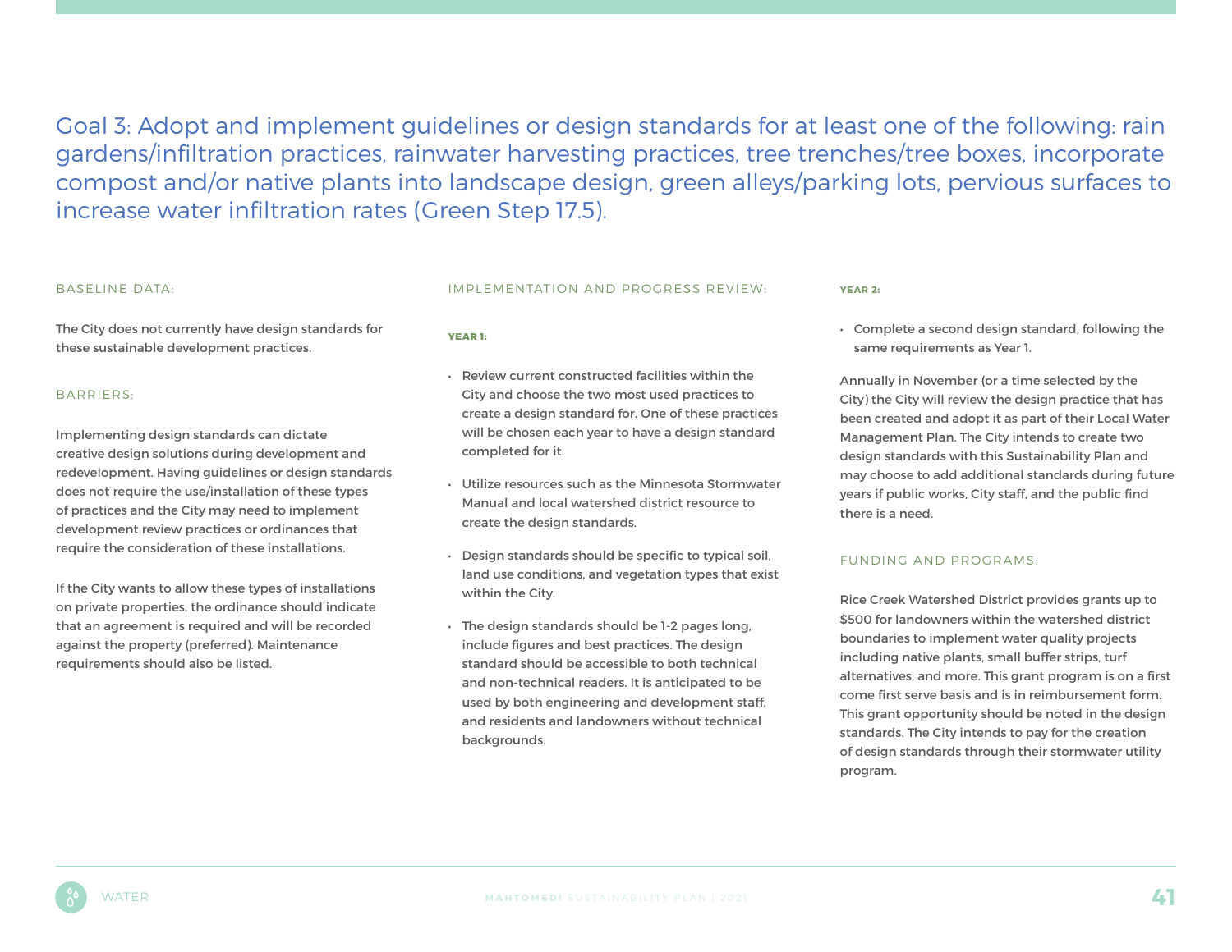## Goal 3: Adopt and implement guidelines or design standards for at least one of the following: rain gardens/infiltration practices, rainwater harvesting practices, tree trenches/tree boxes, incorporate compost and/or native plants into landscape design, green alleys/parking lots, pervious surfaces to increase water infiltration rates (Green Step 17.5).

### BASELINE DATA:

The City does not currently have design standards for these sustainable development practices.

### BARRIERS:

Implementing design standards can dictate creative design solutions during development and redevelopment. Having guidelines or design standards does not require the use/installation of these types of practices and the City may need to implement development review practices or ordinances that require the consideration of these installations.

If the City wants to allow these types of installations on private properties, the ordinance should indicate that an agreement is required and will be recorded against the property (preferred). Maintenance requirements should also be listed.

### IMPLEMENTATION AND PROGRESS REVIEW:

**YEAR 1:**

- Review current constructed facilities within the City and choose the two most used practices to create a design standard for. One of these practices will be chosen each year to have a design standard completed for it.
- Utilize resources such as the Minnesota Stormwater Manual and local watershed district resource to create the design standards.
- Design standards should be specific to typical soil, land use conditions, and vegetation types that exist within the City.
- The design standards should be 1-2 pages long, include figures and best practices. The design standard should be accessible to both technical and non-technical readers. It is anticipated to be used by both engineering and development staff, and residents and landowners without technical backgrounds.

**YEAR 2:**

- Complete a second design standard, following the same requirements as Year 1.

Annually in November (or a time selected by the City) the City will review the design practice that has been created and adopt it as part of their Local Water Management Plan. The City intends to create two design standards with this Sustainability Plan and may choose to add additional standards during future years if public works, City staff, and the public find there is a need.

### FUNDING AND PROGRAMS:

Rice Creek Watershed District provides grants up to $500 for landowners within the watershed district boundaries to implement water quality projects including native plants, small buffer strips, turf alternatives, and more. This grant program is on a first come first serve basis and is in reimbursement form. This grant opportunity should be noted in the design standards. The City intends to pay for the creation of design standards through their stormwater utility program.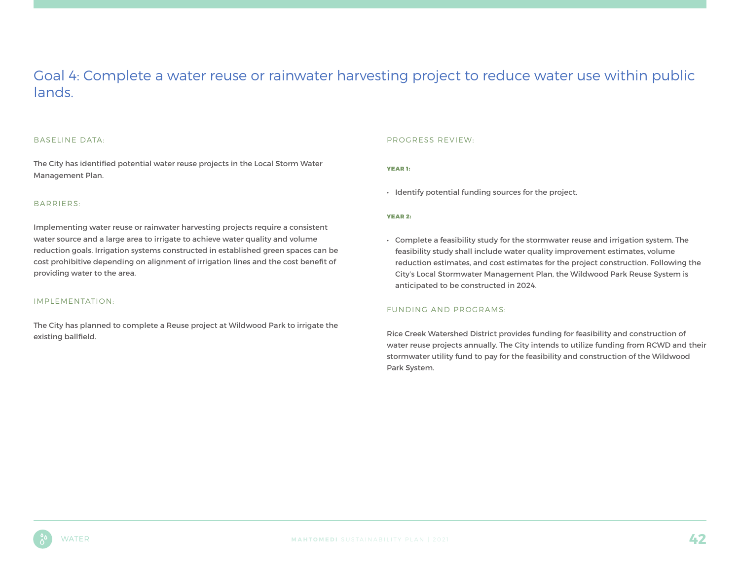## Goal 4: Complete a water reuse or rainwater harvesting project to reduce water use within public lands.

### BASELINE DATA:

The City has identified potential water reuse projects in the Local Storm Water Management Plan.

### BARRIERS:

Implementing water reuse or rainwater harvesting projects require a consistent water source and a large area to irrigate to achieve water quality and volume reduction goals. Irrigation systems constructed in established green spaces can be cost prohibitive depending on alignment of irrigation lines and the cost benefit of providing water to the area.

### IMPLEMENTATION:

The City has planned to complete a Reuse project at Wildwood Park to irrigate the existing ballfield.

### PROGRESS REVIEW:

#### YEAR 1:

- Identify potential funding sources for the project.

#### YEAR 2:

- Complete a feasibility study for the stormwater reuse and irrigation system. The feasibility study shall include water quality improvement estimates, volume reduction estimates, and cost estimates for the project construction. Following the City's Local Stormwater Management Plan, the Wildwood Park Reuse System is anticipated to be constructed in 2024.

### FUNDING AND PROGRAMS:

Rice Creek Watershed District provides funding for feasibility and construction of water reuse projects annually. The City intends to utilize funding from RCWD and their stormwater utility fund to pay for the feasibility and construction of the Wildwood Park System.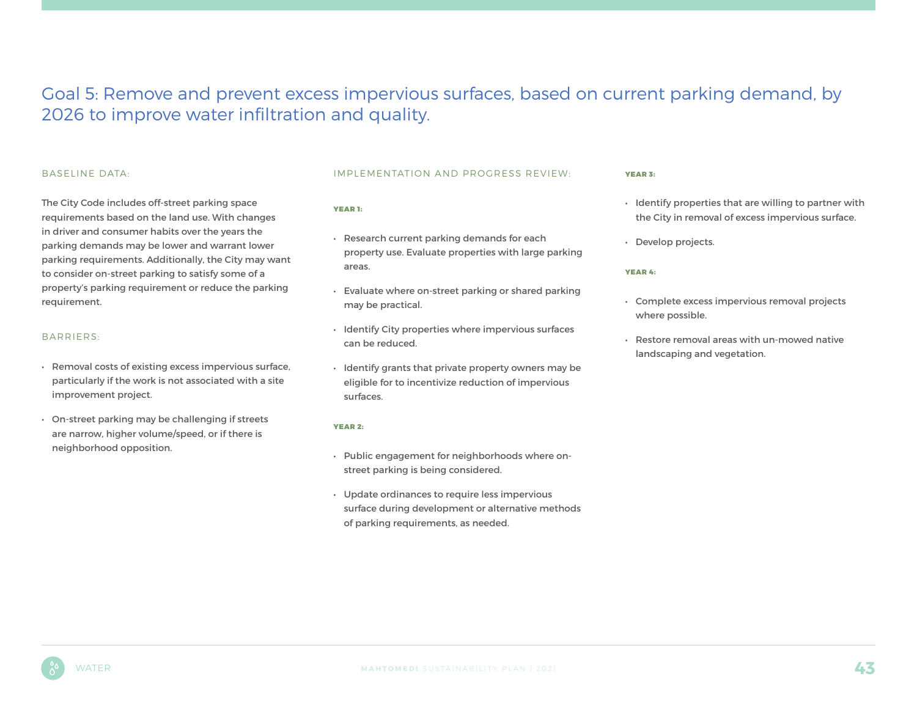## Goal 5: Remove and prevent excess impervious surfaces, based on current parking demand, by 2026 to improve water infiltration and quality.

### BASELINE DATA:

The City Code includes off-street parking space requirements based on the land use. With changes in driver and consumer habits over the years the parking demands may be lower and warrant lower parking requirements. Additionally, the City may want to consider on-street parking to satisfy some of a property's parking requirement or reduce the parking requirement.

### BARRIERS:

- Removal costs of existing excess impervious surface, particularly if the work is not associated with a site improvement project.
- On-street parking may be challenging if streets are narrow, higher volume/speed, or if there is neighborhood opposition.

### IMPLEMENTATION AND PROGRESS REVIEW:

**YEAR 1:**

- Research current parking demands for each property use. Evaluate properties with large parking areas.
- Evaluate where on-street parking or shared parking may be practical.
- Identify City properties where impervious surfaces can be reduced.
- Identify grants that private property owners may be eligible for to incentivize reduction of impervious surfaces.

**YEAR 2:**

- Public engagement for neighborhoods where on-street parking is being considered.
- Update ordinances to require less impervious surface during development or alternative methods of parking requirements, as needed.

**YEAR 3:**

- Identify properties that are willing to partner with the City in removal of excess impervious surface.
- Develop projects.

**YEAR 4:**

- Complete excess impervious removal projects where possible.
- Restore removal areas with un-mowed native landscaping and vegetation.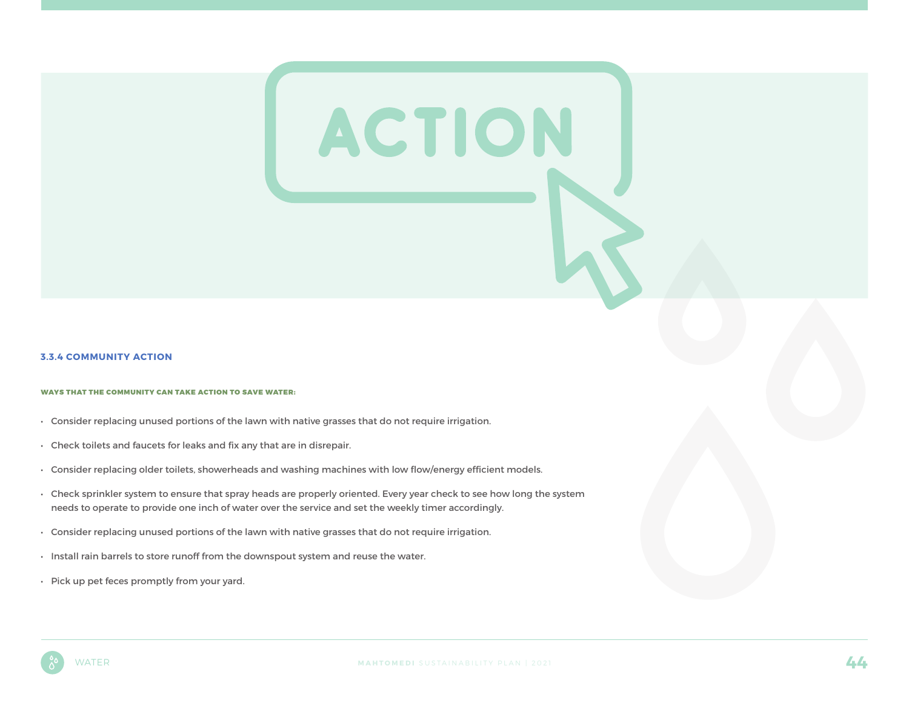ACTION

### 3.3.4 COMMUNITY ACTION

**WAYS THAT THE COMMUNITY CAN TAKE ACTION TO SAVE WATER:**

- Consider replacing unused portions of the lawn with native grasses that do not require irrigation.
- Check toilets and faucets for leaks and fix any that are in disrepair.
- Consider replacing older toilets, showerheads and washing machines with low flow/energy efficient models.
- Check sprinkler system to ensure that spray heads are properly oriented. Every year check to see how long the system needs to operate to provide one inch of water over the service and set the weekly timer accordingly.
- Consider replacing unused portions of the lawn with native grasses that do not require irrigation.
- Install rain barrels to store runoff from the downspout system and reuse the water.
- Pick up pet feces promptly from your yard.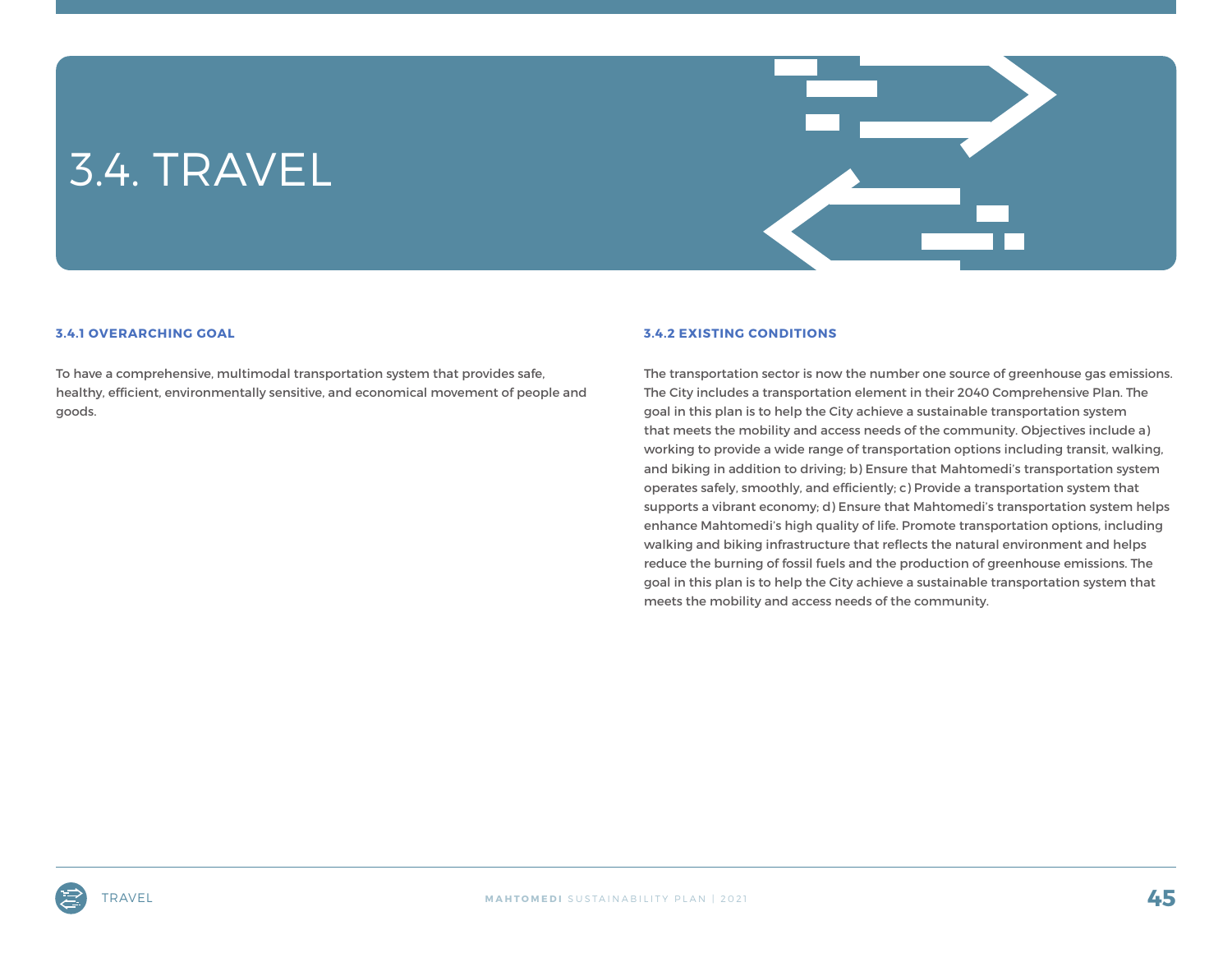# 3.4. TRAVEL

### 3.4.1 OVERARCHING GOAL

To have a comprehensive, multimodal transportation system that provides safe, healthy, efficient, environmentally sensitive, and economical movement of people and goods.

### 3.4.2 EXISTING CONDITIONS

The transportation sector is now the number one source of greenhouse gas emissions. The City includes a transportation element in their 2040 Comprehensive Plan. The goal in this plan is to help the City achieve a sustainable transportation system that meets the mobility and access needs of the community. Objectives include a) working to provide a wide range of transportation options including transit, walking, and biking in addition to driving; b) Ensure that Mahtomedi's transportation system operates safely, smoothly, and efficiently; c) Provide a transportation system that supports a vibrant economy; d) Ensure that Mahtomedi's transportation system helps enhance Mahtomedi's high quality of life. Promote transportation options, including walking and biking infrastructure that reflects the natural environment and helps reduce the burning of fossil fuels and the production of greenhouse emissions. The goal in this plan is to help the City achieve a sustainable transportation system that meets the mobility and access needs of the community.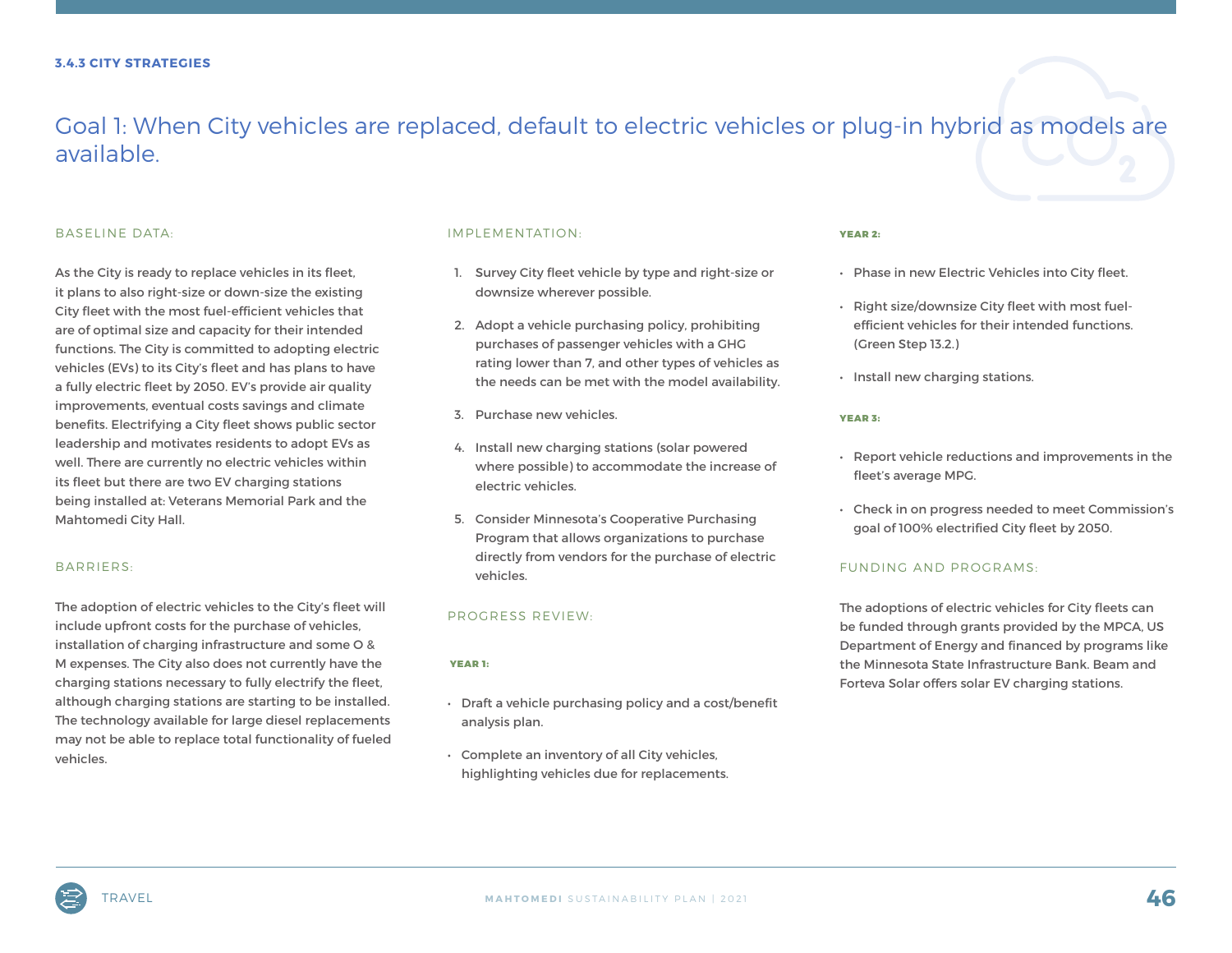### 3.4.3 CITY STRATEGIES

## Goal 1: When City vehicles are replaced, default to electric vehicles or plug-in hybrid as models are available.

#### BASELINE DATA:

As the City is ready to replace vehicles in its fleet, it plans to also right-size or down-size the existing City fleet with the most fuel-efficient vehicles that are of optimal size and capacity for their intended functions. The City is committed to adopting electric vehicles (EVs) to its City's fleet and has plans to have a fully electric fleet by 2050. EV's provide air quality improvements, eventual costs savings and climate benefits. Electrifying a City fleet shows public sector leadership and motivates residents to adopt EVs as well. There are currently no electric vehicles within its fleet but there are two EV charging stations being installed at: Veterans Memorial Park and the Mahtomedi City Hall.

#### BARRIERS:

The adoption of electric vehicles to the City's fleet will include upfront costs for the purchase of vehicles, installation of charging infrastructure and some O & M expenses. The City also does not currently have the charging stations necessary to fully electrify the fleet, although charging stations are starting to be installed. The technology available for large diesel replacements may not be able to replace total functionality of fueled vehicles.

#### IMPLEMENTATION:

1. Survey City fleet vehicle by type and right-size or downsize wherever possible.
2. Adopt a vehicle purchasing policy, prohibiting purchases of passenger vehicles with a GHG rating lower than 7, and other types of vehicles as the needs can be met with the model availability.
3. Purchase new vehicles.
4. Install new charging stations (solar powered where possible) to accommodate the increase of electric vehicles.
5. Consider Minnesota's Cooperative Purchasing Program that allows organizations to purchase directly from vendors for the purchase of electric vehicles.

#### PROGRESS REVIEW:

**YEAR 1:**

- Draft a vehicle purchasing policy and a cost/benefit analysis plan.
- Complete an inventory of all City vehicles, highlighting vehicles due for replacements.

**YEAR 2:**

- Phase in new Electric Vehicles into City fleet.
- Right size/downsize City fleet with most fuel-efficient vehicles for their intended functions. (Green Step 13.2.)
- Install new charging stations.

**YEAR 3:**

- Report vehicle reductions and improvements in the fleet's average MPG.
- Check in on progress needed to meet Commission's goal of 100% electrified City fleet by 2050.

#### FUNDING AND PROGRAMS:

The adoptions of electric vehicles for City fleets can be funded through grants provided by the MPCA, US Department of Energy and financed by programs like the Minnesota State Infrastructure Bank. Beam and Forteva Solar offers solar EV charging stations.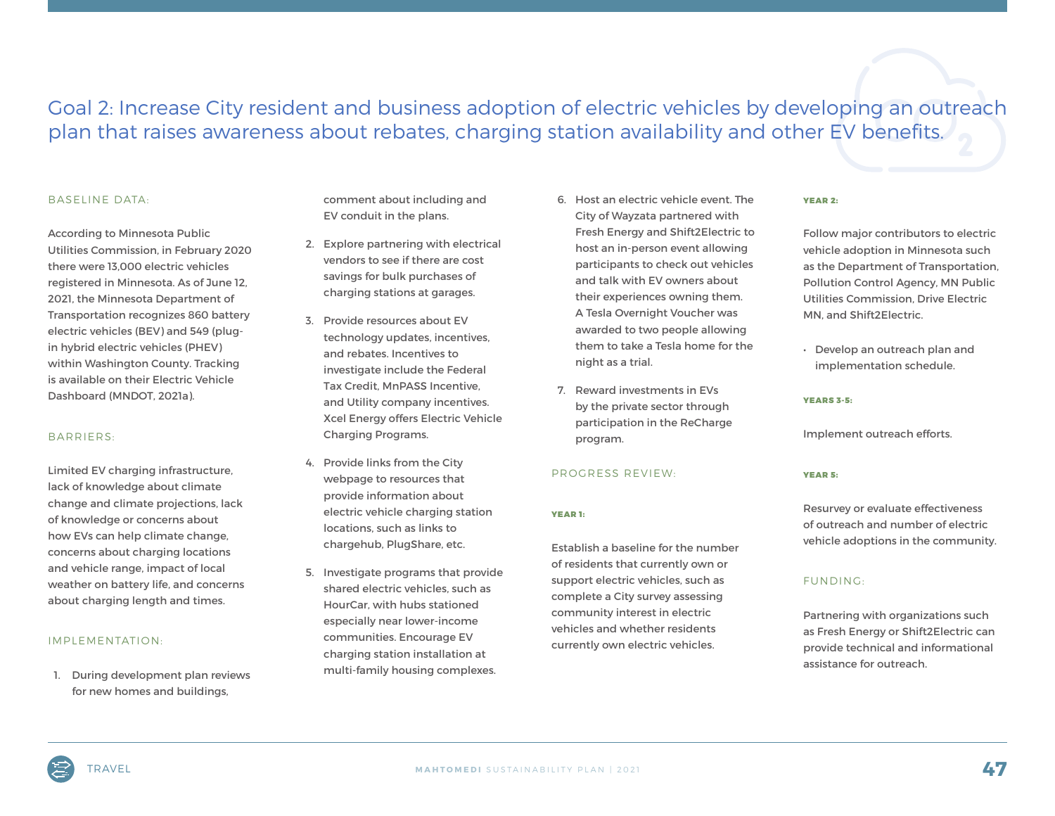## Goal 2: Increase City resident and business adoption of electric vehicles by developing an outreach plan that raises awareness about rebates, charging station availability and other EV benefits.

### BASELINE DATA:

According to Minnesota Public Utilities Commission, in February 2020 there were 13,000 electric vehicles registered in Minnesota. As of June 12, 2021, the Minnesota Department of Transportation recognizes 860 battery electric vehicles (BEV) and 549 (plug-in hybrid electric vehicles (PHEV) within Washington County. Tracking is available on their Electric Vehicle Dashboard (MNDOT, 2021a).

### BARRIERS:

Limited EV charging infrastructure, lack of knowledge about climate change and climate projections, lack of knowledge or concerns about how EVs can help climate change, concerns about charging locations and vehicle range, impact of local weather on battery life, and concerns about charging length and times.

### IMPLEMENTATION:

1. During development plan reviews for new homes and buildings, comment about including and EV conduit in the plans.
2. Explore partnering with electrical vendors to see if there are cost savings for bulk purchases of charging stations at garages.
3. Provide resources about EV technology updates, incentives, and rebates. Incentives to investigate include the Federal Tax Credit, MnPASS Incentive, and Utility company incentives. Xcel Energy offers Electric Vehicle Charging Programs.
4. Provide links from the City webpage to resources that provide information about electric vehicle charging station locations, such as links to chargehub, PlugShare, etc.
5. Investigate programs that provide shared electric vehicles, such as HourCar, with hubs stationed especially near lower-income communities. Encourage EV charging station installation at multi-family housing complexes.
6. Host an electric vehicle event. The City of Wayzata partnered with Fresh Energy and Shift2Electric to host an in-person event allowing participants to check out vehicles and talk with EV owners about their experiences owning them. A Tesla Overnight Voucher was awarded to two people allowing them to take a Tesla home for the night as a trial.
7. Reward investments in EVs by the private sector through participation in the ReCharge program.

### PROGRESS REVIEW:

**YEAR 1:**

Establish a baseline for the number of residents that currently own or support electric vehicles, such as complete a City survey assessing community interest in electric vehicles and whether residents currently own electric vehicles.

**YEAR 2:**

Follow major contributors to electric vehicle adoption in Minnesota such as the Department of Transportation, Pollution Control Agency, MN Public Utilities Commission, Drive Electric MN, and Shift2Electric.

- Develop an outreach plan and implementation schedule.

**YEARS 3-5:**

Implement outreach efforts.

**YEAR 5:**

Resurvey or evaluate effectiveness of outreach and number of electric vehicle adoptions in the community.

### FUNDING:

Partnering with organizations such as Fresh Energy or Shift2Electric can provide technical and informational assistance for outreach.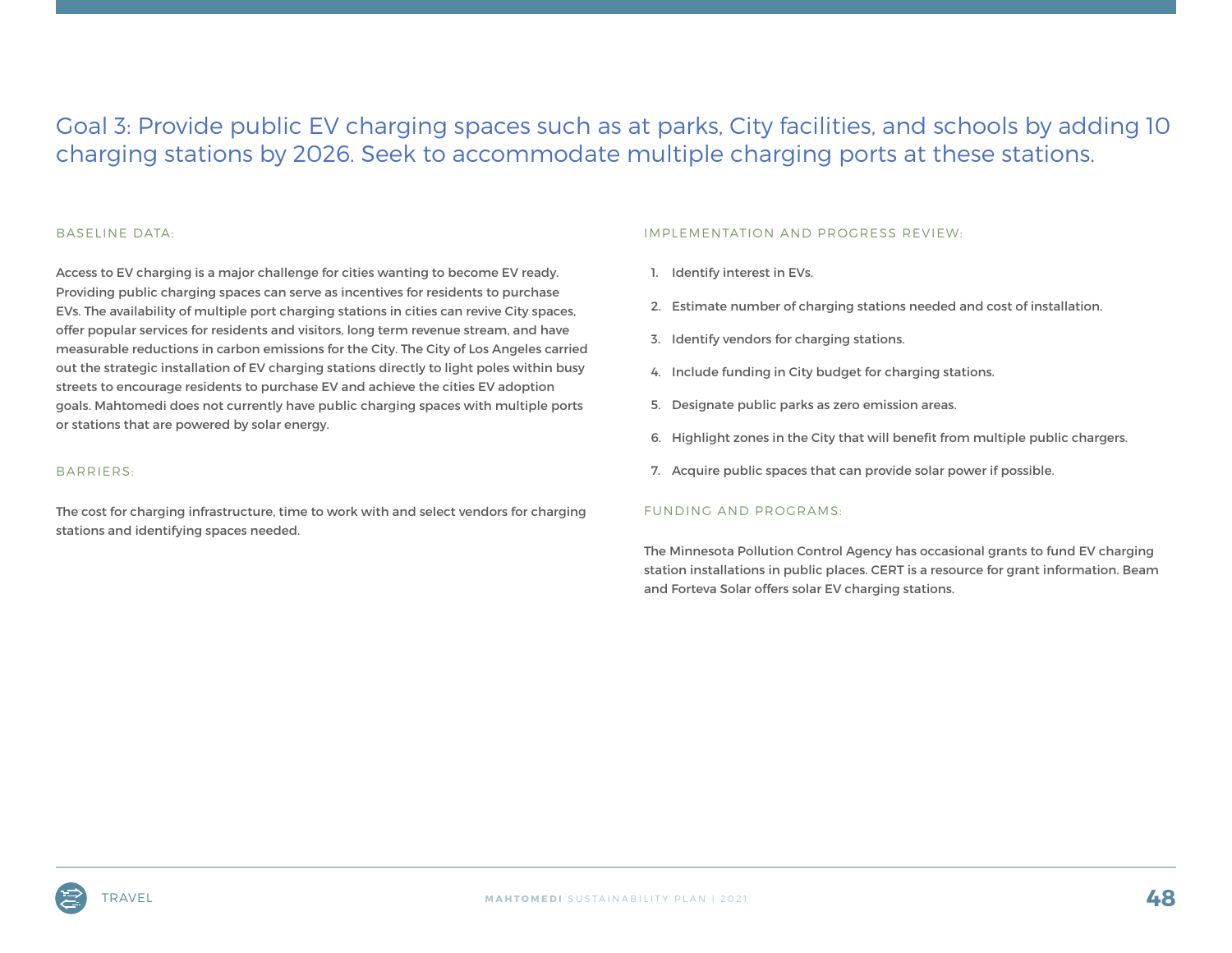## Goal 3: Provide public EV charging spaces such as at parks, City facilities, and schools by adding 10 charging stations by 2026. Seek to accommodate multiple charging ports at these stations.

### BASELINE DATA:

Access to EV charging is a major challenge for cities wanting to become EV ready. Providing public charging spaces can serve as incentives for residents to purchase EVs. The availability of multiple port charging stations in cities can revive City spaces, offer popular services for residents and visitors, long term revenue stream, and have measurable reductions in carbon emissions for the City. The City of Los Angeles carried out the strategic installation of EV charging stations directly to light poles within busy streets to encourage residents to purchase EV and achieve the cities EV adoption goals. Mahtomedi does not currently have public charging spaces with multiple ports or stations that are powered by solar energy.

### BARRIERS:

The cost for charging infrastructure, time to work with and select vendors for charging stations and identifying spaces needed.

### IMPLEMENTATION AND PROGRESS REVIEW:

1. Identify interest in EVs.
2. Estimate number of charging stations needed and cost of installation.
3. Identify vendors for charging stations.
4. Include funding in City budget for charging stations.
5. Designate public parks as zero emission areas.
6. Highlight zones in the City that will benefit from multiple public chargers.
7. Acquire public spaces that can provide solar power if possible.

### FUNDING AND PROGRAMS:

The Minnesota Pollution Control Agency has occasional grants to fund EV charging station installations in public places. CERT is a resource for grant information. Beam and Forteva Solar offers solar EV charging stations.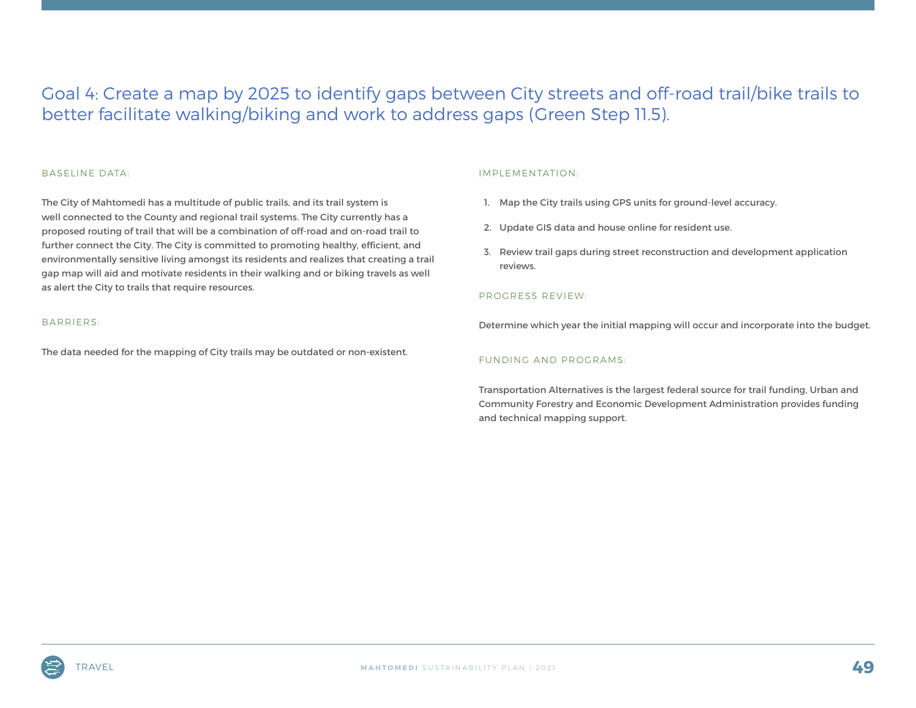## Goal 4: Create a map by 2025 to identify gaps between City streets and off-road trail/bike trails to better facilitate walking/biking and work to address gaps (Green Step 11.5).

### BASELINE DATA:

The City of Mahtomedi has a multitude of public trails, and its trail system is well connected to the County and regional trail systems. The City currently has a proposed routing of trail that will be a combination of off-road and on-road trail to further connect the City. The City is committed to promoting healthy, efficient, and environmentally sensitive living amongst its residents and realizes that creating a trail gap map will aid and motivate residents in their walking and or biking travels as well as alert the City to trails that require resources.

### BARRIERS:

The data needed for the mapping of City trails may be outdated or non-existent.

### IMPLEMENTATION:

1. Map the City trails using GPS units for ground-level accuracy.
2. Update GIS data and house online for resident use.
3. Review trail gaps during street reconstruction and development application reviews.

### PROGRESS REVIEW:

Determine which year the initial mapping will occur and incorporate into the budget.

### FUNDING AND PROGRAMS:

Transportation Alternatives is the largest federal source for trail funding, Urban and Community Forestry and Economic Development Administration provides funding and technical mapping support.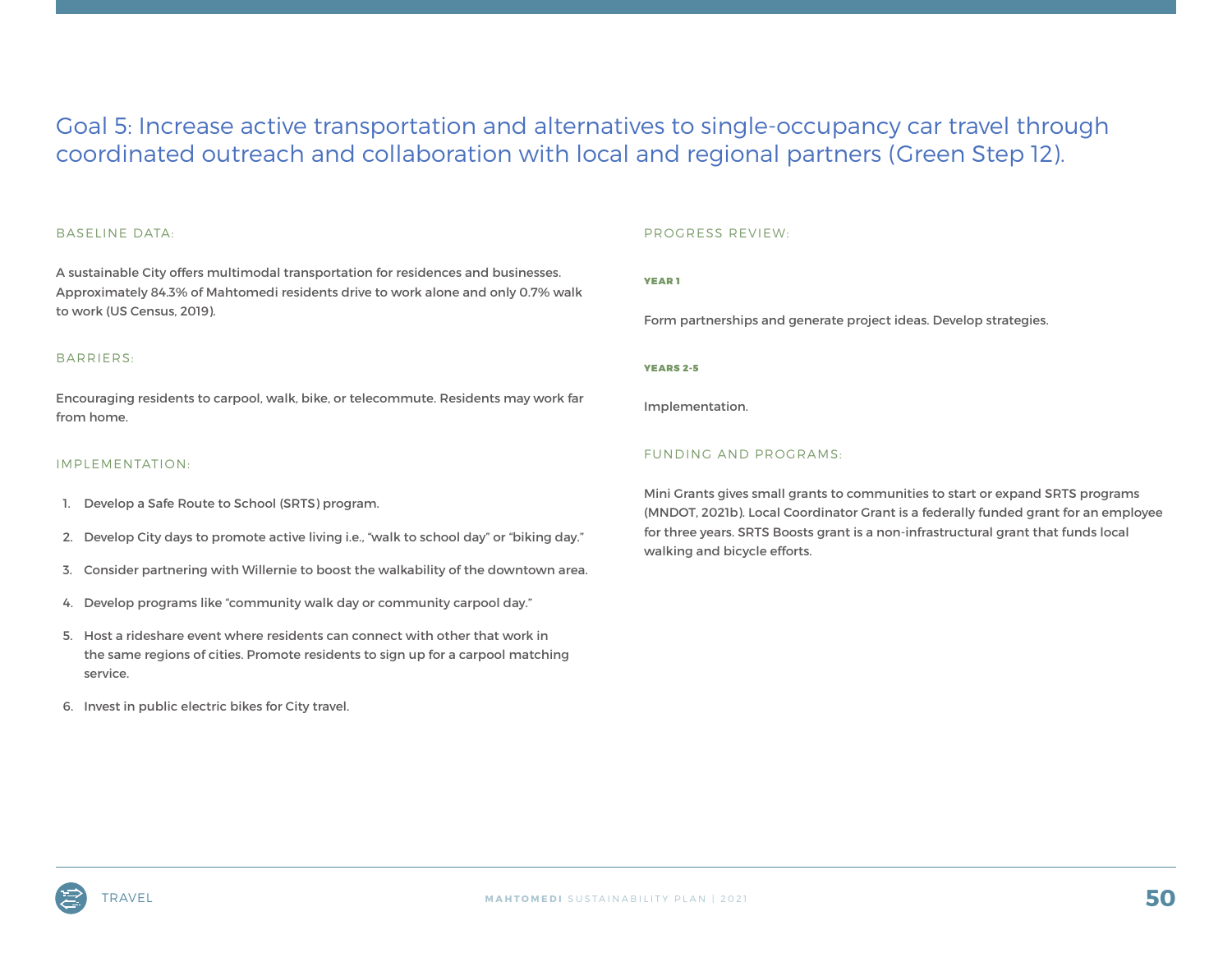## Goal 5: Increase active transportation and alternatives to single-occupancy car travel through coordinated outreach and collaboration with local and regional partners (Green Step 12).

### BASELINE DATA:

A sustainable City offers multimodal transportation for residences and businesses. Approximately 84.3% of Mahtomedi residents drive to work alone and only 0.7% walk to work (US Census, 2019).

### BARRIERS:

Encouraging residents to carpool, walk, bike, or telecommute. Residents may work far from home.

### IMPLEMENTATION:

1. Develop a Safe Route to School (SRTS) program.
2. Develop City days to promote active living i.e., "walk to school day" or "biking day."
3. Consider partnering with Willernie to boost the walkability of the downtown area.
4. Develop programs like "community walk day or community carpool day."
5. Host a rideshare event where residents can connect with other that work in the same regions of cities. Promote residents to sign up for a carpool matching service.
6. Invest in public electric bikes for City travel.

### PROGRESS REVIEW:

**YEAR 1**

Form partnerships and generate project ideas. Develop strategies.

**YEARS 2-5**

Implementation.

### FUNDING AND PROGRAMS:

Mini Grants gives small grants to communities to start or expand SRTS programs (MNDOT, 2021b). Local Coordinator Grant is a federally funded grant for an employee for three years. SRTS Boosts grant is a non-infrastructural grant that funds local walking and bicycle efforts.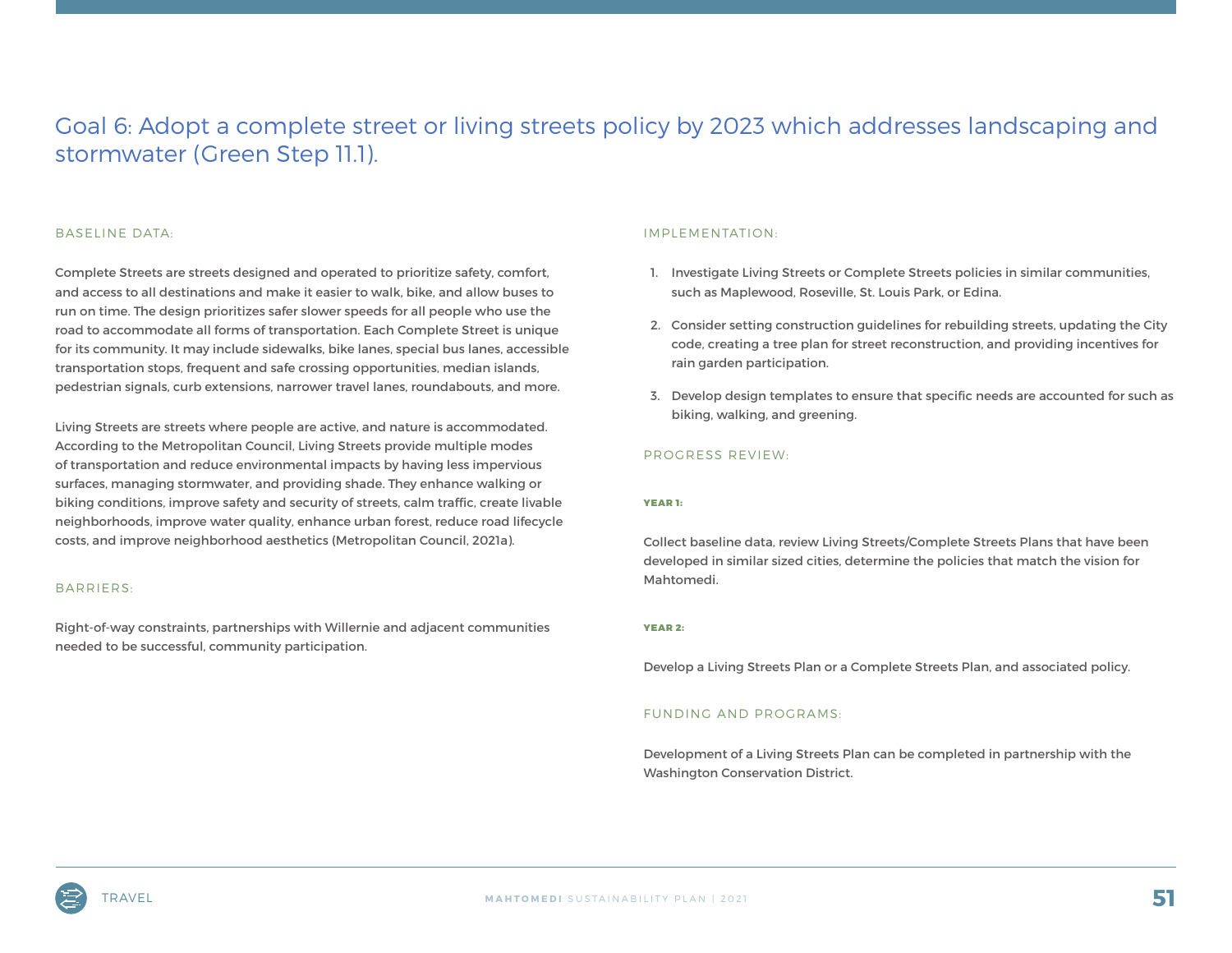## Goal 6: Adopt a complete street or living streets policy by 2023 which addresses landscaping and stormwater (Green Step 11.1).

### BASELINE DATA:

Complete Streets are streets designed and operated to prioritize safety, comfort, and access to all destinations and make it easier to walk, bike, and allow buses to run on time. The design prioritizes safer slower speeds for all people who use the road to accommodate all forms of transportation. Each Complete Street is unique for its community. It may include sidewalks, bike lanes, special bus lanes, accessible transportation stops, frequent and safe crossing opportunities, median islands, pedestrian signals, curb extensions, narrower travel lanes, roundabouts, and more.

Living Streets are streets where people are active, and nature is accommodated. According to the Metropolitan Council, Living Streets provide multiple modes of transportation and reduce environmental impacts by having less impervious surfaces, managing stormwater, and providing shade. They enhance walking or biking conditions, improve safety and security of streets, calm traffic, create livable neighborhoods, improve water quality, enhance urban forest, reduce road lifecycle costs, and improve neighborhood aesthetics (Metropolitan Council, 2021a).

### BARRIERS:

Right-of-way constraints, partnerships with Willernie and adjacent communities needed to be successful, community participation.

### IMPLEMENTATION:

1. Investigate Living Streets or Complete Streets policies in similar communities, such as Maplewood, Roseville, St. Louis Park, or Edina.
2. Consider setting construction guidelines for rebuilding streets, updating the City code, creating a tree plan for street reconstruction, and providing incentives for rain garden participation.
3. Develop design templates to ensure that specific needs are accounted for such as biking, walking, and greening.

### PROGRESS REVIEW:

**YEAR 1:**

Collect baseline data, review Living Streets/Complete Streets Plans that have been developed in similar sized cities, determine the policies that match the vision for Mahtomedi.

**YEAR 2:**

Develop a Living Streets Plan or a Complete Streets Plan, and associated policy.

### FUNDING AND PROGRAMS:

Development of a Living Streets Plan can be completed in partnership with the Washington Conservation District.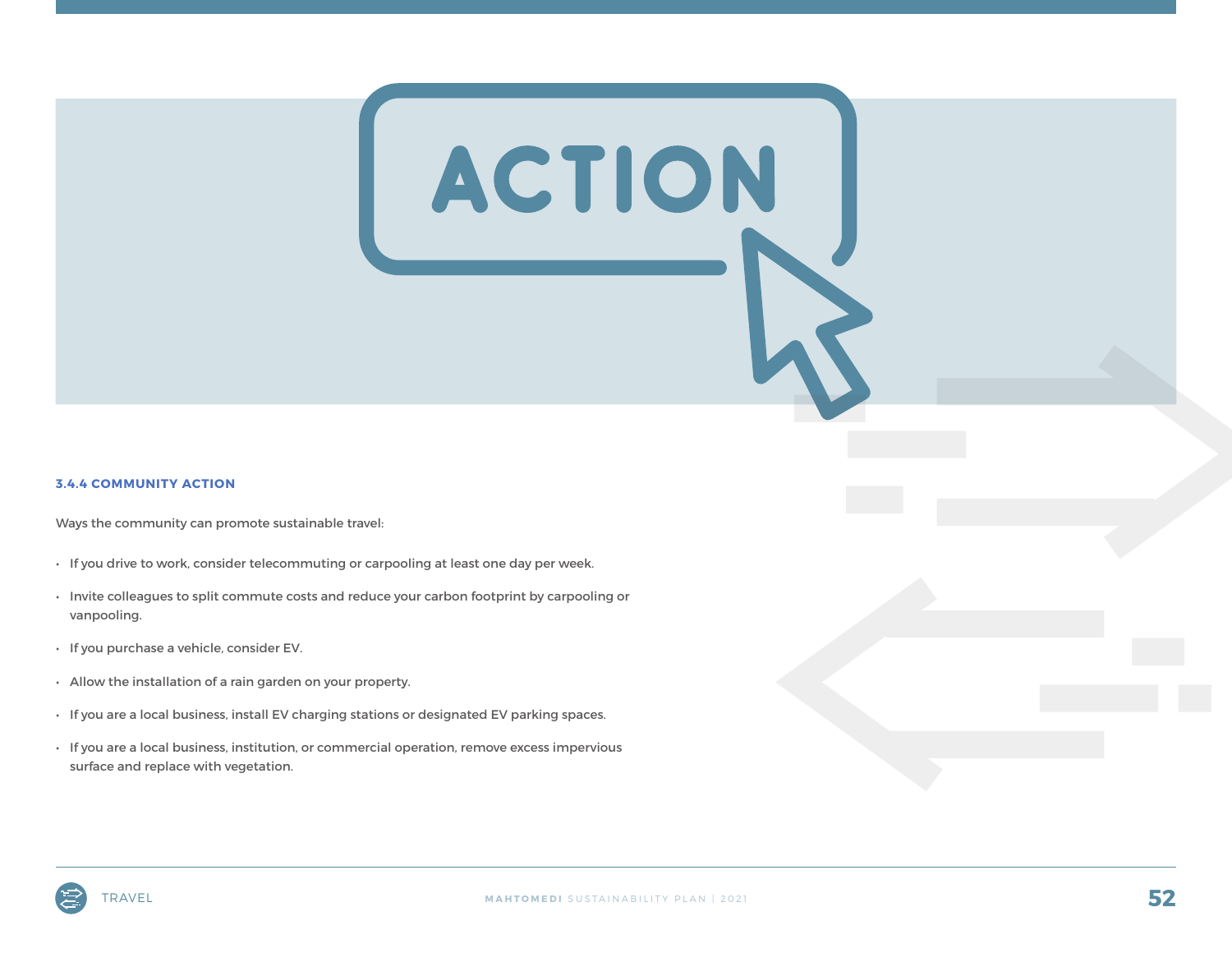### 3.4.4 COMMUNITY ACTION

Ways the community can promote sustainable travel:

- If you drive to work, consider telecommuting or carpooling at least one day per week.
- Invite colleagues to split commute costs and reduce your carbon footprint by carpooling or vanpooling.
- If you purchase a vehicle, consider EV.
- Allow the installation of a rain garden on your property.
- If you are a local business, install EV charging stations or designated EV parking spaces.
- If you are a local business, institution, or commercial operation, remove excess impervious surface and replace with vegetation.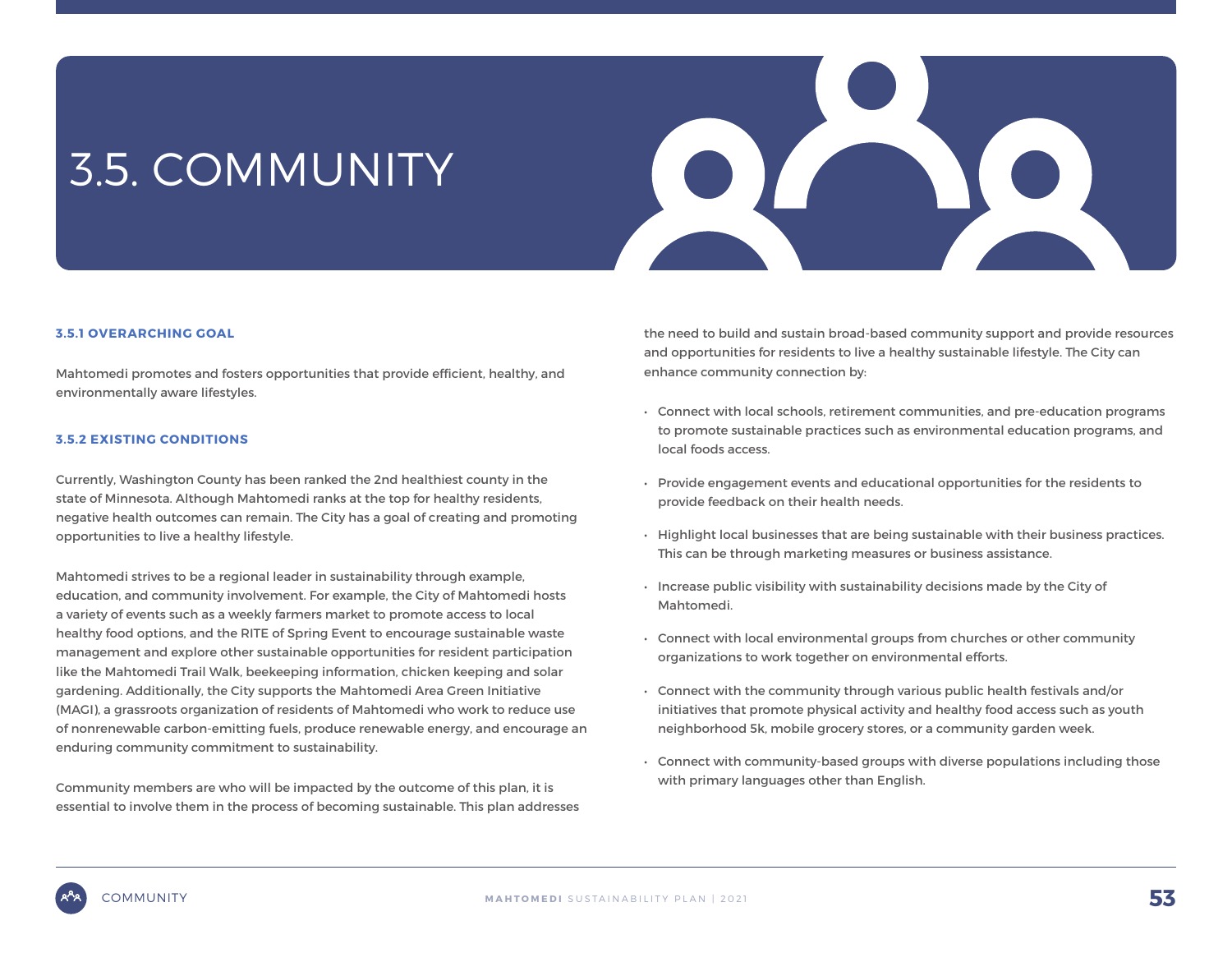# 3.5. COMMUNITY

### 3.5.1 OVERARCHING GOAL

Mahtomedi promotes and fosters opportunities that provide efficient, healthy, and environmentally aware lifestyles.

### 3.5.2 EXISTING CONDITIONS

Currently, Washington County has been ranked the 2nd healthiest county in the state of Minnesota. Although Mahtomedi ranks at the top for healthy residents, negative health outcomes can remain. The City has a goal of creating and promoting opportunities to live a healthy lifestyle.

Mahtomedi strives to be a regional leader in sustainability through example, education, and community involvement. For example, the City of Mahtomedi hosts a variety of events such as a weekly farmers market to promote access to local healthy food options, and the RITE of Spring Event to encourage sustainable waste management and explore other sustainable opportunities for resident participation like the Mahtomedi Trail Walk, beekeeping information, chicken keeping and solar gardening. Additionally, the City supports the Mahtomedi Area Green Initiative (MAGI), a grassroots organization of residents of Mahtomedi who work to reduce use of nonrenewable carbon-emitting fuels, produce renewable energy, and encourage an enduring community commitment to sustainability.

Community members are who will be impacted by the outcome of this plan, it is essential to involve them in the process of becoming sustainable. This plan addresses the need to build and sustain broad-based community support and provide resources and opportunities for residents to live a healthy sustainable lifestyle. The City can enhance community connection by:

- Connect with local schools, retirement communities, and pre-education programs to promote sustainable practices such as environmental education programs, and local foods access.
- Provide engagement events and educational opportunities for the residents to provide feedback on their health needs.
- Highlight local businesses that are being sustainable with their business practices. This can be through marketing measures or business assistance.
- Increase public visibility with sustainability decisions made by the City of Mahtomedi.
- Connect with local environmental groups from churches or other community organizations to work together on environmental efforts.
- Connect with the community through various public health festivals and/or initiatives that promote physical activity and healthy food access such as youth neighborhood 5k, mobile grocery stores, or a community garden week.
- Connect with community-based groups with diverse populations including those with primary languages other than English.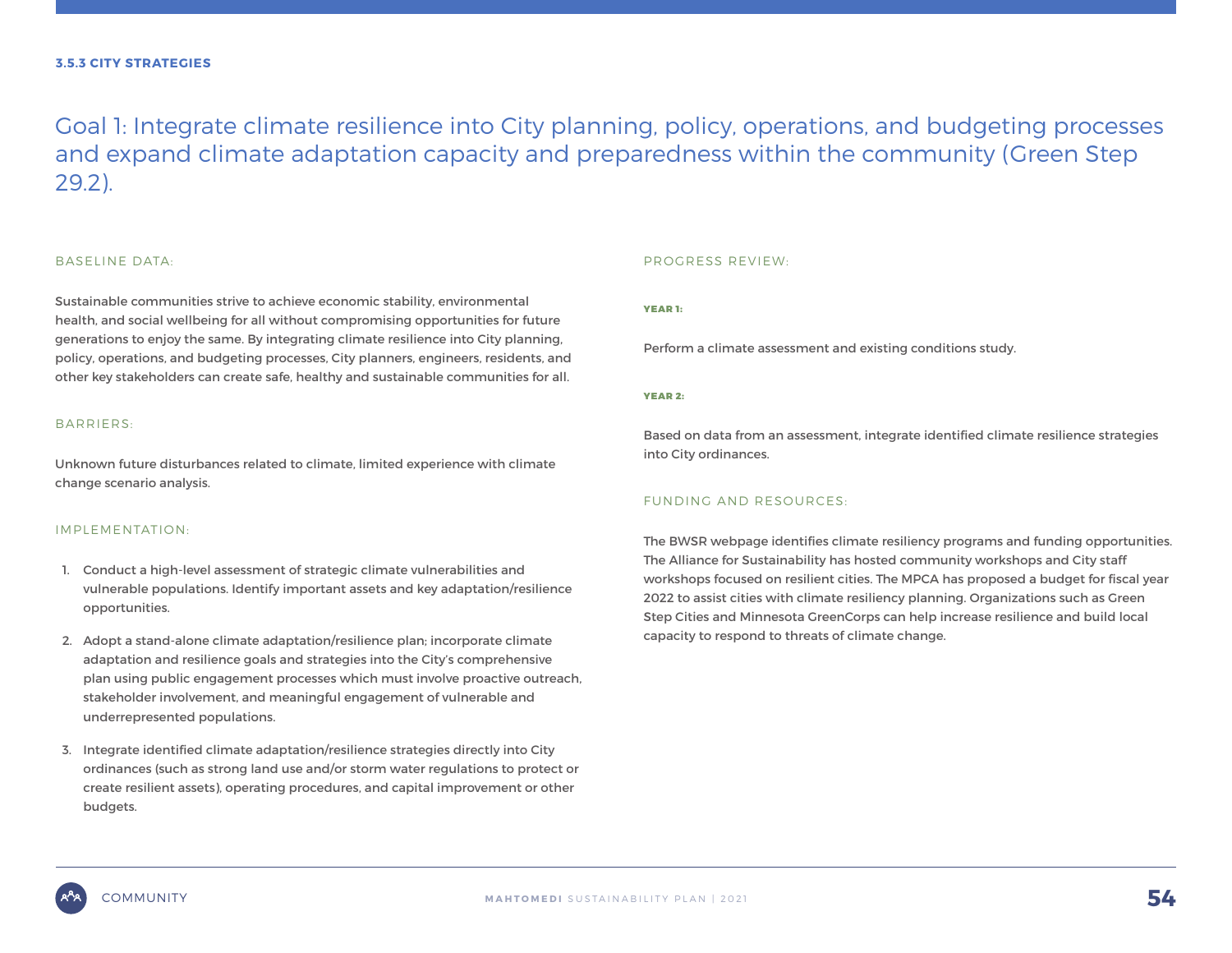#### 3.5.3 CITY STRATEGIES

## Goal 1: Integrate climate resilience into City planning, policy, operations, and budgeting processes and expand climate adaptation capacity and preparedness within the community (Green Step 29.2).

### BASELINE DATA:

Sustainable communities strive to achieve economic stability, environmental health, and social wellbeing for all without compromising opportunities for future generations to enjoy the same. By integrating climate resilience into City planning, policy, operations, and budgeting processes, City planners, engineers, residents, and other key stakeholders can create safe, healthy and sustainable communities for all.

### BARRIERS:

Unknown future disturbances related to climate, limited experience with climate change scenario analysis.

### IMPLEMENTATION:

1. Conduct a high-level assessment of strategic climate vulnerabilities and vulnerable populations. Identify important assets and key adaptation/resilience opportunities.
2. Adopt a stand-alone climate adaptation/resilience plan; incorporate climate adaptation and resilience goals and strategies into the City's comprehensive plan using public engagement processes which must involve proactive outreach, stakeholder involvement, and meaningful engagement of vulnerable and underrepresented populations.
3. Integrate identified climate adaptation/resilience strategies directly into City ordinances (such as strong land use and/or storm water regulations to protect or create resilient assets), operating procedures, and capital improvement or other budgets.

### PROGRESS REVIEW:

**YEAR 1:**

Perform a climate assessment and existing conditions study.

**YEAR 2:**

Based on data from an assessment, integrate identified climate resilience strategies into City ordinances.

### FUNDING AND RESOURCES:

The BWSR webpage identifies climate resiliency programs and funding opportunities. The Alliance for Sustainability has hosted community workshops and City staff workshops focused on resilient cities. The MPCA has proposed a budget for fiscal year 2022 to assist cities with climate resiliency planning. Organizations such as Green Step Cities and Minnesota GreenCorps can help increase resilience and build local capacity to respond to threats of climate change.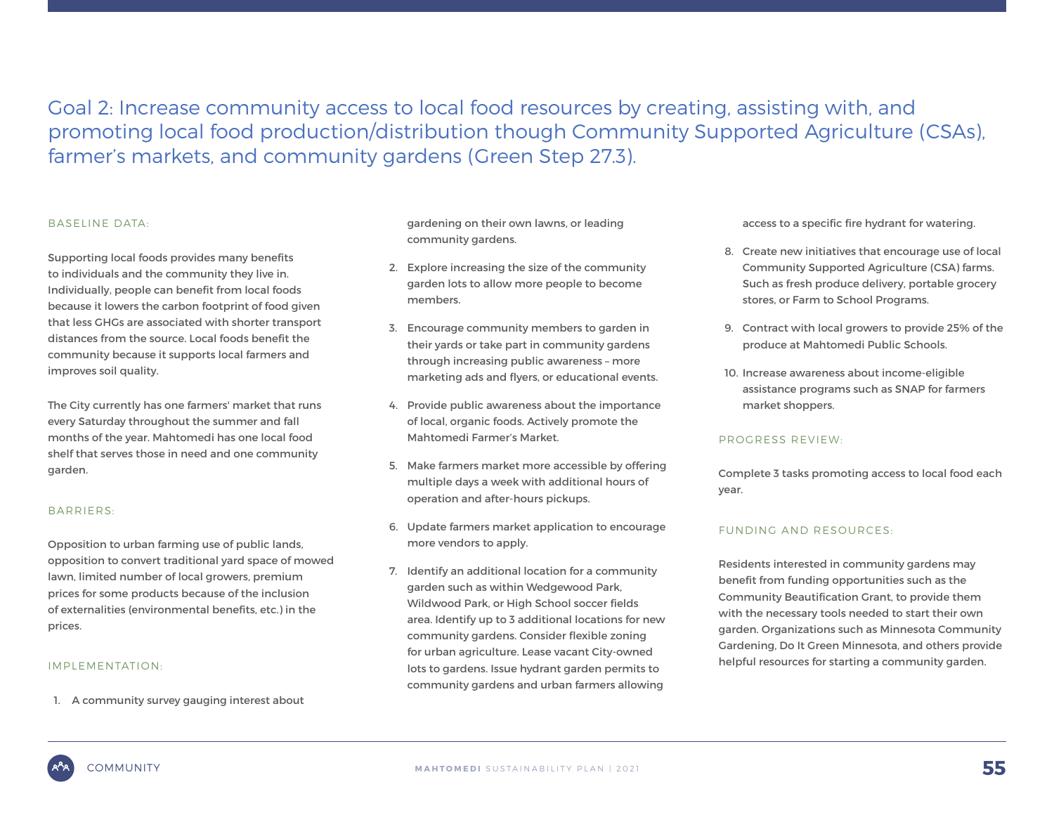## Goal 2: Increase community access to local food resources by creating, assisting with, and promoting local food production/distribution though Community Supported Agriculture (CSAs), farmer's markets, and community gardens (Green Step 27.3).

### BASELINE DATA:

Supporting local foods provides many benefits to individuals and the community they live in. Individually, people can benefit from local foods because it lowers the carbon footprint of food given that less GHGs are associated with shorter transport distances from the source. Local foods benefit the community because it supports local farmers and improves soil quality.

The City currently has one farmers' market that runs every Saturday throughout the summer and fall months of the year. Mahtomedi has one local food shelf that serves those in need and one community garden.

### BARRIERS:

Opposition to urban farming use of public lands, opposition to convert traditional yard space of mowed lawn, limited number of local growers, premium prices for some products because of the inclusion of externalities (environmental benefits, etc.) in the prices.

### IMPLEMENTATION:

1. A community survey gauging interest about gardening on their own lawns, or leading community gardens.
2. Explore increasing the size of the community garden lots to allow more people to become members.
3. Encourage community members to garden in their yards or take part in community gardens through increasing public awareness – more marketing ads and flyers, or educational events.
4. Provide public awareness about the importance of local, organic foods. Actively promote the Mahtomedi Farmer's Market.
5. Make farmers market more accessible by offering multiple days a week with additional hours of operation and after-hours pickups.
6. Update farmers market application to encourage more vendors to apply.
7. Identify an additional location for a community garden such as within Wedgewood Park, Wildwood Park, or High School soccer fields area. Identify up to 3 additional locations for new community gardens. Consider flexible zoning for urban agriculture. Lease vacant City-owned lots to gardens. Issue hydrant garden permits to community gardens and urban farmers allowing access to a specific fire hydrant for watering.
8. Create new initiatives that encourage use of local Community Supported Agriculture (CSA) farms. Such as fresh produce delivery, portable grocery stores, or Farm to School Programs.
9. Contract with local growers to provide 25% of the produce at Mahtomedi Public Schools.
10. Increase awareness about income-eligible assistance programs such as SNAP for farmers market shoppers.

### PROGRESS REVIEW:

Complete 3 tasks promoting access to local food each year.

### FUNDING AND RESOURCES:

Residents interested in community gardens may benefit from funding opportunities such as the Community Beautification Grant, to provide them with the necessary tools needed to start their own garden. Organizations such as Minnesota Community Gardening, Do It Green Minnesota, and others provide helpful resources for starting a community garden.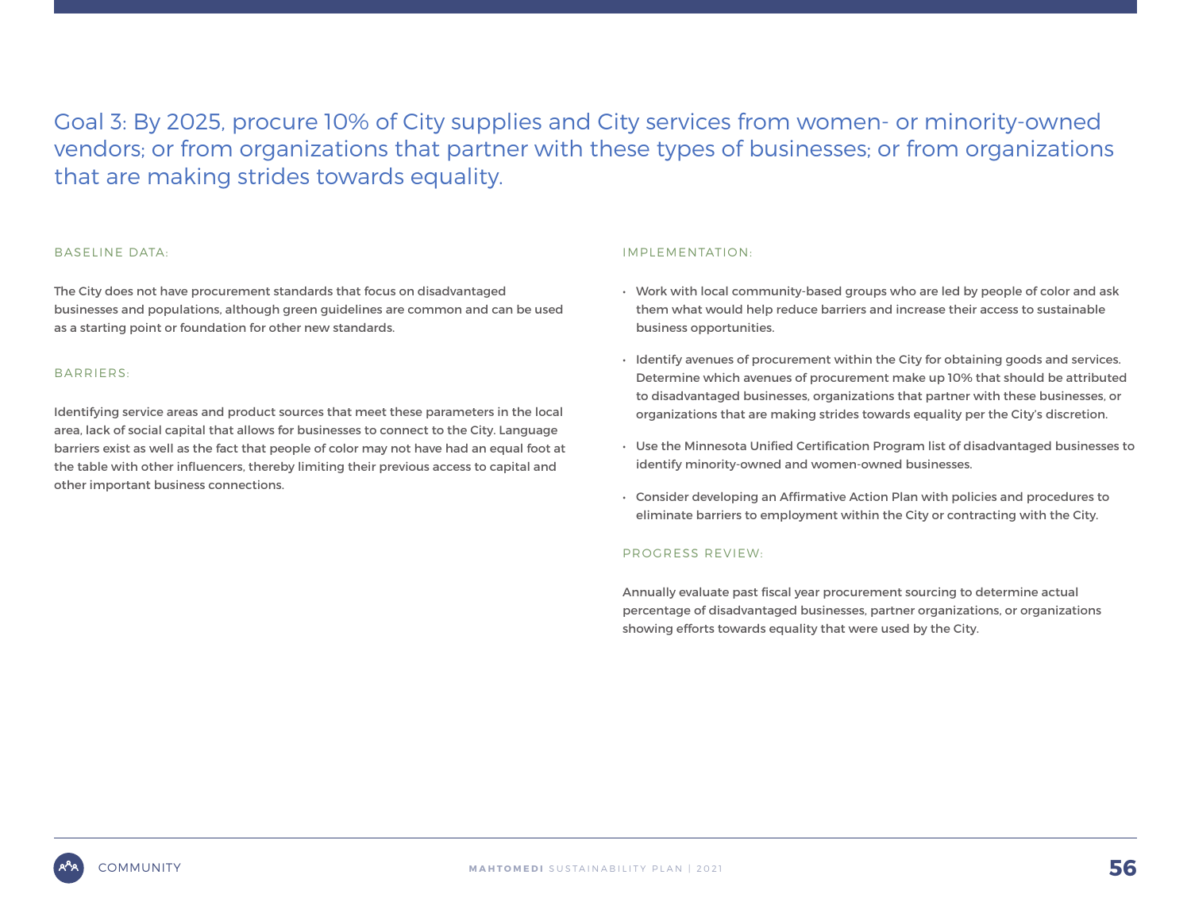## Goal 3: By 2025, procure 10% of City supplies and City services from women- or minority-owned vendors; or from organizations that partner with these types of businesses; or from organizations that are making strides towards equality.

### BASELINE DATA:

The City does not have procurement standards that focus on disadvantaged businesses and populations, although green guidelines are common and can be used as a starting point or foundation for other new standards.

### BARRIERS:

Identifying service areas and product sources that meet these parameters in the local area, lack of social capital that allows for businesses to connect to the City. Language barriers exist as well as the fact that people of color may not have had an equal foot at the table with other influencers, thereby limiting their previous access to capital and other important business connections.

### IMPLEMENTATION:

- Work with local community-based groups who are led by people of color and ask them what would help reduce barriers and increase their access to sustainable business opportunities.
- Identify avenues of procurement within the City for obtaining goods and services. Determine which avenues of procurement make up 10% that should be attributed to disadvantaged businesses, organizations that partner with these businesses, or organizations that are making strides towards equality per the City's discretion.
- Use the Minnesota Unified Certification Program list of disadvantaged businesses to identify minority-owned and women-owned businesses.
- Consider developing an Affirmative Action Plan with policies and procedures to eliminate barriers to employment within the City or contracting with the City.

### PROGRESS REVIEW:

Annually evaluate past fiscal year procurement sourcing to determine actual percentage of disadvantaged businesses, partner organizations, or organizations showing efforts towards equality that were used by the City.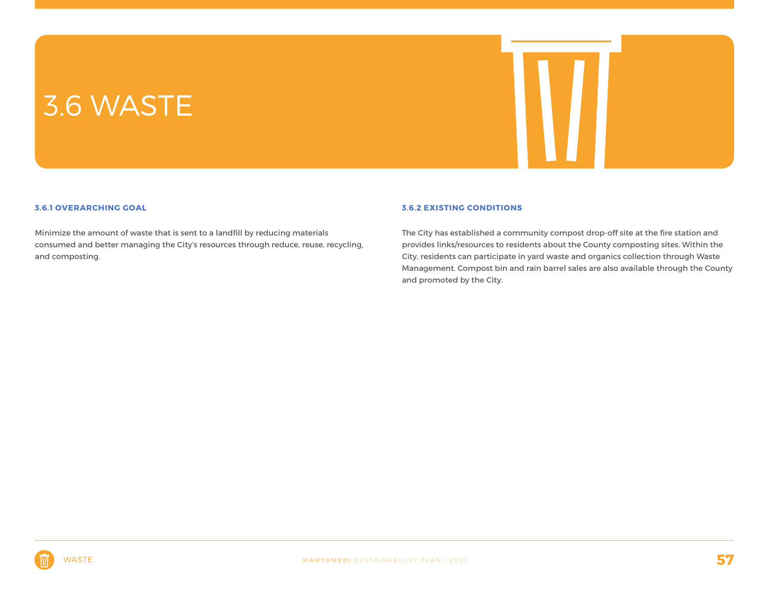# 3.6 WASTE

### 3.6.1 OVERARCHING GOAL

Minimize the amount of waste that is sent to a landfill by reducing materials consumed and better managing the City's resources through reduce, reuse, recycling, and composting.

### 3.6.2 EXISTING CONDITIONS

The City has established a community compost drop-off site at the fire station and provides links/resources to residents about the County composting sites. Within the City, residents can participate in yard waste and organics collection through Waste Management. Compost bin and rain barrel sales are also available through the County and promoted by the City.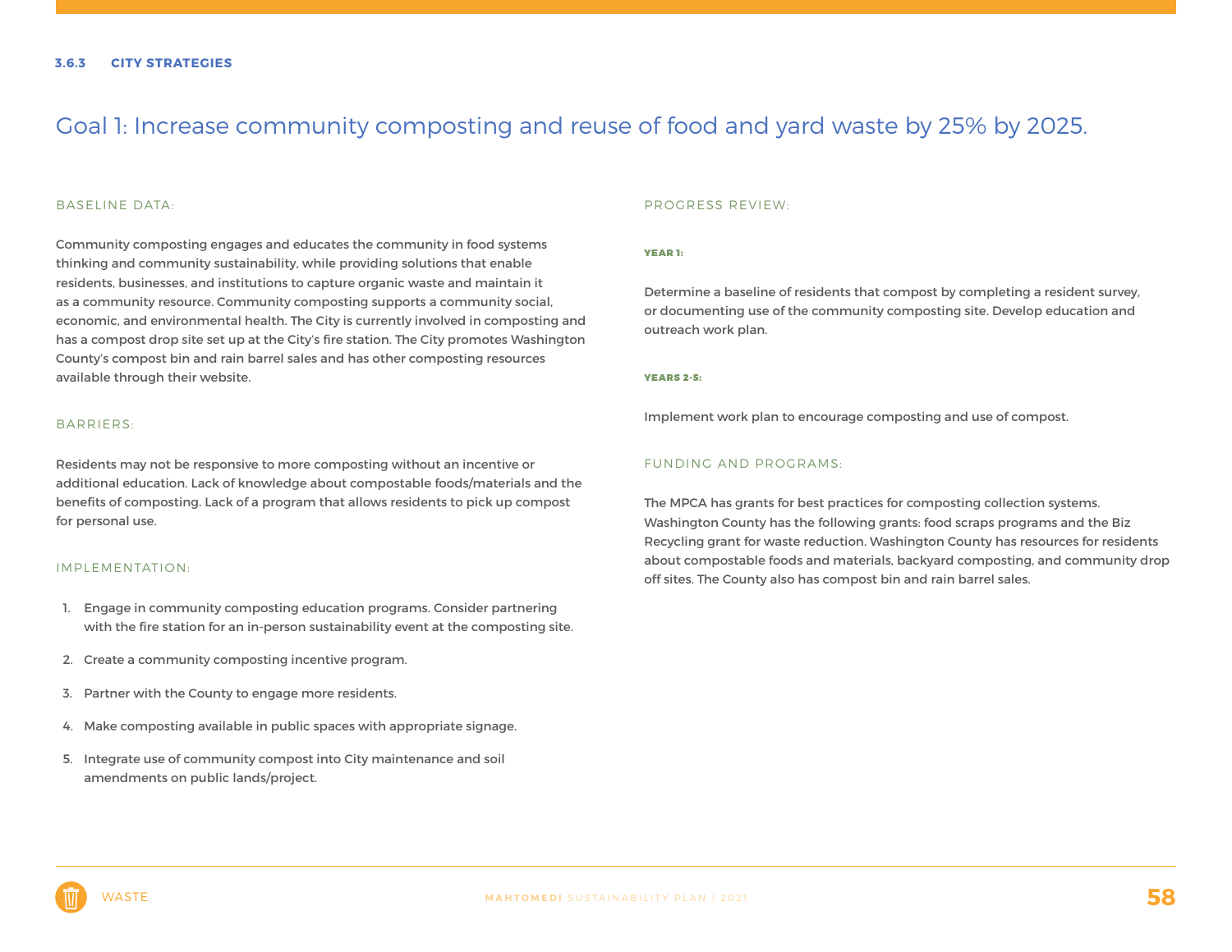### 3.6.3 CITY STRATEGIES

## Goal 1: Increase community composting and reuse of food and yard waste by 25% by 2025.

#### BASELINE DATA:

Community composting engages and educates the community in food systems thinking and community sustainability, while providing solutions that enable residents, businesses, and institutions to capture organic waste and maintain it as a community resource. Community composting supports a community social, economic, and environmental health. The City is currently involved in composting and has a compost drop site set up at the City's fire station. The City promotes Washington County's compost bin and rain barrel sales and has other composting resources available through their website.

#### BARRIERS:

Residents may not be responsive to more composting without an incentive or additional education. Lack of knowledge about compostable foods/materials and the benefits of composting. Lack of a program that allows residents to pick up compost for personal use.

#### IMPLEMENTATION:

1. Engage in community composting education programs. Consider partnering with the fire station for an in-person sustainability event at the composting site.
2. Create a community composting incentive program.
3. Partner with the County to engage more residents.
4. Make composting available in public spaces with appropriate signage.
5. Integrate use of community compost into City maintenance and soil amendments on public lands/project.

#### PROGRESS REVIEW:

**YEAR 1:**

Determine a baseline of residents that compost by completing a resident survey, or documenting use of the community composting site. Develop education and outreach work plan.

**YEARS 2-5:**

Implement work plan to encourage composting and use of compost.

#### FUNDING AND PROGRAMS:

The MPCA has grants for best practices for composting collection systems. Washington County has the following grants: food scraps programs and the Biz Recycling grant for waste reduction. Washington County has resources for residents about compostable foods and materials, backyard composting, and community drop off sites. The County also has compost bin and rain barrel sales.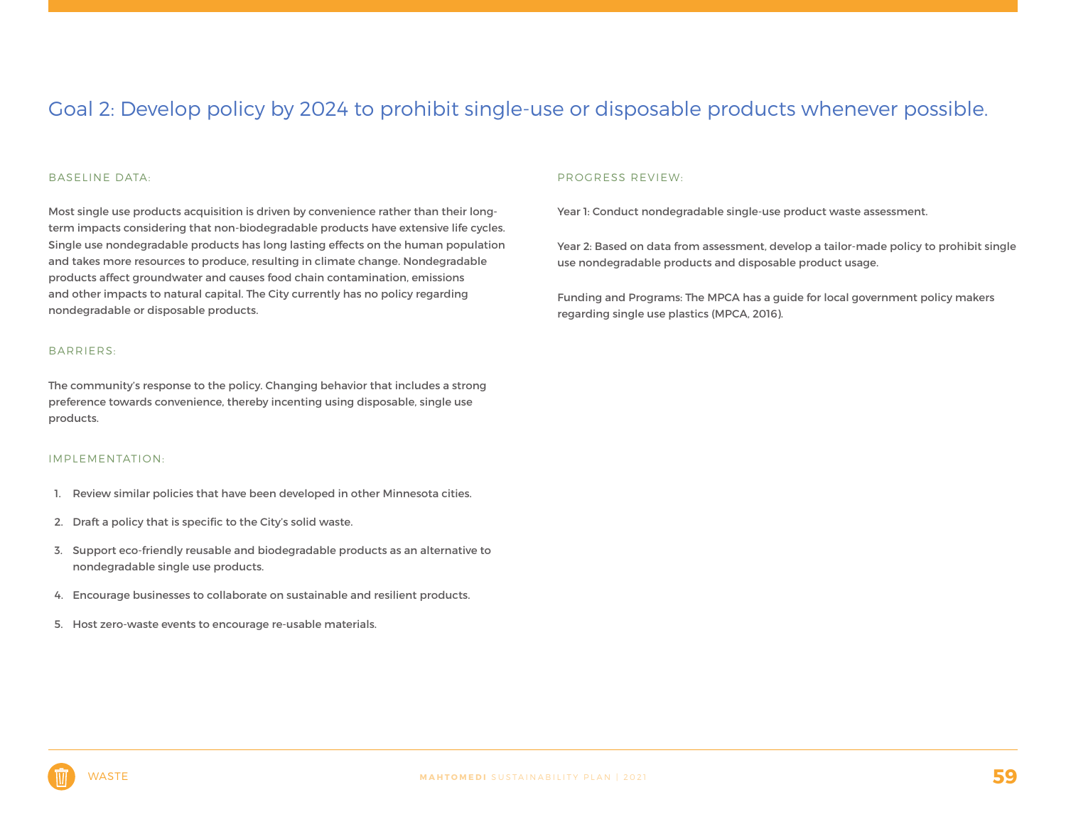## Goal 2: Develop policy by 2024 to prohibit single-use or disposable products whenever possible.

### BASELINE DATA:

Most single use products acquisition is driven by convenience rather than their long-term impacts considering that non-biodegradable products have extensive life cycles. Single use nondegradable products has long lasting effects on the human population and takes more resources to produce, resulting in climate change. Nondegradable products affect groundwater and causes food chain contamination, emissions and other impacts to natural capital. The City currently has no policy regarding nondegradable or disposable products.

### BARRIERS:

The community's response to the policy. Changing behavior that includes a strong preference towards convenience, thereby incenting using disposable, single use products.

### IMPLEMENTATION:

1. Review similar policies that have been developed in other Minnesota cities.
2. Draft a policy that is specific to the City's solid waste.
3. Support eco-friendly reusable and biodegradable products as an alternative to nondegradable single use products.
4. Encourage businesses to collaborate on sustainable and resilient products.
5. Host zero-waste events to encourage re-usable materials.

### PROGRESS REVIEW:

Year 1: Conduct nondegradable single-use product waste assessment.

Year 2: Based on data from assessment, develop a tailor-made policy to prohibit single use nondegradable products and disposable product usage.

Funding and Programs: The MPCA has a guide for local government policy makers regarding single use plastics (MPCA, 2016).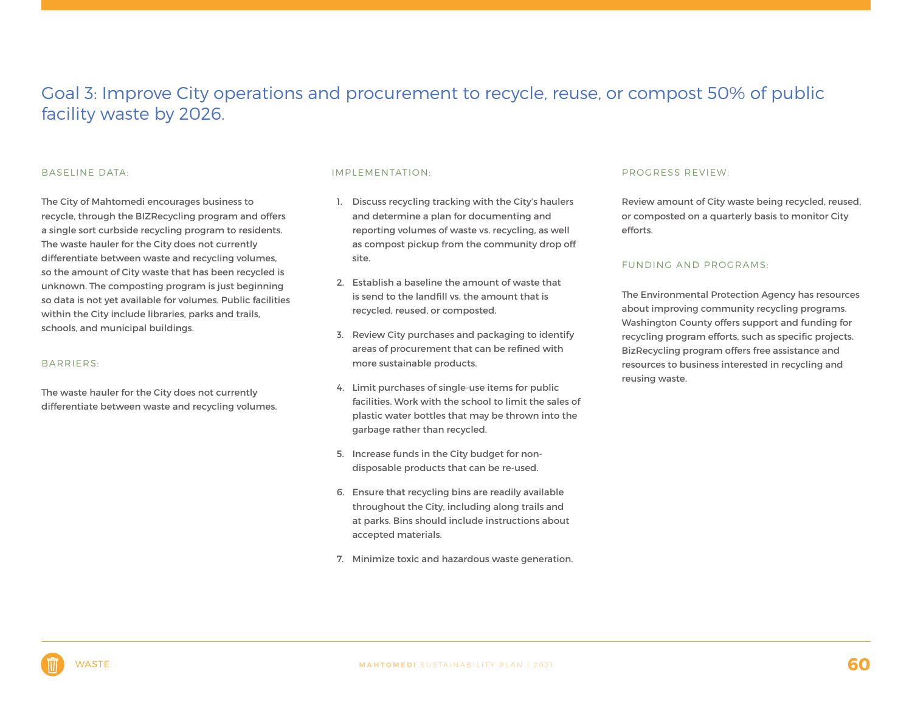## Goal 3: Improve City operations and procurement to recycle, reuse, or compost 50% of public facility waste by 2026.

### BASELINE DATA:

The City of Mahtomedi encourages business to recycle, through the BIZRecycling program and offers a single sort curbside recycling program to residents. The waste hauler for the City does not currently differentiate between waste and recycling volumes, so the amount of City waste that has been recycled is unknown. The composting program is just beginning so data is not yet available for volumes. Public facilities within the City include libraries, parks and trails, schools, and municipal buildings.

### BARRIERS:

The waste hauler for the City does not currently differentiate between waste and recycling volumes.

### IMPLEMENTATION:

1. Discuss recycling tracking with the City's haulers and determine a plan for documenting and reporting volumes of waste vs. recycling, as well as compost pickup from the community drop off site.
2. Establish a baseline the amount of waste that is send to the landfill vs. the amount that is recycled, reused, or composted.
3. Review City purchases and packaging to identify areas of procurement that can be refined with more sustainable products.
4. Limit purchases of single-use items for public facilities. Work with the school to limit the sales of plastic water bottles that may be thrown into the garbage rather than recycled.
5. Increase funds in the City budget for non-disposable products that can be re-used.
6. Ensure that recycling bins are readily available throughout the City, including along trails and at parks. Bins should include instructions about accepted materials.
7. Minimize toxic and hazardous waste generation.

### PROGRESS REVIEW:

Review amount of City waste being recycled, reused, or composted on a quarterly basis to monitor City efforts.

### FUNDING AND PROGRAMS:

The Environmental Protection Agency has resources about improving community recycling programs. Washington County offers support and funding for recycling program efforts, such as specific projects. BizRecycling program offers free assistance and resources to business interested in recycling and reusing waste.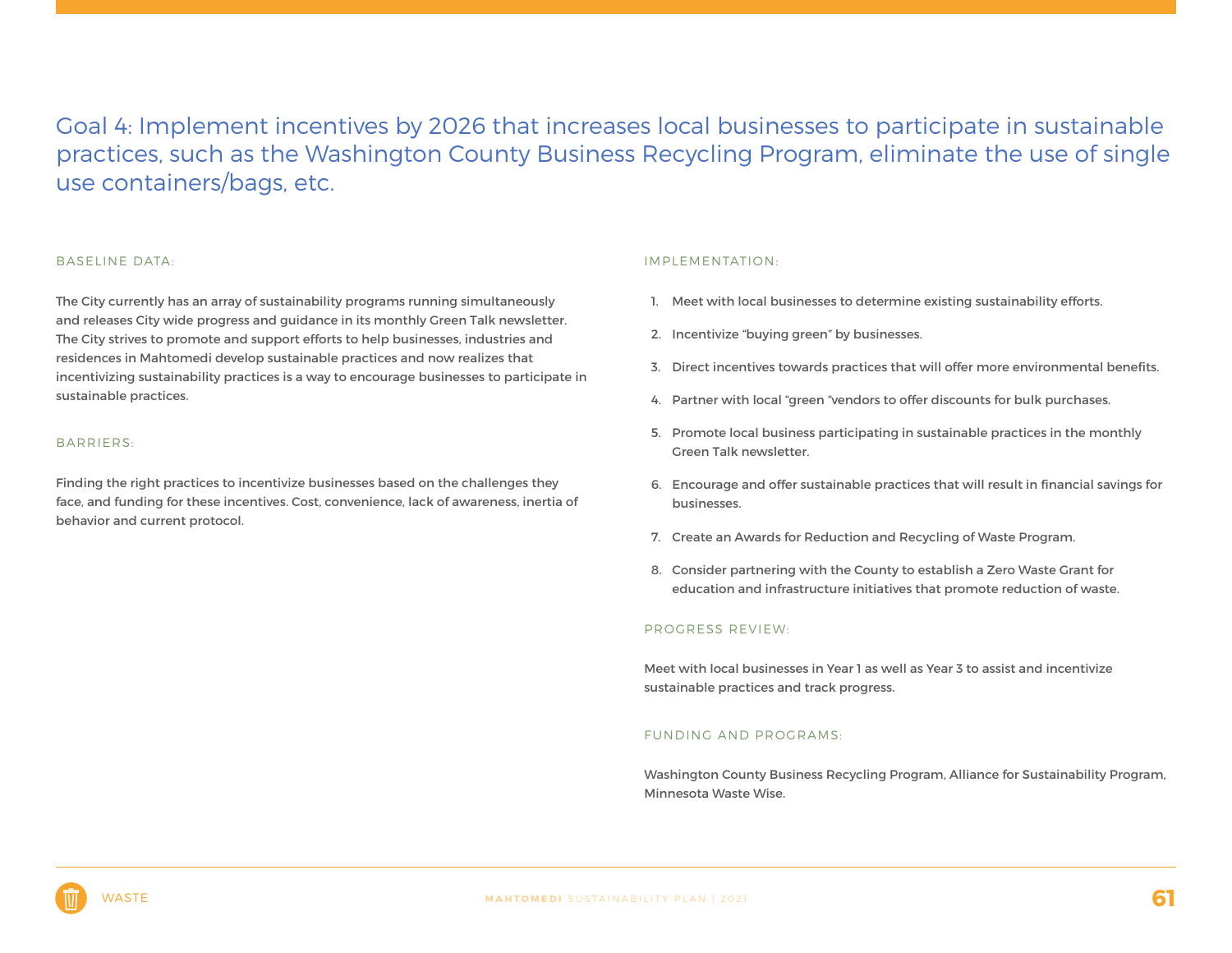## Goal 4: Implement incentives by 2026 that increases local businesses to participate in sustainable practices, such as the Washington County Business Recycling Program, eliminate the use of single use containers/bags, etc.

### BASELINE DATA:

The City currently has an array of sustainability programs running simultaneously and releases City wide progress and guidance in its monthly Green Talk newsletter. The City strives to promote and support efforts to help businesses, industries and residences in Mahtomedi develop sustainable practices and now realizes that incentivizing sustainability practices is a way to encourage businesses to participate in sustainable practices.

### BARRIERS:

Finding the right practices to incentivize businesses based on the challenges they face, and funding for these incentives. Cost, convenience, lack of awareness, inertia of behavior and current protocol.

### IMPLEMENTATION:

1. Meet with local businesses to determine existing sustainability efforts.
2. Incentivize "buying green" by businesses.
3. Direct incentives towards practices that will offer more environmental benefits.
4. Partner with local "green "vendors to offer discounts for bulk purchases.
5. Promote local business participating in sustainable practices in the monthly Green Talk newsletter.
6. Encourage and offer sustainable practices that will result in financial savings for businesses.
7. Create an Awards for Reduction and Recycling of Waste Program.
8. Consider partnering with the County to establish a Zero Waste Grant for education and infrastructure initiatives that promote reduction of waste.

### PROGRESS REVIEW:

Meet with local businesses in Year 1 as well as Year 3 to assist and incentivize sustainable practices and track progress.

### FUNDING AND PROGRAMS:

Washington County Business Recycling Program, Alliance for Sustainability Program, Minnesota Waste Wise.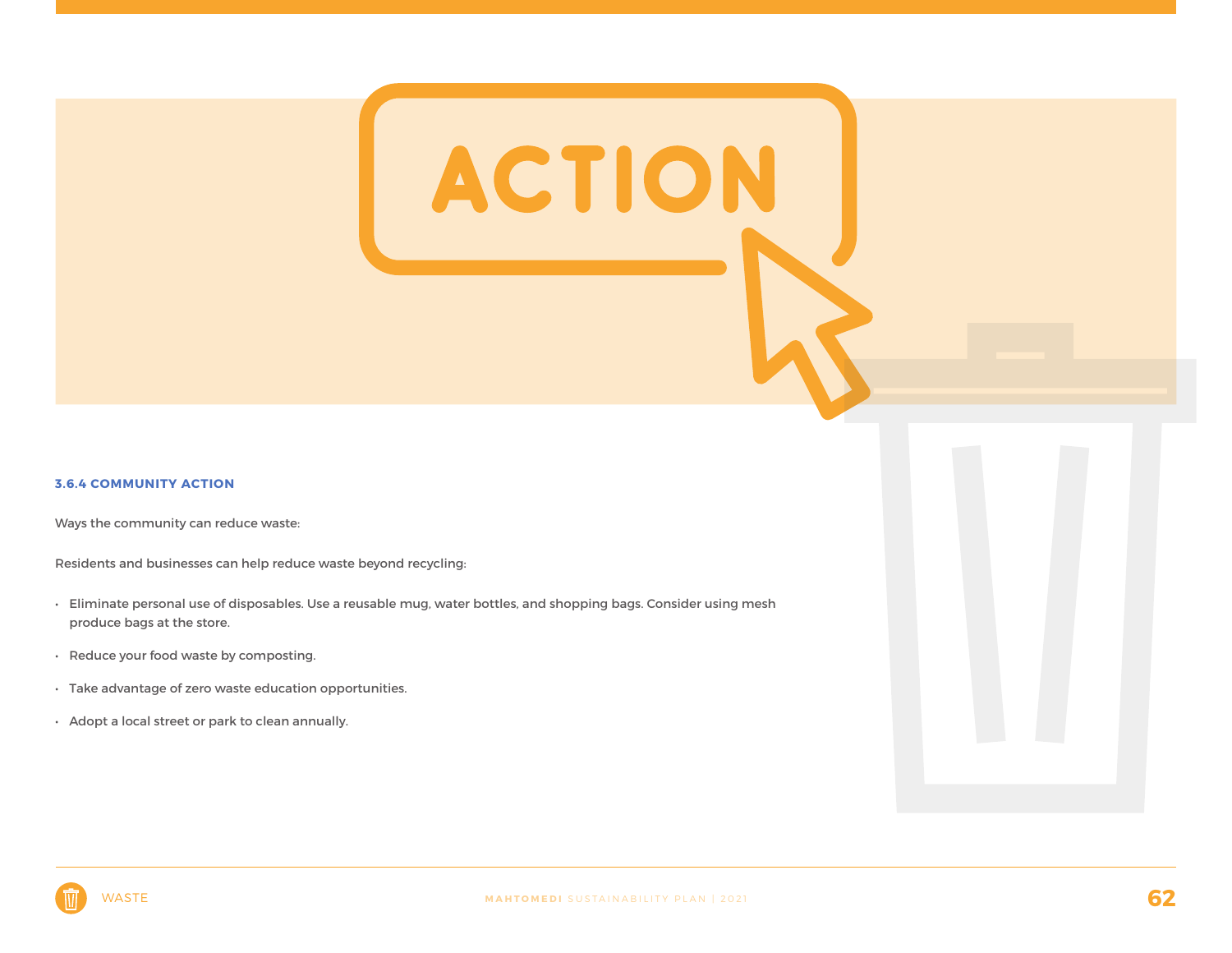### 3.6.4 COMMUNITY ACTION

Ways the community can reduce waste:

Residents and businesses can help reduce waste beyond recycling:

- Eliminate personal use of disposables. Use a reusable mug, water bottles, and shopping bags. Consider using mesh produce bags at the store.
- Reduce your food waste by composting.
- Take advantage of zero waste education opportunities.
- Adopt a local street or park to clean annually.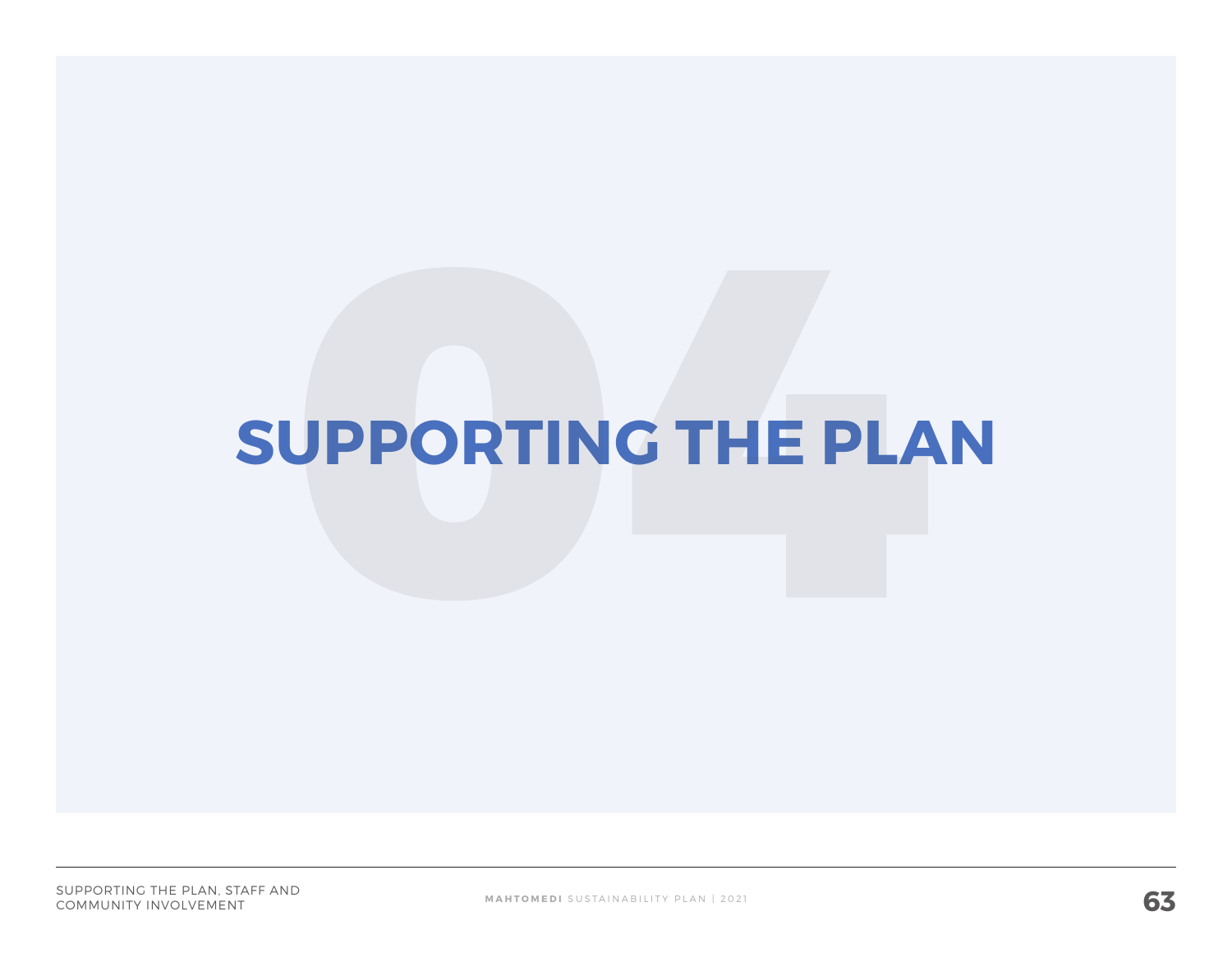# SUPPORTING THE PLAN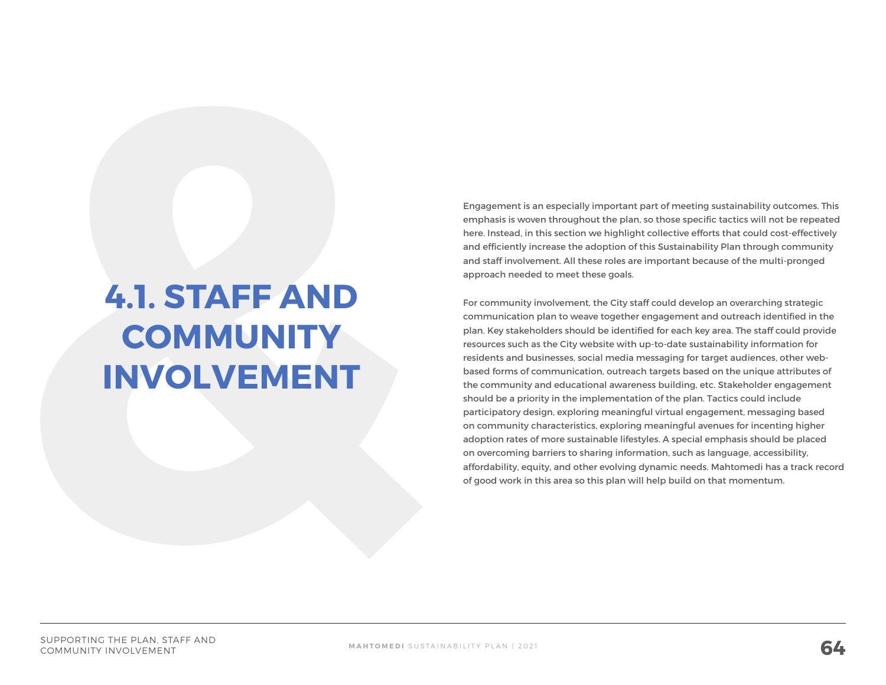# 4.1. STAFF AND COMMUNITY INVOLVEMENT

Engagement is an especially important part of meeting sustainability outcomes. This emphasis is woven throughout the plan, so those specific tactics will not be repeated here. Instead, in this section we highlight collective efforts that could cost-effectively and efficiently increase the adoption of this Sustainability Plan through community and staff involvement. All these roles are important because of the multi-pronged approach needed to meet these goals.

For community involvement, the City staff could develop an overarching strategic communication plan to weave together engagement and outreach identified in the plan. Key stakeholders should be identified for each key area. The staff could provide resources such as the City website with up-to-date sustainability information for residents and businesses, social media messaging for target audiences, other web-based forms of communication, outreach targets based on the unique attributes of the community and educational awareness building, etc. Stakeholder engagement should be a priority in the implementation of the plan. Tactics could include participatory design, exploring meaningful virtual engagement, messaging based on community characteristics, exploring meaningful avenues for incenting higher adoption rates of more sustainable lifestyles. A special emphasis should be placed on overcoming barriers to sharing information, such as language, accessibility, affordability, equity, and other evolving dynamic needs. Mahtomedi has a track record of good work in this area so this plan will help build on that momentum.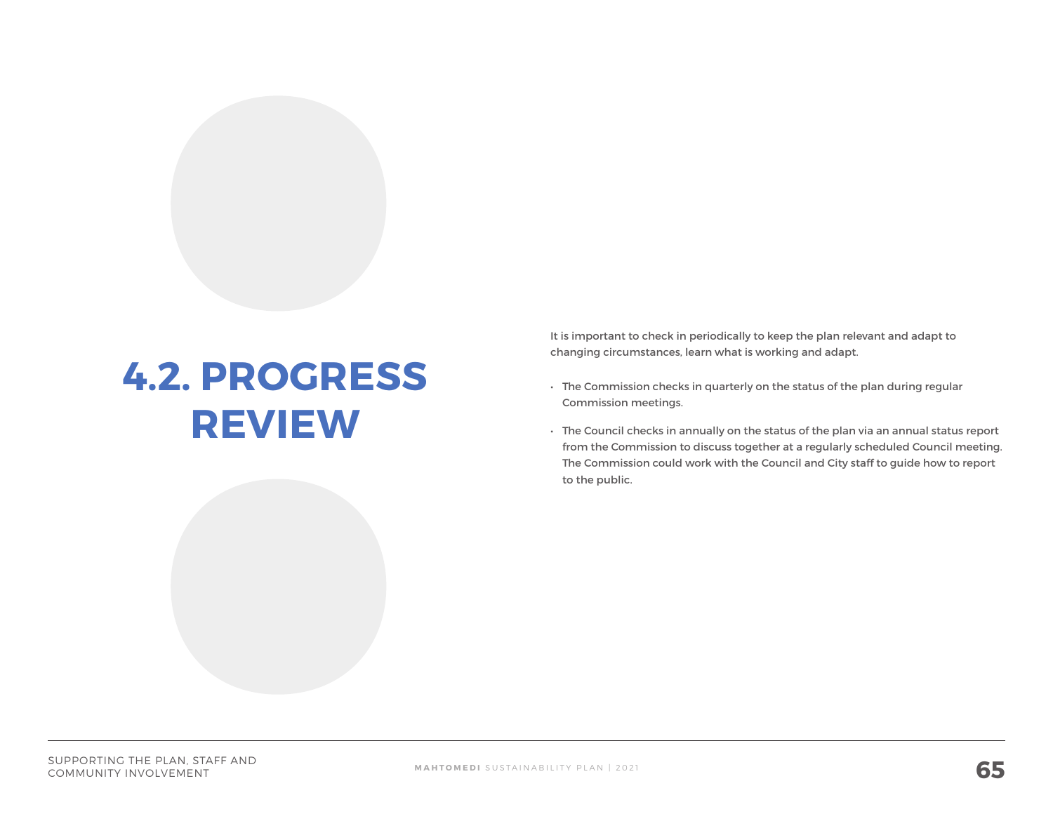## 4.2. PROGRESS REVIEW

It is important to check in periodically to keep the plan relevant and adapt to changing circumstances, learn what is working and adapt.

- The Commission checks in quarterly on the status of the plan during regular Commission meetings.
- The Council checks in annually on the status of the plan via an annual status report from the Commission to discuss together at a regularly scheduled Council meeting. The Commission could work with the Council and City staff to guide how to report to the public.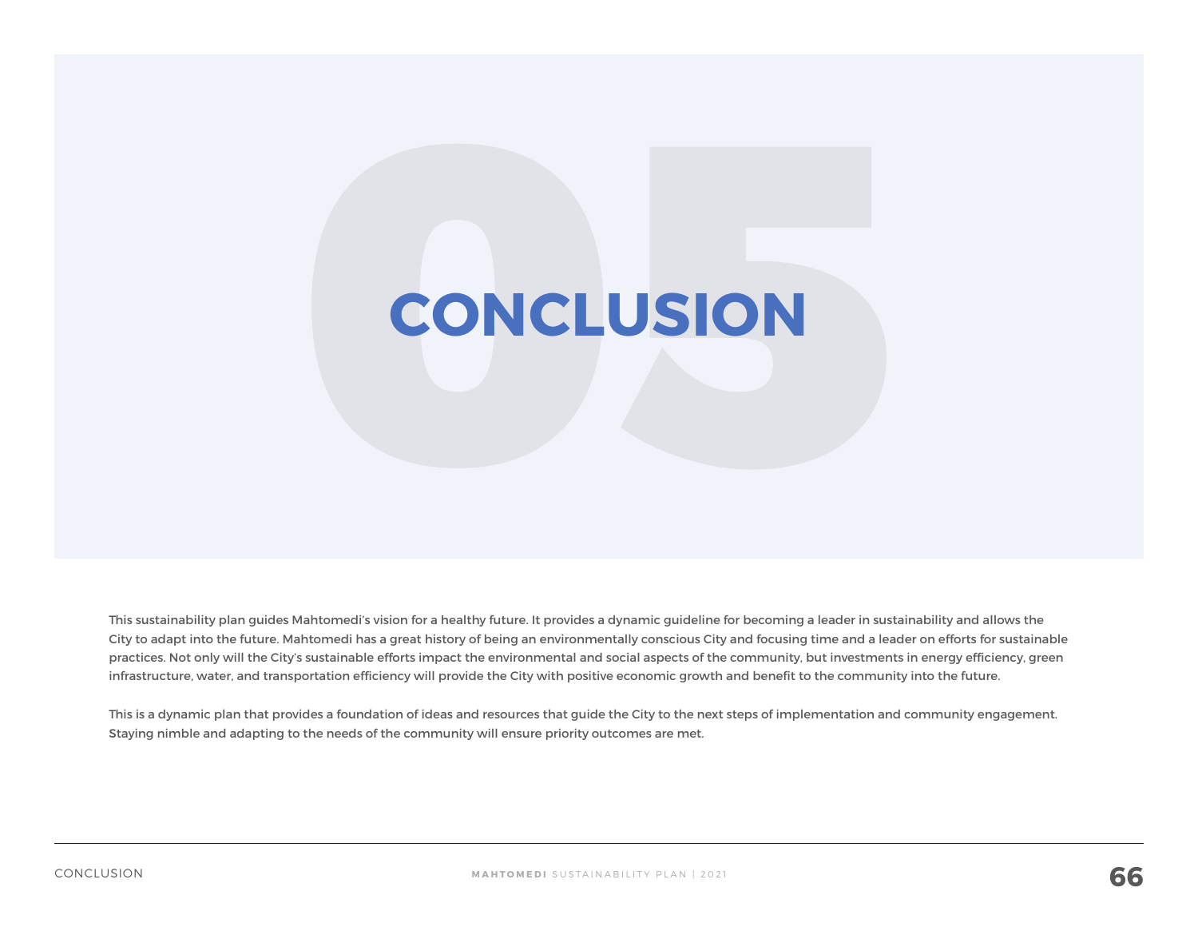# 05 CONCLUSION

This sustainability plan guides Mahtomedi's vision for a healthy future. It provides a dynamic guideline for becoming a leader in sustainability and allows the City to adapt into the future. Mahtomedi has a great history of being an environmentally conscious City and focusing time and a leader on efforts for sustainable practices. Not only will the City's sustainable efforts impact the environmental and social aspects of the community, but investments in energy efficiency, green infrastructure, water, and transportation efficiency will provide the City with positive economic growth and benefit to the community into the future.

This is a dynamic plan that provides a foundation of ideas and resources that guide the City to the next steps of implementation and community engagement. Staying nimble and adapting to the needs of the community will ensure priority outcomes are met.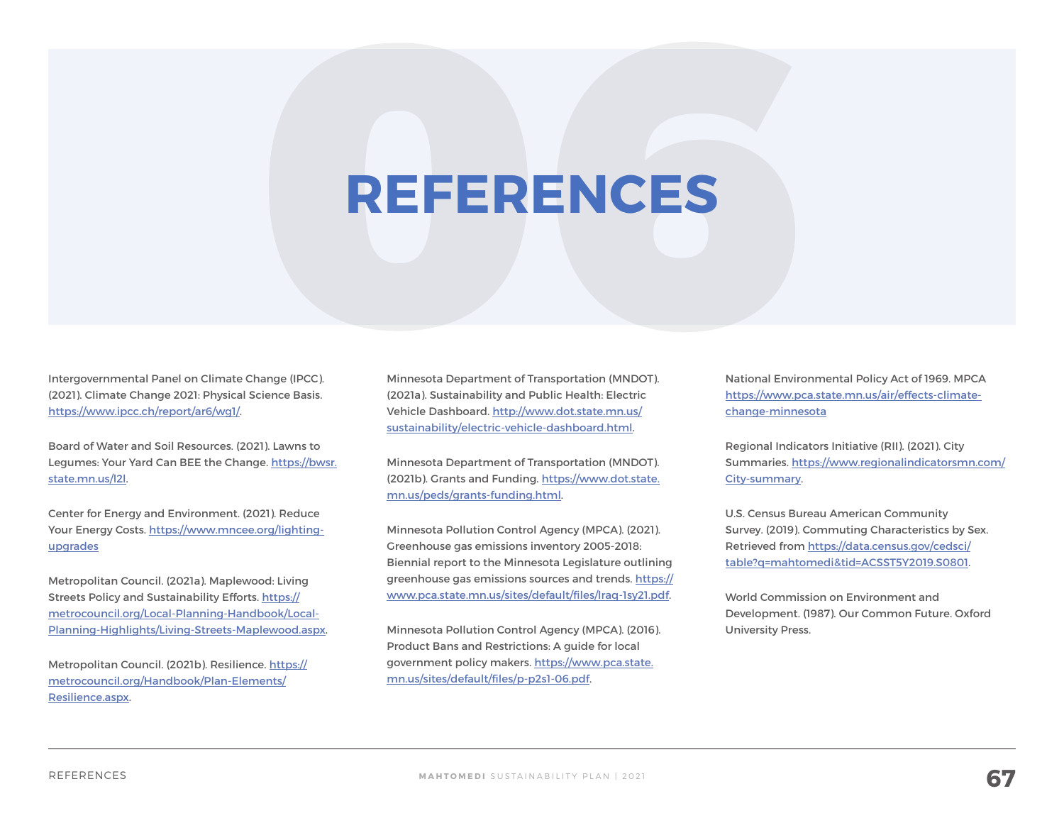# REFERENCES

Intergovernmental Panel on Climate Change (IPCC). (2021). Climate Change 2021: Physical Science Basis. https://www.ipcc.ch/report/ar6/wg1/.

Board of Water and Soil Resources. (2021). Lawns to Legumes: Your Yard Can BEE the Change. https://bwsr.state.mn.us/l2l.

Center for Energy and Environment. (2021). Reduce Your Energy Costs. https://www.mncee.org/lighting-upgrades

Metropolitan Council. (2021a). Maplewood: Living Streets Policy and Sustainability Efforts. https://metrocouncil.org/Local-Planning-Handbook/Local-Planning-Highlights/Living-Streets-Maplewood.aspx.

Metropolitan Council. (2021b). Resilience. https://metrocouncil.org/Handbook/Plan-Elements/Resilience.aspx.

Minnesota Department of Transportation (MNDOT). (2021a). Sustainability and Public Health: Electric Vehicle Dashboard. http://www.dot.state.mn.us/sustainability/electric-vehicle-dashboard.html.

Minnesota Department of Transportation (MNDOT). (2021b). Grants and Funding. https://www.dot.state.mn.us/peds/grants-funding.html.

Minnesota Pollution Control Agency (MPCA). (2021). Greenhouse gas emissions inventory 2005-2018: Biennial report to the Minnesota Legislature outlining greenhouse gas emissions sources and trends. https://www.pca.state.mn.us/sites/default/files/lraq-1sy21.pdf.

Minnesota Pollution Control Agency (MPCA). (2016). Product Bans and Restrictions: A guide for local government policy makers. https://www.pca.state.mn.us/sites/default/files/p-p2s1-06.pdf.

National Environmental Policy Act of 1969. MPCA https://www.pca.state.mn.us/air/effects-climate-change-minnesota

Regional Indicators Initiative (RII). (2021). City Summaries. https://www.regionalindicatorsmn.com/City-summary.

U.S. Census Bureau American Community Survey. (2019). Commuting Characteristics by Sex. Retrieved from https://data.census.gov/cedsci/table?q=mahtomedi&tid=ACSST5Y2019.S0801.

World Commission on Environment and Development. (1987). Our Common Future. Oxford University Press.